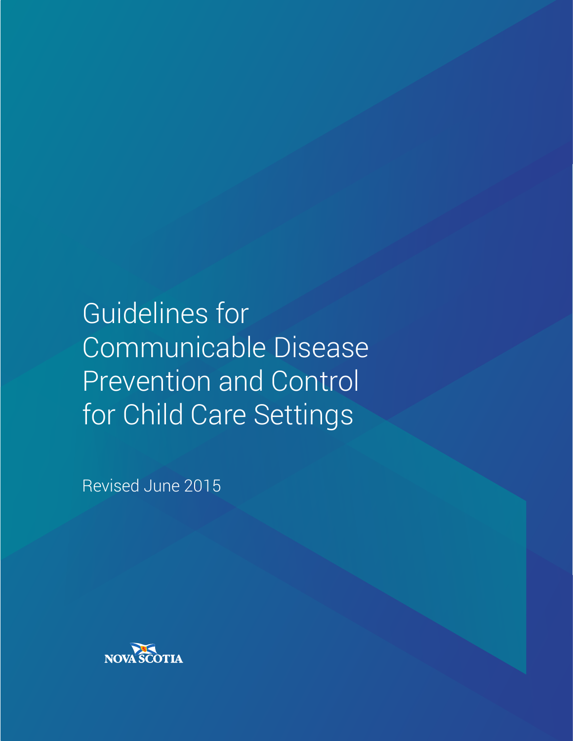# Guidelines for Communicable Disease Prevention and Control for Child Care Settings

Revised June 2015

NOVA SCOTIA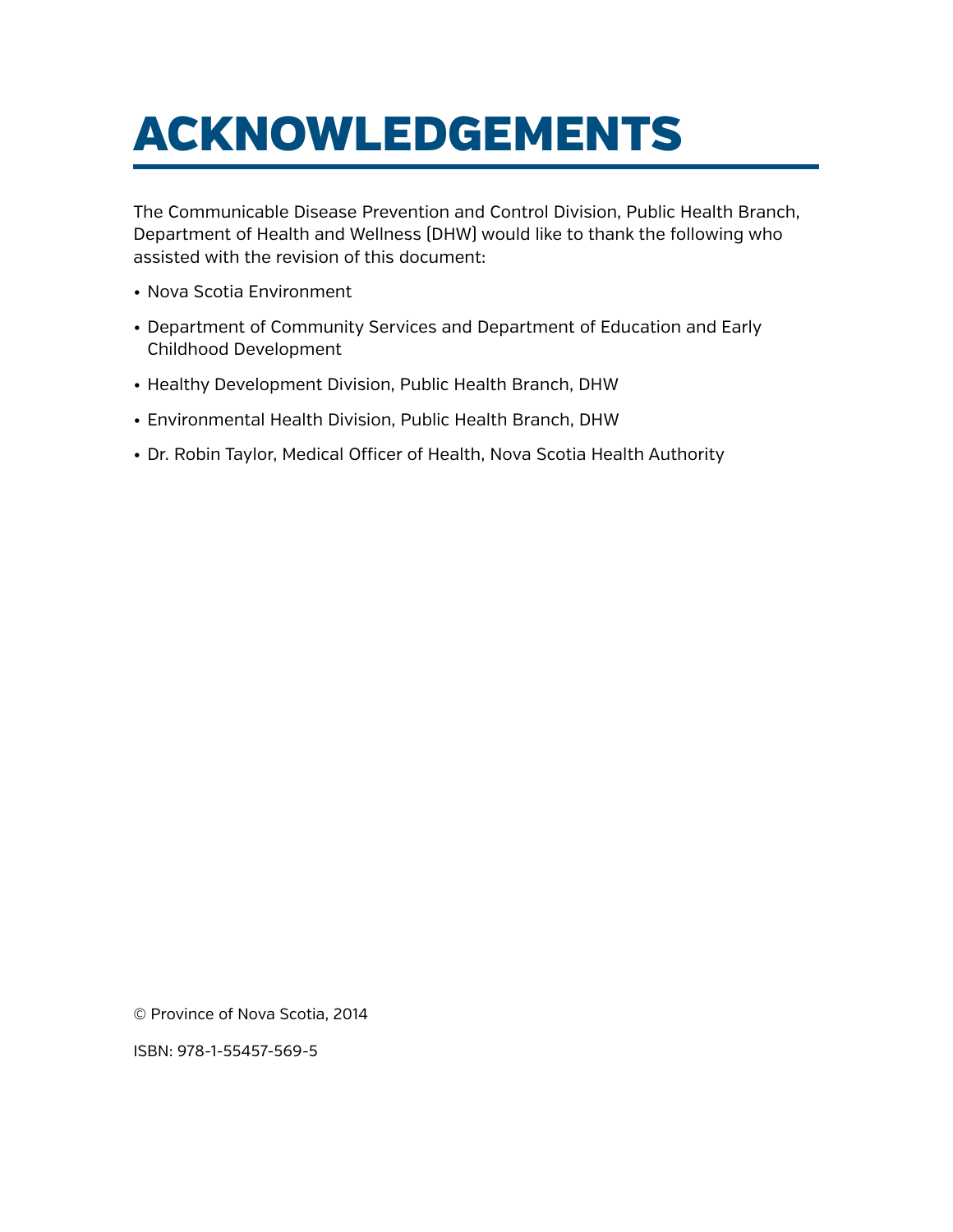# ACKNOWLEDGEMENTS

The Communicable Disease Prevention and Control Division, Public Health Branch, Department of Health and Wellness (DHW) would like to thank the following who assisted with the revision of this document:

- Nova Scotia Environment
- Department of Community Services and Department of Education and Early Childhood Development
- Healthy Development Division, Public Health Branch, DHW
- Environmental Health Division, Public Health Branch, DHW
- Dr. Robin Taylor, Medical Officer of Health, Nova Scotia Health Authority

© Province of Nova Scotia, 2014

ISBN: 978-1-55457-569-5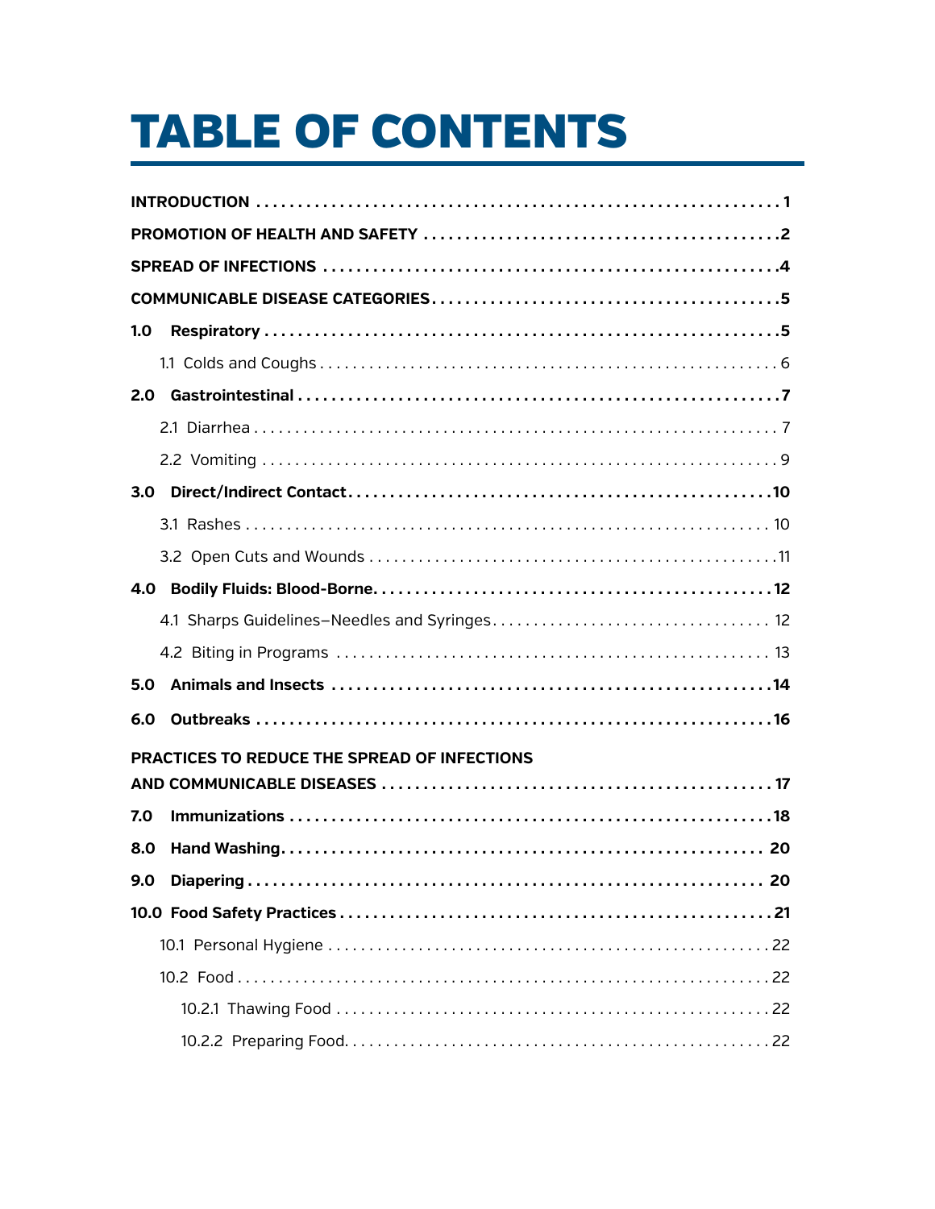# TABLE OF CONTENTS

**INTRODUCTION** . . . . . . . . . . . . . . . . . . . . . . . . . . . . . . . . . . . . . . . . . . . . . . . . . . **1**

**PROMOTION OF HEALTH AND SAFETY** . . . . . . . . . . . . . . . . . . . . . . . . . . . . . . . . . . . . **2**

**SPREAD OF INFECTIONS** . . . . . . . . . . . . . . . . . . . . . . . . . . . . . . . . . . . . . . . . . . . . . **4**

**COMMUNICABLE DISEASE CATEGORIES** . . . . . . . . . . . . . . . . . . . . . . . . . . . . . . . . . . **5**

**1.0 Respiratory** . . . . . . . . . . . . . . . . . . . . . . . . . . . . . . . . . . . . . . . . . . . . . . . . . . **5**

- 1.1 Colds and Coughs . . . . . . . . . . . . . . . . . . . . . . . . . . . . . . . . . . . . . . . . . . . . 6

**2.0 Gastrointestinal** . . . . . . . . . . . . . . . . . . . . . . . . . . . . . . . . . . . . . . . . . . . . . . **7**

- 2.1 Diarrhea . . . . . . . . . . . . . . . . . . . . . . . . . . . . . . . . . . . . . . . . . . . . . . . . . . 7
- 2.2 Vomiting . . . . . . . . . . . . . . . . . . . . . . . . . . . . . . . . . . . . . . . . . . . . . . . . . . 9

**3.0 Direct/Indirect Contact** . . . . . . . . . . . . . . . . . . . . . . . . . . . . . . . . . . . . . . . . . **10**

- 3.1 Rashes . . . . . . . . . . . . . . . . . . . . . . . . . . . . . . . . . . . . . . . . . . . . . . . . . . . 10
- 3.2 Open Cuts and Wounds . . . . . . . . . . . . . . . . . . . . . . . . . . . . . . . . . . . . . . . . 11

**4.0 Bodily Fluids: Blood-Borne** . . . . . . . . . . . . . . . . . . . . . . . . . . . . . . . . . . . . . . **12**

- 4.1 Sharps Guidelines–Needles and Syringes . . . . . . . . . . . . . . . . . . . . . . . . . . . . . 12
- 4.2 Biting in Programs . . . . . . . . . . . . . . . . . . . . . . . . . . . . . . . . . . . . . . . . . . . 13

**5.0 Animals and Insects** . . . . . . . . . . . . . . . . . . . . . . . . . . . . . . . . . . . . . . . . . . . **14**

**6.0 Outbreaks** . . . . . . . . . . . . . . . . . . . . . . . . . . . . . . . . . . . . . . . . . . . . . . . . . . **16**

**PRACTICES TO REDUCE THE SPREAD OF INFECTIONS AND COMMUNICABLE DISEASES** . . . . . . . . . . . . . . . . . . . . . . . . . . . . . . . . . . . . . . . . . . . **17**

**7.0 Immunizations** . . . . . . . . . . . . . . . . . . . . . . . . . . . . . . . . . . . . . . . . . . . . . . . **18**

**8.0 Hand Washing** . . . . . . . . . . . . . . . . . . . . . . . . . . . . . . . . . . . . . . . . . . . . . . . **20**

**9.0 Diapering** . . . . . . . . . . . . . . . . . . . . . . . . . . . . . . . . . . . . . . . . . . . . . . . . . . **20**

**10.0 Food Safety Practices** . . . . . . . . . . . . . . . . . . . . . . . . . . . . . . . . . . . . . . . . . . **21**

- 10.1 Personal Hygiene . . . . . . . . . . . . . . . . . . . . . . . . . . . . . . . . . . . . . . . . . . . . 22
- 10.2 Food . . . . . . . . . . . . . . . . . . . . . . . . . . . . . . . . . . . . . . . . . . . . . . . . . . . . 22
  - 10.2.1 Thawing Food . . . . . . . . . . . . . . . . . . . . . . . . . . . . . . . . . . . . . . . . . . 22
  - 10.2.2 Preparing Food . . . . . . . . . . . . . . . . . . . . . . . . . . . . . . . . . . . . . . . . . 22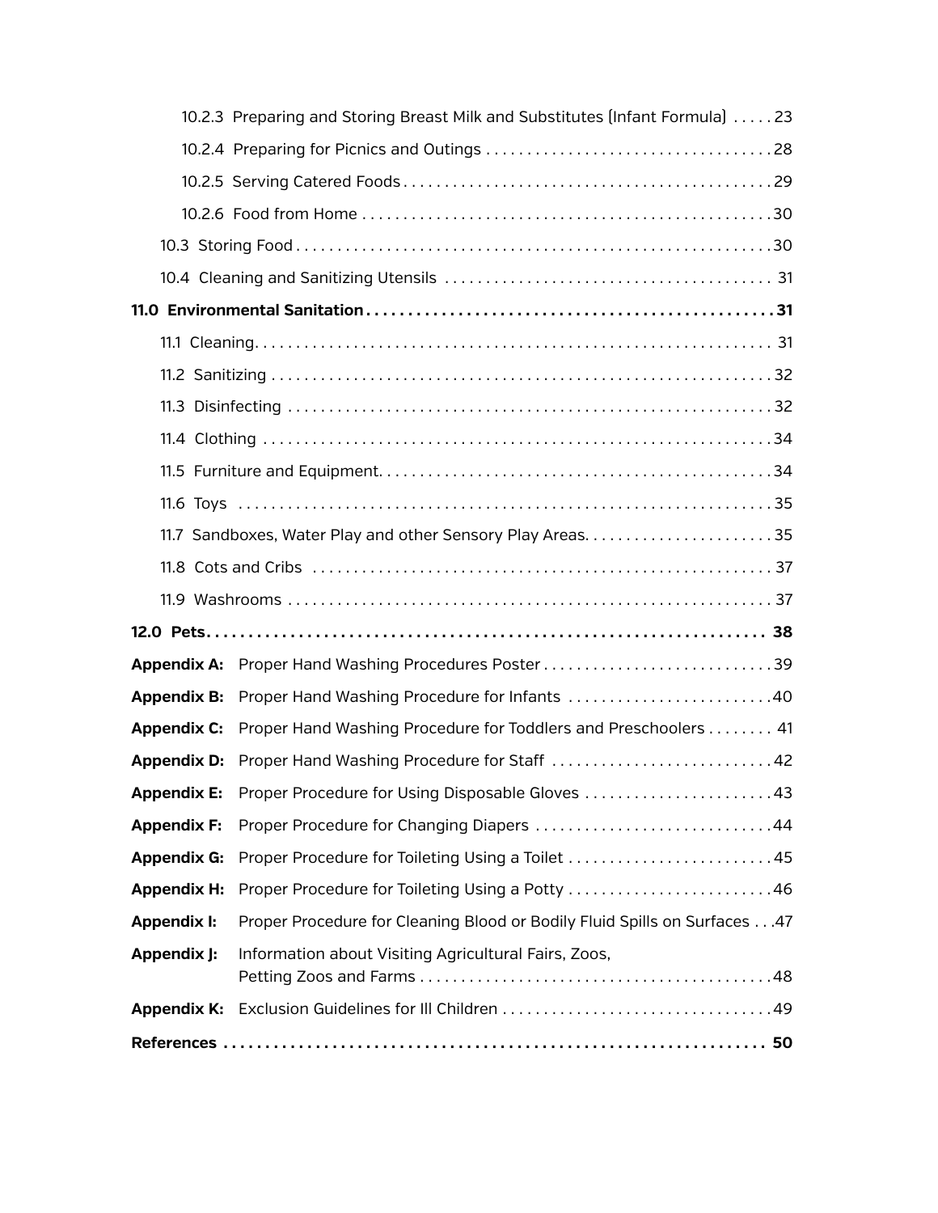10.2.3 Preparing and Storing Breast Milk and Substitutes (Infant Formula) . . . . . 23

10.2.4 Preparing for Picnics and Outings . . . . . . . . . . . . . . . . . . . . . . . . . . . . . . . . . . . 28

10.2.5 Serving Catered Foods . . . . . . . . . . . . . . . . . . . . . . . . . . . . . . . . . . . . . . . . . . . . 29

10.2.6 Food from Home . . . . . . . . . . . . . . . . . . . . . . . . . . . . . . . . . . . . . . . . . . . . . . . . . 30

10.3 Storing Food . . . . . . . . . . . . . . . . . . . . . . . . . . . . . . . . . . . . . . . . . . . . . . . . . . . . . . . 30

10.4 Cleaning and Sanitizing Utensils . . . . . . . . . . . . . . . . . . . . . . . . . . . . . . . . . . . . . . 31

**11.0 Environmental Sanitation . . . . . . . . . . . . . . . . . . . . . . . . . . . . . . . . . . . . . . . . . . . . . . . . 31**

11.1 Cleaning . . . . . . . . . . . . . . . . . . . . . . . . . . . . . . . . . . . . . . . . . . . . . . . . . . . . . . . . . . . 31

11.2 Sanitizing . . . . . . . . . . . . . . . . . . . . . . . . . . . . . . . . . . . . . . . . . . . . . . . . . . . . . . . . . . 32

11.3 Disinfecting . . . . . . . . . . . . . . . . . . . . . . . . . . . . . . . . . . . . . . . . . . . . . . . . . . . . . . . . 32

11.4 Clothing . . . . . . . . . . . . . . . . . . . . . . . . . . . . . . . . . . . . . . . . . . . . . . . . . . . . . . . . . . . 34

11.5 Furniture and Equipment . . . . . . . . . . . . . . . . . . . . . . . . . . . . . . . . . . . . . . . . . . . . . . 34

11.6 Toys . . . . . . . . . . . . . . . . . . . . . . . . . . . . . . . . . . . . . . . . . . . . . . . . . . . . . . . . . . . . . . . 35

11.7 Sandboxes, Water Play and other Sensory Play Areas . . . . . . . . . . . . . . . . . . . . . . . 35

11.8 Cots and Cribs . . . . . . . . . . . . . . . . . . . . . . . . . . . . . . . . . . . . . . . . . . . . . . . . . . . . . . 37

11.9 Washrooms . . . . . . . . . . . . . . . . . . . . . . . . . . . . . . . . . . . . . . . . . . . . . . . . . . . . . . . . . 37

**12.0 Pets . . . . . . . . . . . . . . . . . . . . . . . . . . . . . . . . . . . . . . . . . . . . . . . . . . . . . . . . . . . . . . . . . 38**

**Appendix A:** Proper Hand Washing Procedures Poster . . . . . . . . . . . . . . . . . . . . . . . . . . . . 39

**Appendix B:** Proper Hand Washing Procedure for Infants . . . . . . . . . . . . . . . . . . . . . . . . . 40

**Appendix C:** Proper Hand Washing Procedure for Toddlers and Preschoolers . . . . . . . . 41

**Appendix D:** Proper Hand Washing Procedure for Staff . . . . . . . . . . . . . . . . . . . . . . . . . . . 42

**Appendix E:** Proper Procedure for Using Disposable Gloves . . . . . . . . . . . . . . . . . . . . . . . 43

**Appendix F:** Proper Procedure for Changing Diapers . . . . . . . . . . . . . . . . . . . . . . . . . . . . . 44

**Appendix G:** Proper Procedure for Toileting Using a Toilet . . . . . . . . . . . . . . . . . . . . . . . . . 45

**Appendix H:** Proper Procedure for Toileting Using a Potty . . . . . . . . . . . . . . . . . . . . . . . . . 46

**Appendix I:** Proper Procedure for Cleaning Blood or Bodily Fluid Spills on Surfaces . . . 47

**Appendix J:** Information about Visiting Agricultural Fairs, Zoos, Petting Zoos and Farms . . . . . . . . . . . . . . . . . . . . . . . . . . . . . . . . . . . . . . . . . . 48

**Appendix K:** Exclusion Guidelines for Ill Children . . . . . . . . . . . . . . . . . . . . . . . . . . . . . . . . . 49

**References . . . . . . . . . . . . . . . . . . . . . . . . . . . . . . . . . . . . . . . . . . . . . . . . . . . . . . . . . . . . . . . 50**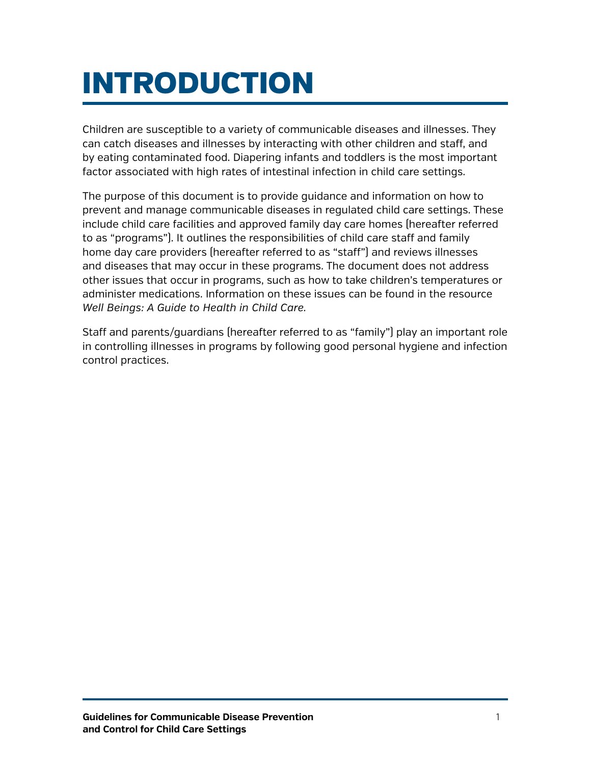# INTRODUCTION

Children are susceptible to a variety of communicable diseases and illnesses. They can catch diseases and illnesses by interacting with other children and staff, and by eating contaminated food. Diapering infants and toddlers is the most important factor associated with high rates of intestinal infection in child care settings.

The purpose of this document is to provide guidance and information on how to prevent and manage communicable diseases in regulated child care settings. These include child care facilities and approved family day care homes (hereafter referred to as "programs"). It outlines the responsibilities of child care staff and family home day care providers (hereafter referred to as "staff") and reviews illnesses and diseases that may occur in these programs. The document does not address other issues that occur in programs, such as how to take children's temperatures or administer medications. Information on these issues can be found in the resource *Well Beings: A Guide to Health in Child Care.*

Staff and parents/guardians (hereafter referred to as "family") play an important role in controlling illnesses in programs by following good personal hygiene and infection control practices.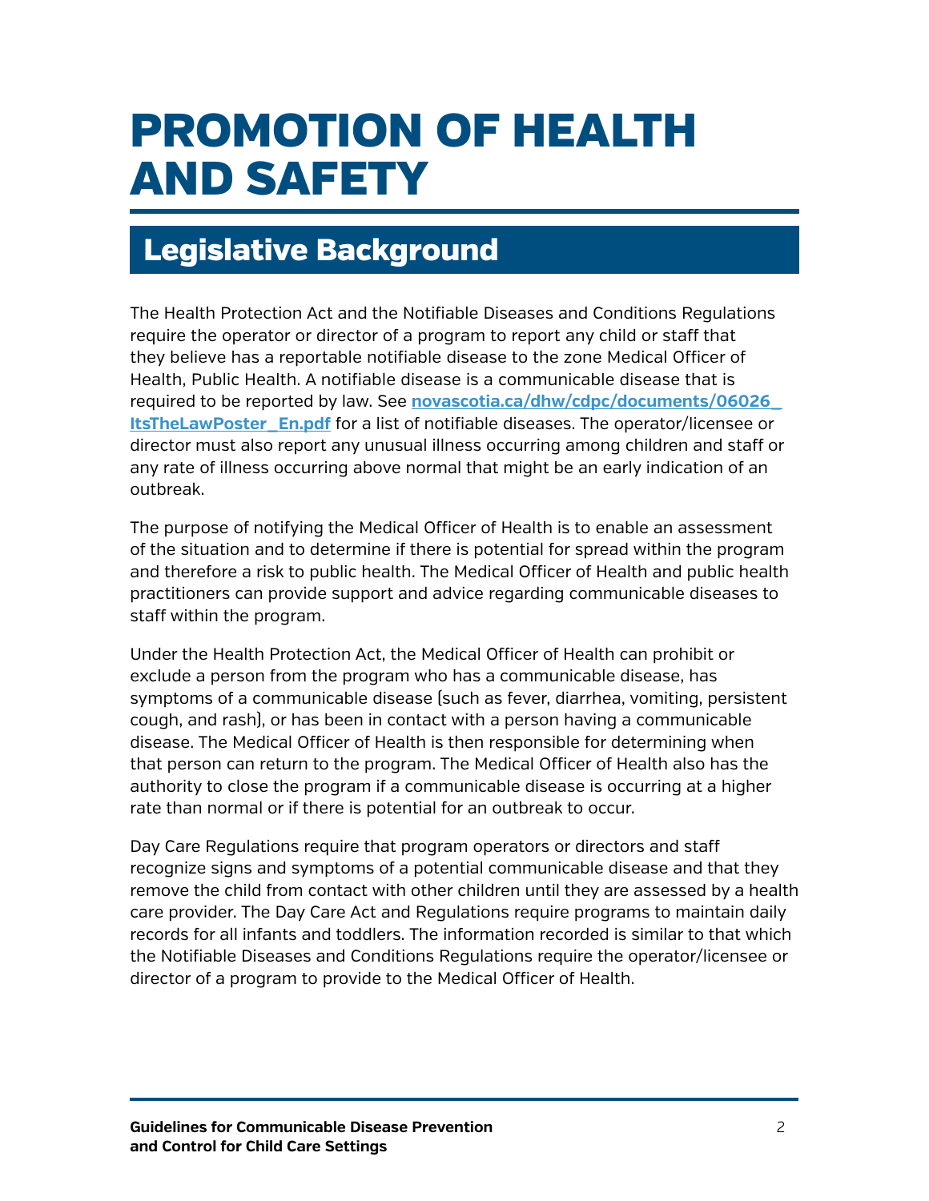# PROMOTION OF HEALTH AND SAFETY

## Legislative Background

The Health Protection Act and the Notifiable Diseases and Conditions Regulations require the operator or director of a program to report any child or staff that they believe has a reportable notifiable disease to the zone Medical Officer of Health, Public Health. A notifiable disease is a communicable disease that is required to be reported by law. See **novascotia.ca/dhw/cdpc/documents/06026_ItsTheLawPoster_En.pdf** for a list of notifiable diseases. The operator/licensee or director must also report any unusual illness occurring among children and staff or any rate of illness occurring above normal that might be an early indication of an outbreak.

The purpose of notifying the Medical Officer of Health is to enable an assessment of the situation and to determine if there is potential for spread within the program and therefore a risk to public health. The Medical Officer of Health and public health practitioners can provide support and advice regarding communicable diseases to staff within the program.

Under the Health Protection Act, the Medical Officer of Health can prohibit or exclude a person from the program who has a communicable disease, has symptoms of a communicable disease (such as fever, diarrhea, vomiting, persistent cough, and rash), or has been in contact with a person having a communicable disease. The Medical Officer of Health is then responsible for determining when that person can return to the program. The Medical Officer of Health also has the authority to close the program if a communicable disease is occurring at a higher rate than normal or if there is potential for an outbreak to occur.

Day Care Regulations require that program operators or directors and staff recognize signs and symptoms of a potential communicable disease and that they remove the child from contact with other children until they are assessed by a health care provider. The Day Care Act and Regulations require programs to maintain daily records for all infants and toddlers. The information recorded is similar to that which the Notifiable Diseases and Conditions Regulations require the operator/licensee or director of a program to provide to the Medical Officer of Health.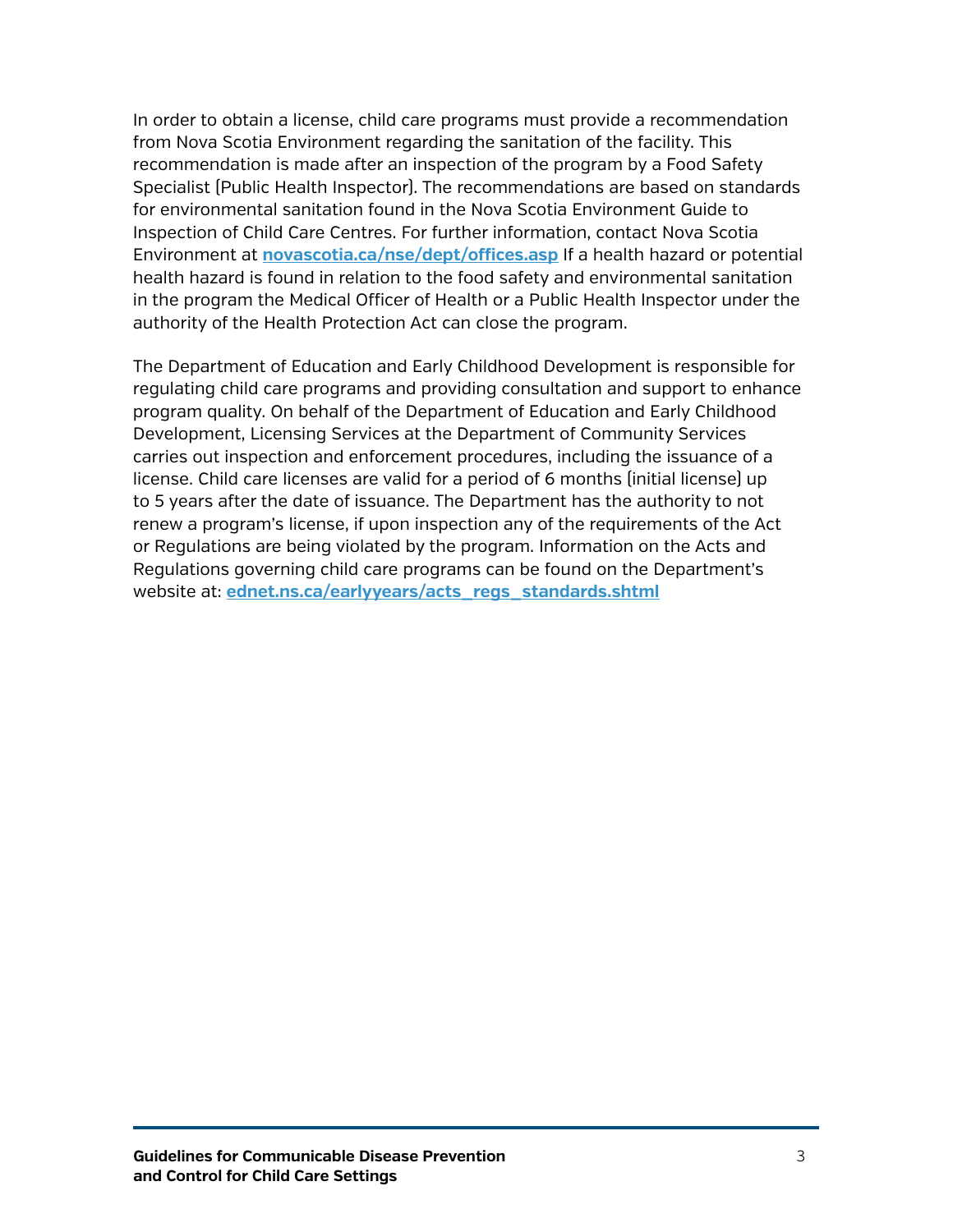In order to obtain a license, child care programs must provide a recommendation from Nova Scotia Environment regarding the sanitation of the facility. This recommendation is made after an inspection of the program by a Food Safety Specialist (Public Health Inspector). The recommendations are based on standards for environmental sanitation found in the Nova Scotia Environment Guide to Inspection of Child Care Centres. For further information, contact Nova Scotia Environment at **novascotia.ca/nse/dept/offices.asp** If a health hazard or potential health hazard is found in relation to the food safety and environmental sanitation in the program the Medical Officer of Health or a Public Health Inspector under the authority of the Health Protection Act can close the program.

The Department of Education and Early Childhood Development is responsible for regulating child care programs and providing consultation and support to enhance program quality. On behalf of the Department of Education and Early Childhood Development, Licensing Services at the Department of Community Services carries out inspection and enforcement procedures, including the issuance of a license. Child care licenses are valid for a period of 6 months (initial license) up to 5 years after the date of issuance. The Department has the authority to not renew a program's license, if upon inspection any of the requirements of the Act or Regulations are being violated by the program. Information on the Acts and Regulations governing child care programs can be found on the Department's website at: **ednet.ns.ca/earlyyears/acts_regs_standards.shtml**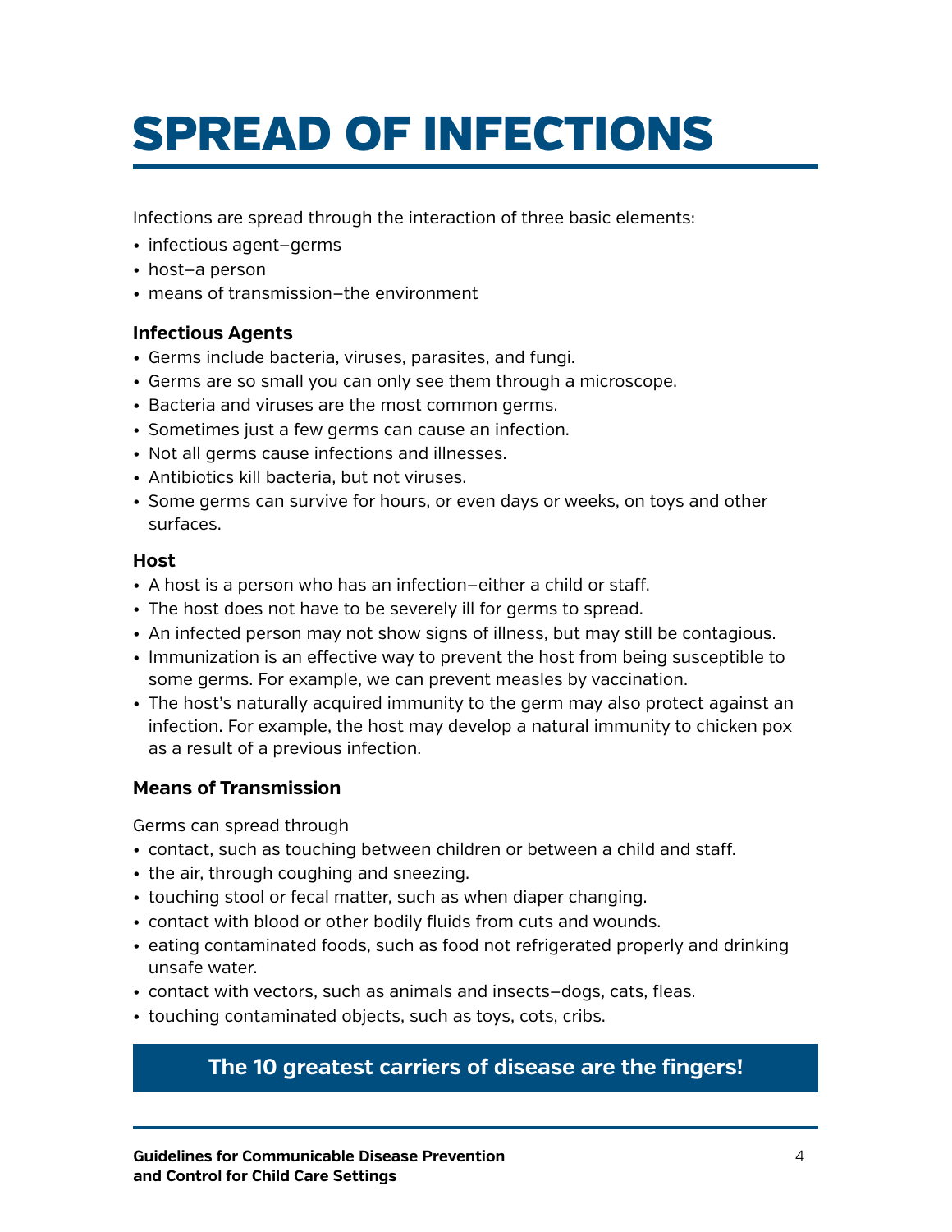# SPREAD OF INFECTIONS

Infections are spread through the interaction of three basic elements:

- infectious agent–germs
- host–a person
- means of transmission–the environment

### Infectious Agents

- Germs include bacteria, viruses, parasites, and fungi.
- Germs are so small you can only see them through a microscope.
- Bacteria and viruses are the most common germs.
- Sometimes just a few germs can cause an infection.
- Not all germs cause infections and illnesses.
- Antibiotics kill bacteria, but not viruses.
- Some germs can survive for hours, or even days or weeks, on toys and other surfaces.

### Host

- A host is a person who has an infection–either a child or staff.
- The host does not have to be severely ill for germs to spread.
- An infected person may not show signs of illness, but may still be contagious.
- Immunization is an effective way to prevent the host from being susceptible to some germs. For example, we can prevent measles by vaccination.
- The host's naturally acquired immunity to the germ may also protect against an infection. For example, the host may develop a natural immunity to chicken pox as a result of a previous infection.

### Means of Transmission

Germs can spread through

- contact, such as touching between children or between a child and staff.
- the air, through coughing and sneezing.
- touching stool or fecal matter, such as when diaper changing.
- contact with blood or other bodily fluids from cuts and wounds.
- eating contaminated foods, such as food not refrigerated properly and drinking unsafe water.
- contact with vectors, such as animals and insects–dogs, cats, fleas.
- touching contaminated objects, such as toys, cots, cribs.

**The 10 greatest carriers of disease are the fingers!**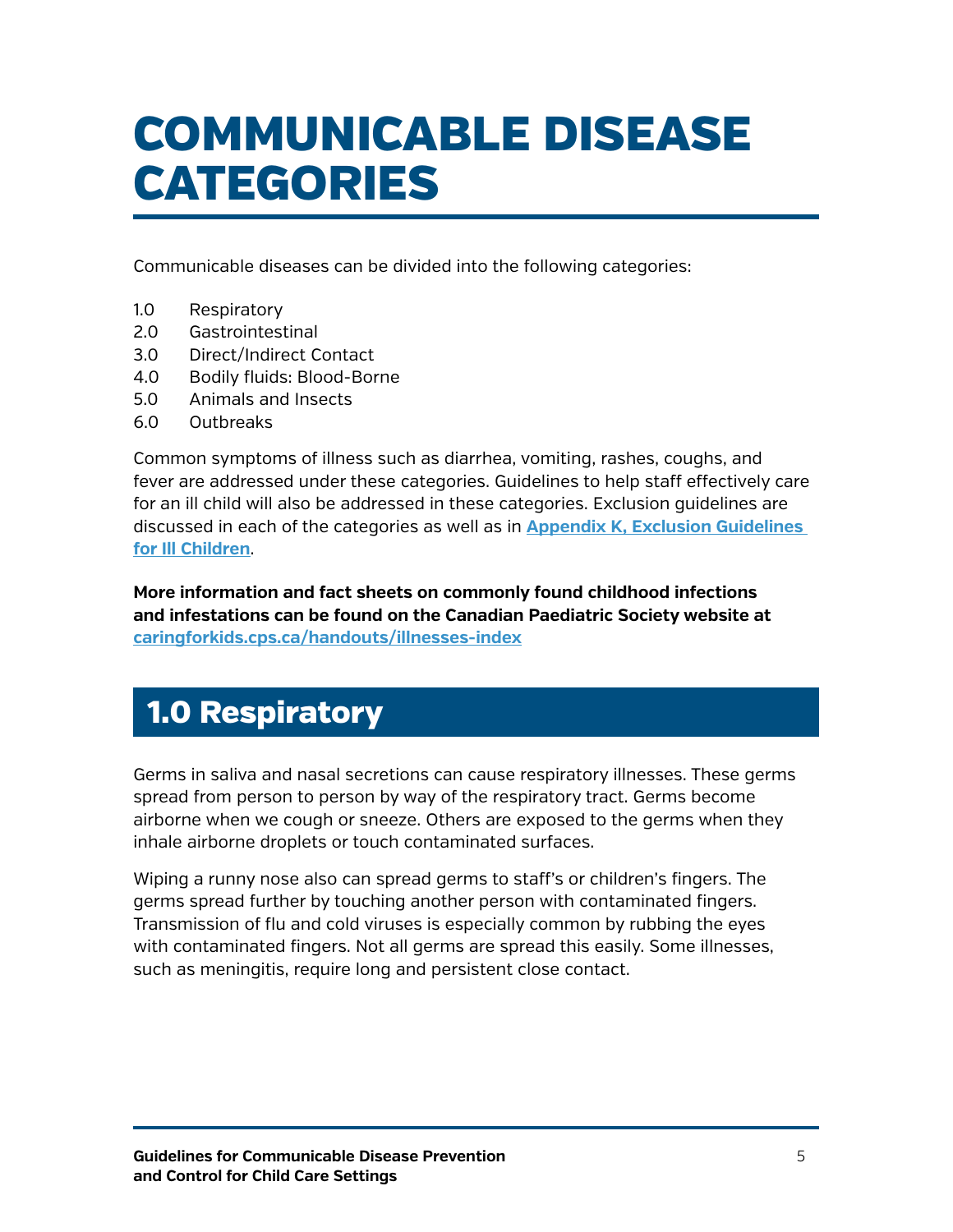# COMMUNICABLE DISEASE CATEGORIES

Communicable diseases can be divided into the following categories:

1.0 Respiratory
2.0 Gastrointestinal
3.0 Direct/Indirect Contact
4.0 Bodily fluids: Blood-Borne
5.0 Animals and Insects
6.0 Outbreaks

Common symptoms of illness such as diarrhea, vomiting, rashes, coughs, and fever are addressed under these categories. Guidelines to help staff effectively care for an ill child will also be addressed in these categories. Exclusion guidelines are discussed in each of the categories as well as in **Appendix K, Exclusion Guidelines for Ill Children**.

**More information and fact sheets on commonly found childhood infections and infestations can be found on the Canadian Paediatric Society website at caringforkids.cps.ca/handouts/illnesses-index**

## 1.0 Respiratory

Germs in saliva and nasal secretions can cause respiratory illnesses. These germs spread from person to person by way of the respiratory tract. Germs become airborne when we cough or sneeze. Others are exposed to the germs when they inhale airborne droplets or touch contaminated surfaces.

Wiping a runny nose also can spread germs to staff's or children's fingers. The germs spread further by touching another person with contaminated fingers. Transmission of flu and cold viruses is especially common by rubbing the eyes with contaminated fingers. Not all germs are spread this easily. Some illnesses, such as meningitis, require long and persistent close contact.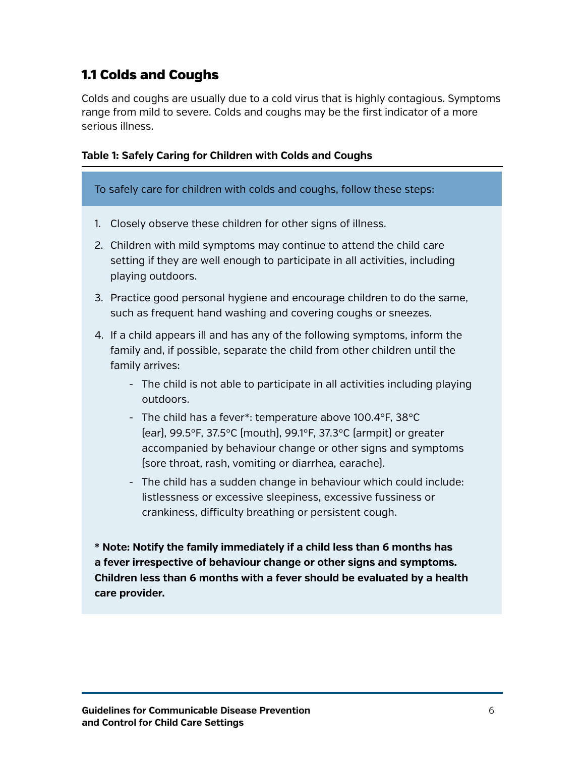## 1.1 Colds and Coughs

Colds and coughs are usually due to a cold virus that is highly contagious. Symptoms range from mild to severe. Colds and coughs may be the first indicator of a more serious illness.

**Table 1: Safely Caring for Children with Colds and Coughs**

| To safely care for children with colds and coughs, follow these steps: |
| --- |
| 1. Closely observe these children for other signs of illness.<br>2. Children with mild symptoms may continue to attend the child care setting if they are well enough to participate in all activities, including playing outdoors.<br>3. Practice good personal hygiene and encourage children to do the same, such as frequent hand washing and covering coughs or sneezes.<br>4. If a child appears ill and has any of the following symptoms, inform the family and, if possible, separate the child from other children until the family arrives:<br>- The child is not able to participate in all activities including playing outdoors.<br>- The child has a fever*: temperature above 100.4°F, 38°C (ear), 99.5°F, 37.5°C (mouth), 99.1°F, 37.3°C (armpit) or greater accompanied by behaviour change or other signs and symptoms (sore throat, rash, vomiting or diarrhea, earache).<br>- The child has a sudden change in behaviour which could include: listlessness or excessive sleepiness, excessive fussiness or crankiness, difficulty breathing or persistent cough.<br><br>**\* Note: Notify the family immediately if a child less than 6 months has a fever irrespective of behaviour change or other signs and symptoms. Children less than 6 months with a fever should be evaluated by a health care provider.** |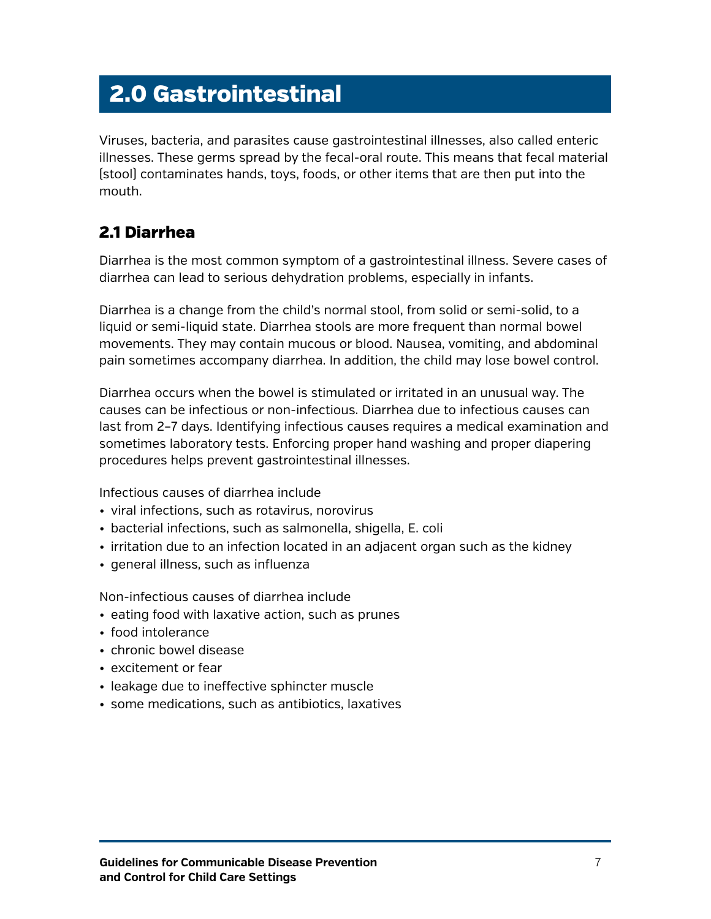# 2.0 Gastrointestinal

Viruses, bacteria, and parasites cause gastrointestinal illnesses, also called enteric illnesses. These germs spread by the fecal-oral route. This means that fecal material (stool) contaminates hands, toys, foods, or other items that are then put into the mouth.

## 2.1 Diarrhea

Diarrhea is the most common symptom of a gastrointestinal illness. Severe cases of diarrhea can lead to serious dehydration problems, especially in infants.

Diarrhea is a change from the child's normal stool, from solid or semi-solid, to a liquid or semi-liquid state. Diarrhea stools are more frequent than normal bowel movements. They may contain mucous or blood. Nausea, vomiting, and abdominal pain sometimes accompany diarrhea. In addition, the child may lose bowel control.

Diarrhea occurs when the bowel is stimulated or irritated in an unusual way. The causes can be infectious or non-infectious. Diarrhea due to infectious causes can last from 2–7 days. Identifying infectious causes requires a medical examination and sometimes laboratory tests. Enforcing proper hand washing and proper diapering procedures helps prevent gastrointestinal illnesses.

Infectious causes of diarrhea include

- viral infections, such as rotavirus, norovirus
- bacterial infections, such as salmonella, shigella, E. coli
- irritation due to an infection located in an adjacent organ such as the kidney
- general illness, such as influenza

Non-infectious causes of diarrhea include

- eating food with laxative action, such as prunes
- food intolerance
- chronic bowel disease
- excitement or fear
- leakage due to ineffective sphincter muscle
- some medications, such as antibiotics, laxatives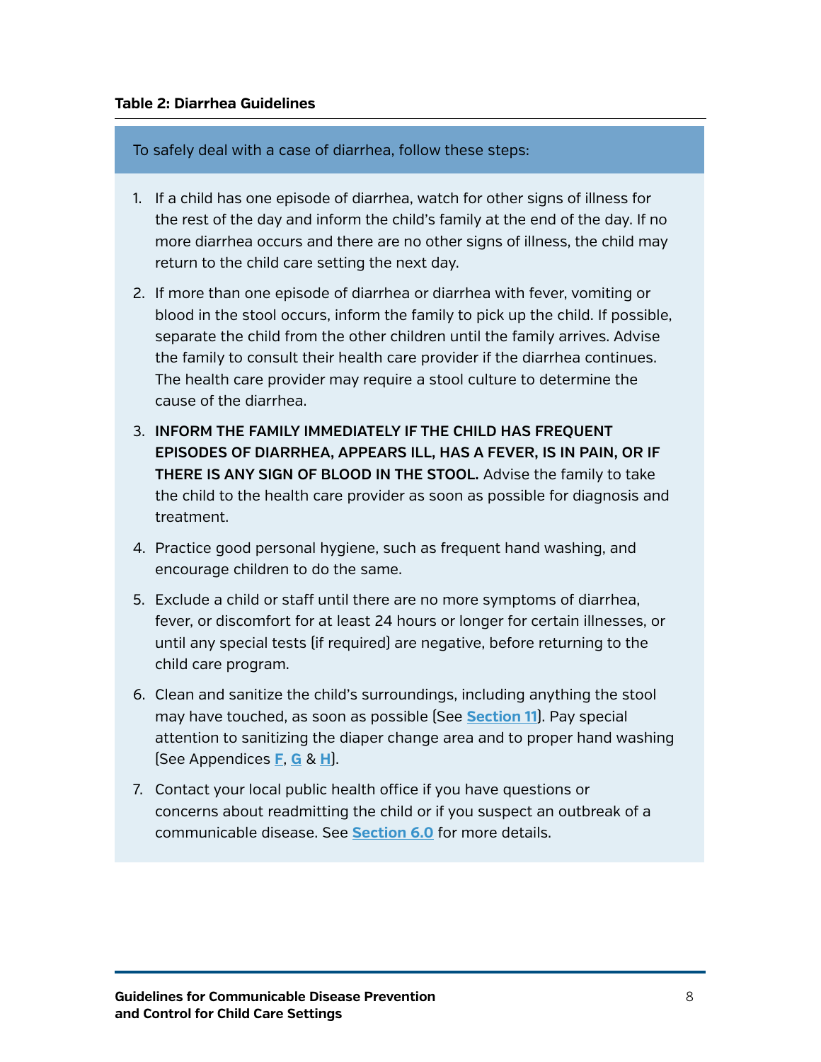**Table 2: Diarrhea Guidelines**

To safely deal with a case of diarrhea, follow these steps:

1. If a child has one episode of diarrhea, watch for other signs of illness for the rest of the day and inform the child's family at the end of the day. If no more diarrhea occurs and there are no other signs of illness, the child may return to the child care setting the next day.
2. If more than one episode of diarrhea or diarrhea with fever, vomiting or blood in the stool occurs, inform the family to pick up the child. If possible, separate the child from the other children until the family arrives. Advise the family to consult their health care provider if the diarrhea continues. The health care provider may require a stool culture to determine the cause of the diarrhea.
3. **INFORM THE FAMILY IMMEDIATELY IF THE CHILD HAS FREQUENT EPISODES OF DIARRHEA, APPEARS ILL, HAS A FEVER, IS IN PAIN, OR IF THERE IS ANY SIGN OF BLOOD IN THE STOOL.** Advise the family to take the child to the health care provider as soon as possible for diagnosis and treatment.
4. Practice good personal hygiene, such as frequent hand washing, and encourage children to do the same.
5. Exclude a child or staff until there are no more symptoms of diarrhea, fever, or discomfort for at least 24 hours or longer for certain illnesses, or until any special tests (if required) are negative, before returning to the child care program.
6. Clean and sanitize the child's surroundings, including anything the stool may have touched, as soon as possible (See **Section 11**). Pay special attention to sanitizing the diaper change area and to proper hand washing (See Appendices **F**, **G** & **H**).
7. Contact your local public health office if you have questions or concerns about readmitting the child or if you suspect an outbreak of a communicable disease. See **Section 6.0** for more details.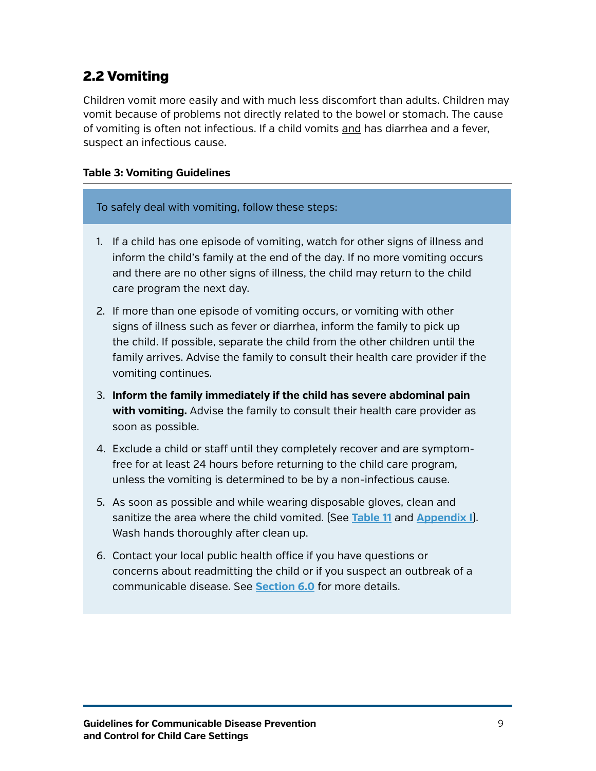## 2.2 Vomiting

Children vomit more easily and with much less discomfort than adults. Children may vomit because of problems not directly related to the bowel or stomach. The cause of vomiting is often not infectious. If a child vomits and has diarrhea and a fever, suspect an infectious cause.

**Table 3: Vomiting Guidelines**

To safely deal with vomiting, follow these steps:

1. If a child has one episode of vomiting, watch for other signs of illness and inform the child's family at the end of the day. If no more vomiting occurs and there are no other signs of illness, the child may return to the child care program the next day.
2. If more than one episode of vomiting occurs, or vomiting with other signs of illness such as fever or diarrhea, inform the family to pick up the child. If possible, separate the child from the other children until the family arrives. Advise the family to consult their health care provider if the vomiting continues.
3. **Inform the family immediately if the child has severe abdominal pain with vomiting.** Advise the family to consult their health care provider as soon as possible.
4. Exclude a child or staff until they completely recover and are symptom-free for at least 24 hours before returning to the child care program, unless the vomiting is determined to be by a non-infectious cause.
5. As soon as possible and while wearing disposable gloves, clean and sanitize the area where the child vomited. (See **Table 11** and **Appendix I**). Wash hands thoroughly after clean up.
6. Contact your local public health office if you have questions or concerns about readmitting the child or if you suspect an outbreak of a communicable disease. See **Section 6.0** for more details.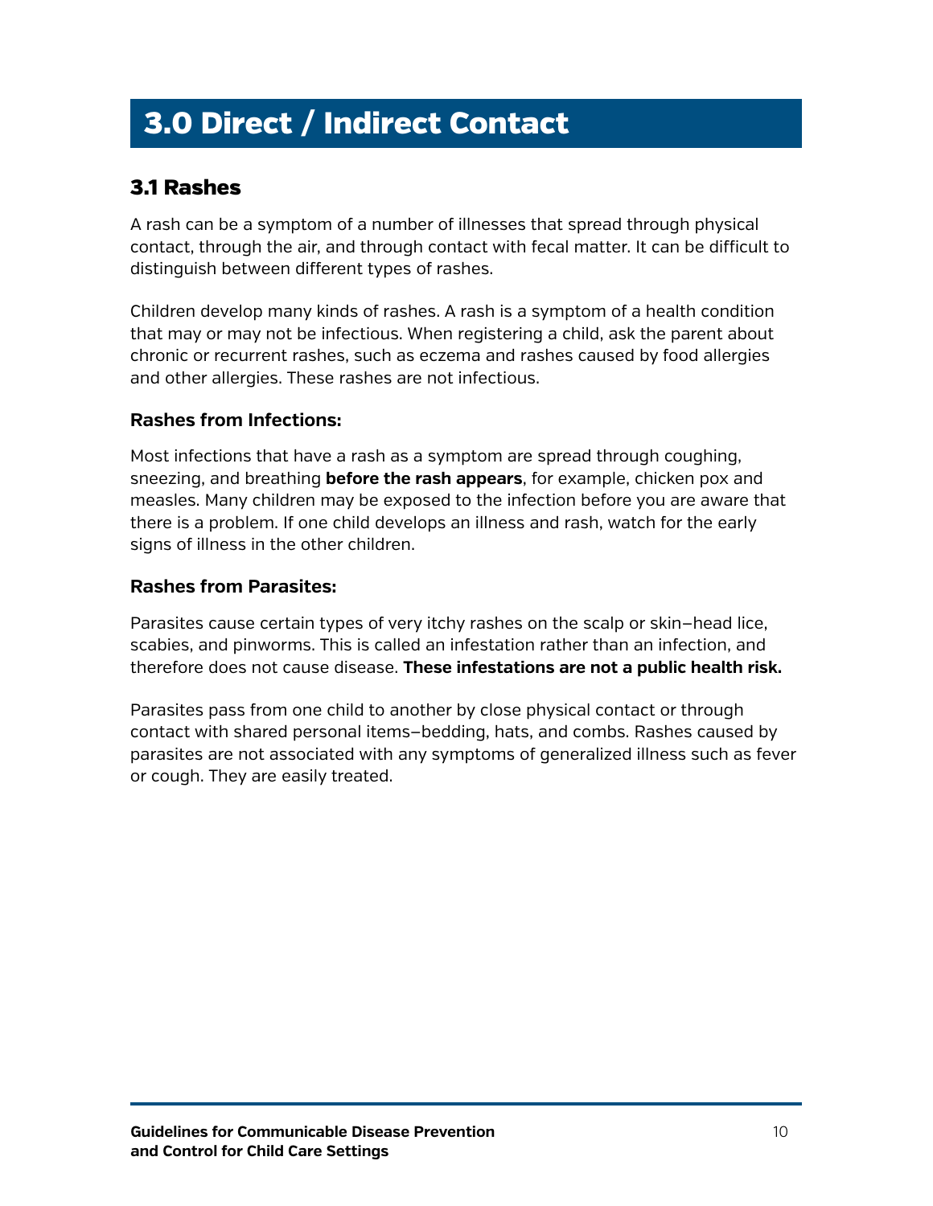# 3.0 Direct / Indirect Contact

## 3.1 Rashes

A rash can be a symptom of a number of illnesses that spread through physical contact, through the air, and through contact with fecal matter. It can be difficult to distinguish between different types of rashes.

Children develop many kinds of rashes. A rash is a symptom of a health condition that may or may not be infectious. When registering a child, ask the parent about chronic or recurrent rashes, such as eczema and rashes caused by food allergies and other allergies. These rashes are not infectious.

### Rashes from Infections:

Most infections that have a rash as a symptom are spread through coughing, sneezing, and breathing **before the rash appears**, for example, chicken pox and measles. Many children may be exposed to the infection before you are aware that there is a problem. If one child develops an illness and rash, watch for the early signs of illness in the other children.

### Rashes from Parasites:

Parasites cause certain types of very itchy rashes on the scalp or skin–head lice, scabies, and pinworms. This is called an infestation rather than an infection, and therefore does not cause disease. **These infestations are not a public health risk.**

Parasites pass from one child to another by close physical contact or through contact with shared personal items–bedding, hats, and combs. Rashes caused by parasites are not associated with any symptoms of generalized illness such as fever or cough. They are easily treated.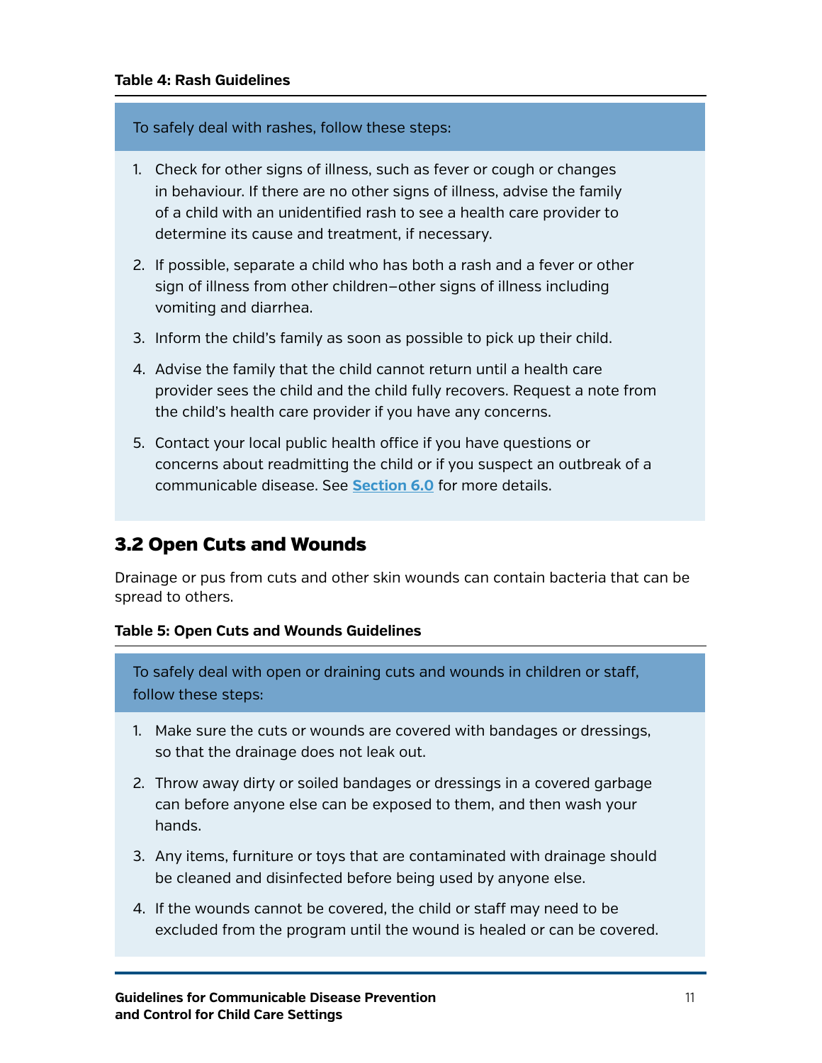**Table 4: Rash Guidelines**

To safely deal with rashes, follow these steps:

1. Check for other signs of illness, such as fever or cough or changes in behaviour. If there are no other signs of illness, advise the family of a child with an unidentified rash to see a health care provider to determine its cause and treatment, if necessary.
2. If possible, separate a child who has both a rash and a fever or other sign of illness from other children—other signs of illness including vomiting and diarrhea.
3. Inform the child's family as soon as possible to pick up their child.
4. Advise the family that the child cannot return until a health care provider sees the child and the child fully recovers. Request a note from the child's health care provider if you have any concerns.
5. Contact your local public health office if you have questions or concerns about readmitting the child or if you suspect an outbreak of a communicable disease. See **Section 6.0** for more details.

## 3.2 Open Cuts and Wounds

Drainage or pus from cuts and other skin wounds can contain bacteria that can be spread to others.

**Table 5: Open Cuts and Wounds Guidelines**

To safely deal with open or draining cuts and wounds in children or staff, follow these steps:

1. Make sure the cuts or wounds are covered with bandages or dressings, so that the drainage does not leak out.
2. Throw away dirty or soiled bandages or dressings in a covered garbage can before anyone else can be exposed to them, and then wash your hands.
3. Any items, furniture or toys that are contaminated with drainage should be cleaned and disinfected before being used by anyone else.
4. If the wounds cannot be covered, the child or staff may need to be excluded from the program until the wound is healed or can be covered.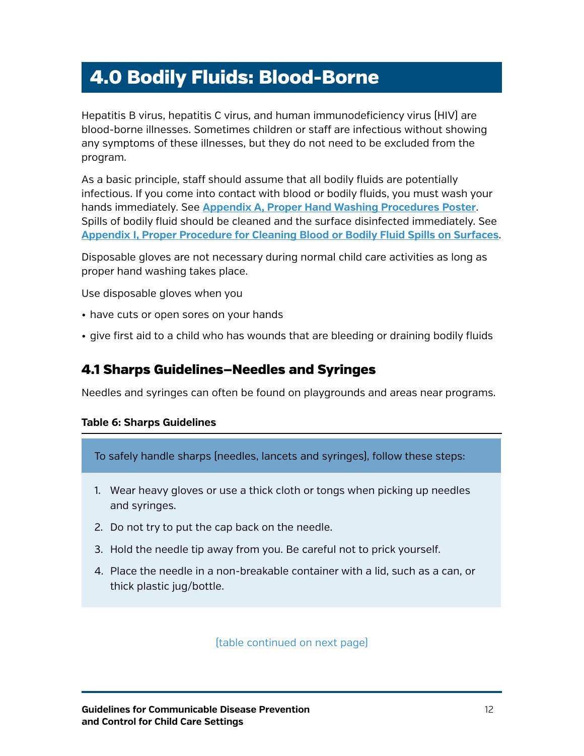# 4.0 Bodily Fluids: Blood-Borne

Hepatitis B virus, hepatitis C virus, and human immunodeficiency virus (HIV) are blood-borne illnesses. Sometimes children or staff are infectious without showing any symptoms of these illnesses, but they do not need to be excluded from the program.

As a basic principle, staff should assume that all bodily fluids are potentially infectious. If you come into contact with blood or bodily fluids, you must wash your hands immediately. See **Appendix A, Proper Hand Washing Procedures Poster**. Spills of bodily fluid should be cleaned and the surface disinfected immediately. See **Appendix I, Proper Procedure for Cleaning Blood or Bodily Fluid Spills on Surfaces**.

Disposable gloves are not necessary during normal child care activities as long as proper hand washing takes place.

Use disposable gloves when you

- have cuts or open sores on your hands
- give first aid to a child who has wounds that are bleeding or draining bodily fluids

## 4.1 Sharps Guidelines—Needles and Syringes

Needles and syringes can often be found on playgrounds and areas near programs.

**Table 6: Sharps Guidelines**

| To safely handle sharps (needles, lancets and syringes), follow these steps: |
|---|
| 1. Wear heavy gloves or use a thick cloth or tongs when picking up needles and syringes. |
| 2. Do not try to put the cap back on the needle. |
| 3. Hold the needle tip away from you. Be careful not to prick yourself. |
| 4. Place the needle in a non-breakable container with a lid, such as a can, or thick plastic jug/bottle. |

(table continued on next page)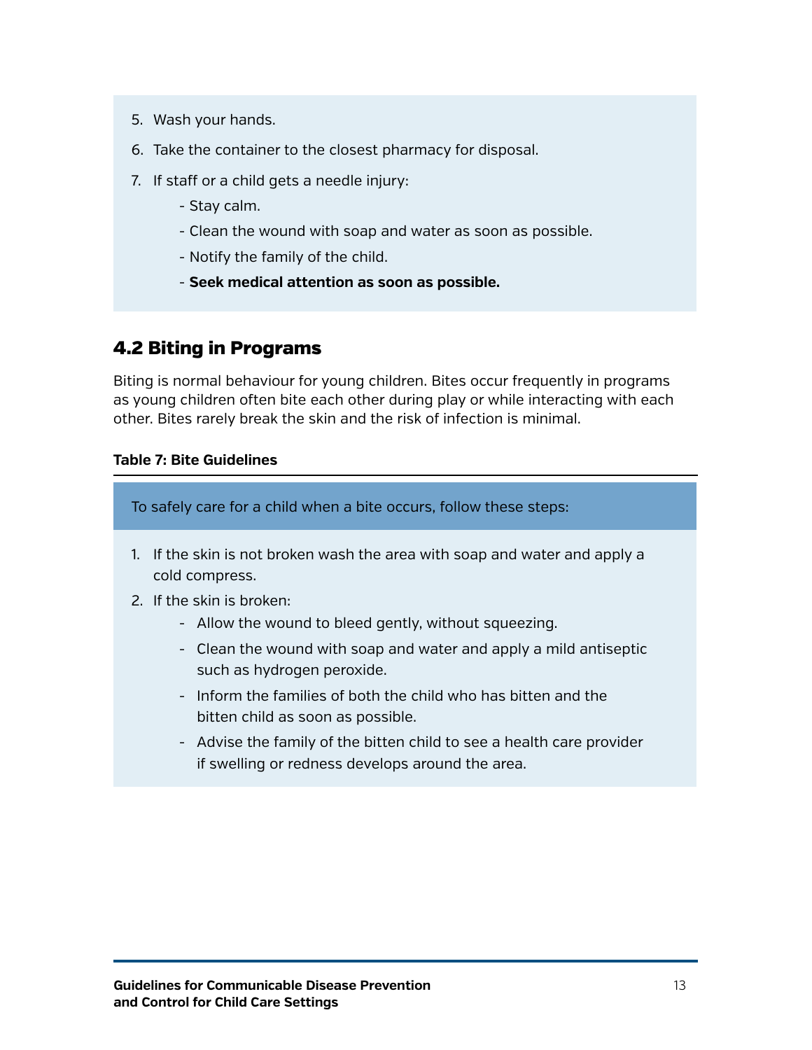5. Wash your hands.
6. Take the container to the closest pharmacy for disposal.
7. If staff or a child gets a needle injury:
    - Stay calm.
    - Clean the wound with soap and water as soon as possible.
    - Notify the family of the child.
    - **Seek medical attention as soon as possible.**

## 4.2 Biting in Programs

Biting is normal behaviour for young children. Bites occur frequently in programs as young children often bite each other during play or while interacting with each other. Bites rarely break the skin and the risk of infection is minimal.

**Table 7: Bite Guidelines**

To safely care for a child when a bite occurs, follow these steps:

1. If the skin is not broken wash the area with soap and water and apply a cold compress.
2. If the skin is broken:
    - Allow the wound to bleed gently, without squeezing.
    - Clean the wound with soap and water and apply a mild antiseptic such as hydrogen peroxide.
    - Inform the families of both the child who has bitten and the bitten child as soon as possible.
    - Advise the family of the bitten child to see a health care provider if swelling or redness develops around the area.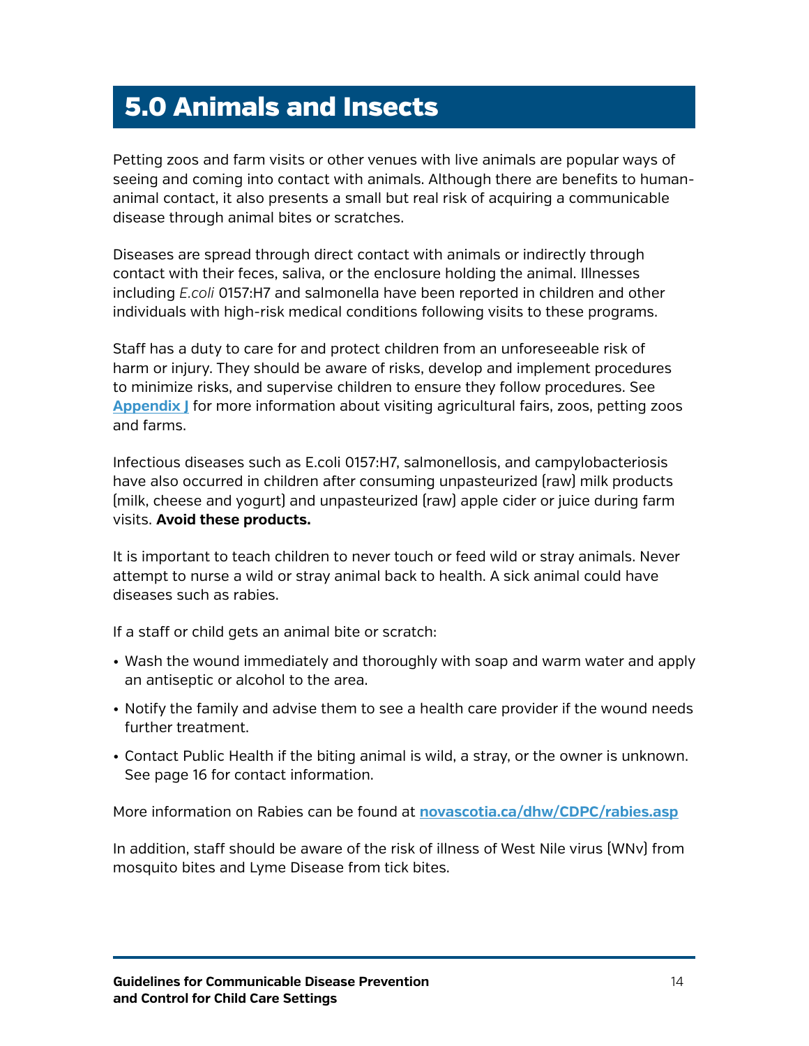# 5.0 Animals and Insects

Petting zoos and farm visits or other venues with live animals are popular ways of seeing and coming into contact with animals. Although there are benefits to human-animal contact, it also presents a small but real risk of acquiring a communicable disease through animal bites or scratches.

Diseases are spread through direct contact with animals or indirectly through contact with their feces, saliva, or the enclosure holding the animal. Illnesses including *E.coli* 0157:H7 and salmonella have been reported in children and other individuals with high-risk medical conditions following visits to these programs.

Staff has a duty to care for and protect children from an unforeseeable risk of harm or injury. They should be aware of risks, develop and implement procedures to minimize risks, and supervise children to ensure they follow procedures. See **Appendix J** for more information about visiting agricultural fairs, zoos, petting zoos and farms.

Infectious diseases such as E.coli 0157:H7, salmonellosis, and campylobacteriosis have also occurred in children after consuming unpasteurized (raw) milk products (milk, cheese and yogurt) and unpasteurized (raw) apple cider or juice during farm visits. **Avoid these products.**

It is important to teach children to never touch or feed wild or stray animals. Never attempt to nurse a wild or stray animal back to health. A sick animal could have diseases such as rabies.

If a staff or child gets an animal bite or scratch:

- Wash the wound immediately and thoroughly with soap and warm water and apply an antiseptic or alcohol to the area.
- Notify the family and advise them to see a health care provider if the wound needs further treatment.
- Contact Public Health if the biting animal is wild, a stray, or the owner is unknown. See page 16 for contact information.

More information on Rabies can be found at **novascotia.ca/dhw/CDPC/rabies.asp**

In addition, staff should be aware of the risk of illness of West Nile virus (WNv) from mosquito bites and Lyme Disease from tick bites.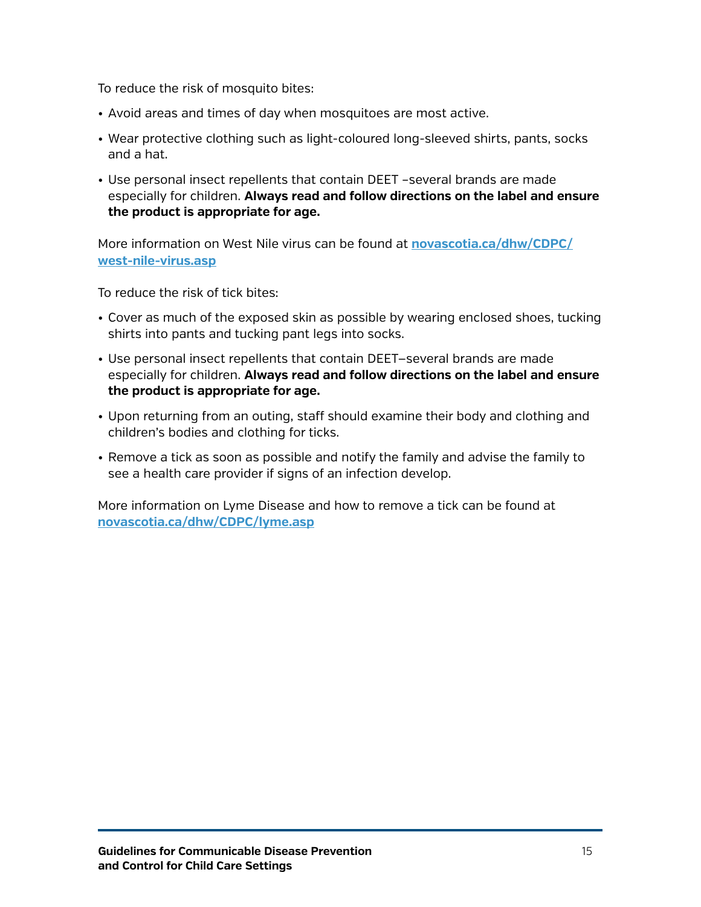To reduce the risk of mosquito bites:

- Avoid areas and times of day when mosquitoes are most active.
- Wear protective clothing such as light-coloured long-sleeved shirts, pants, socks and a hat.
- Use personal insect repellents that contain DEET –several brands are made especially for children. **Always read and follow directions on the label and ensure the product is appropriate for age.**

More information on West Nile virus can be found at **novascotia.ca/dhw/CDPC/west-nile-virus.asp**

To reduce the risk of tick bites:

- Cover as much of the exposed skin as possible by wearing enclosed shoes, tucking shirts into pants and tucking pant legs into socks.
- Use personal insect repellents that contain DEET–several brands are made especially for children. **Always read and follow directions on the label and ensure the product is appropriate for age.**
- Upon returning from an outing, staff should examine their body and clothing and children's bodies and clothing for ticks.
- Remove a tick as soon as possible and notify the family and advise the family to see a health care provider if signs of an infection develop.

More information on Lyme Disease and how to remove a tick can be found at **novascotia.ca/dhw/CDPC/lyme.asp**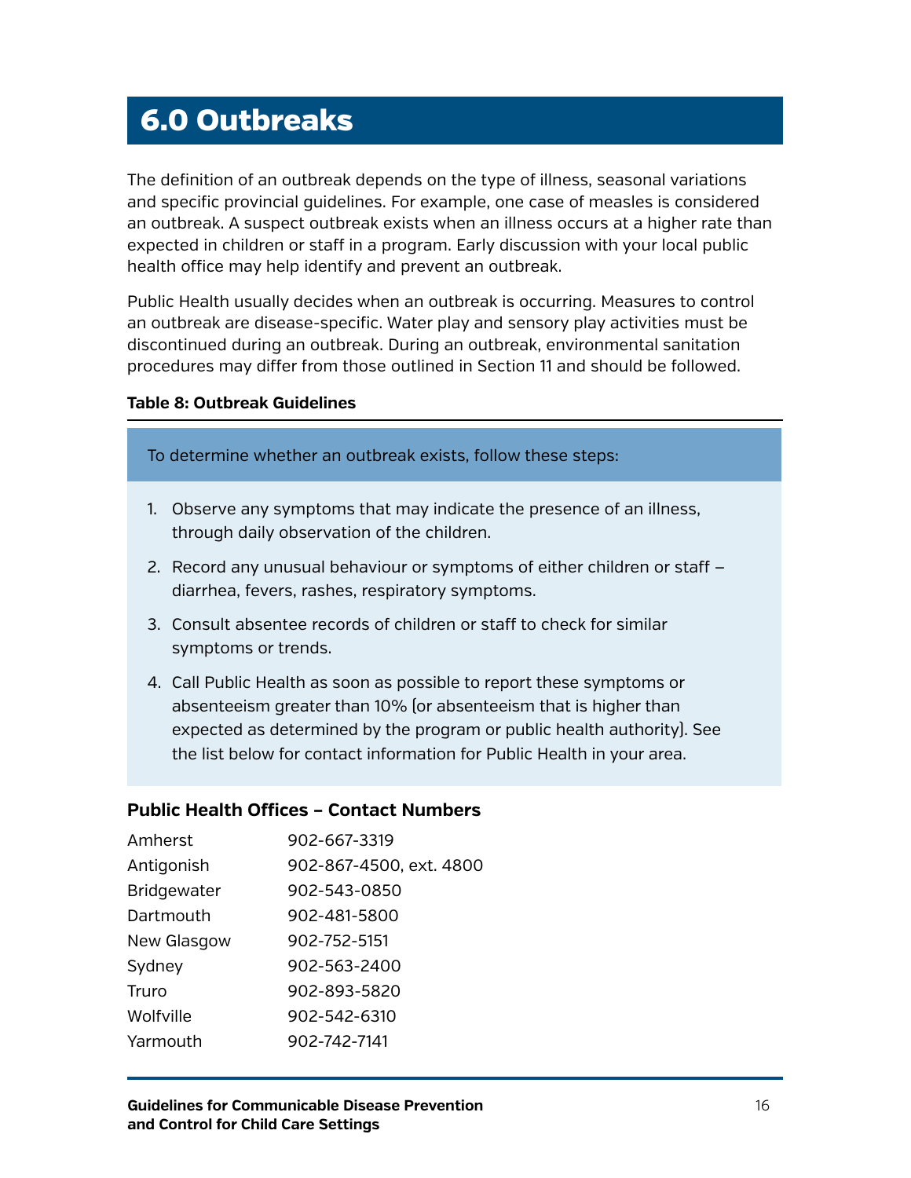# 6.0 Outbreaks

The definition of an outbreak depends on the type of illness, seasonal variations and specific provincial guidelines. For example, one case of measles is considered an outbreak. A suspect outbreak exists when an illness occurs at a higher rate than expected in children or staff in a program. Early discussion with your local public health office may help identify and prevent an outbreak.

Public Health usually decides when an outbreak is occurring. Measures to control an outbreak are disease-specific. Water play and sensory play activities must be discontinued during an outbreak. During an outbreak, environmental sanitation procedures may differ from those outlined in Section 11 and should be followed.

**Table 8: Outbreak Guidelines**

| To determine whether an outbreak exists, follow these steps: |
|---|
| 1. Observe any symptoms that may indicate the presence of an illness, through daily observation of the children.<br>2. Record any unusual behaviour or symptoms of either children or staff – diarrhea, fevers, rashes, respiratory symptoms.<br>3. Consult absentee records of children or staff to check for similar symptoms or trends.<br>4. Call Public Health as soon as possible to report these symptoms or absenteeism greater than 10% (or absenteeism that is higher than expected as determined by the program or public health authority). See the list below for contact information for Public Health in your area. |

### Public Health Offices – Contact Numbers

| | |
|---|---|
| Amherst | 902-667-3319 |
| Antigonish | 902-867-4500, ext. 4800 |
| Bridgewater | 902-543-0850 |
| Dartmouth | 902-481-5800 |
| New Glasgow | 902-752-5151 |
| Sydney | 902-563-2400 |
| Truro | 902-893-5820 |
| Wolfville | 902-542-6310 |
| Yarmouth | 902-742-7141 |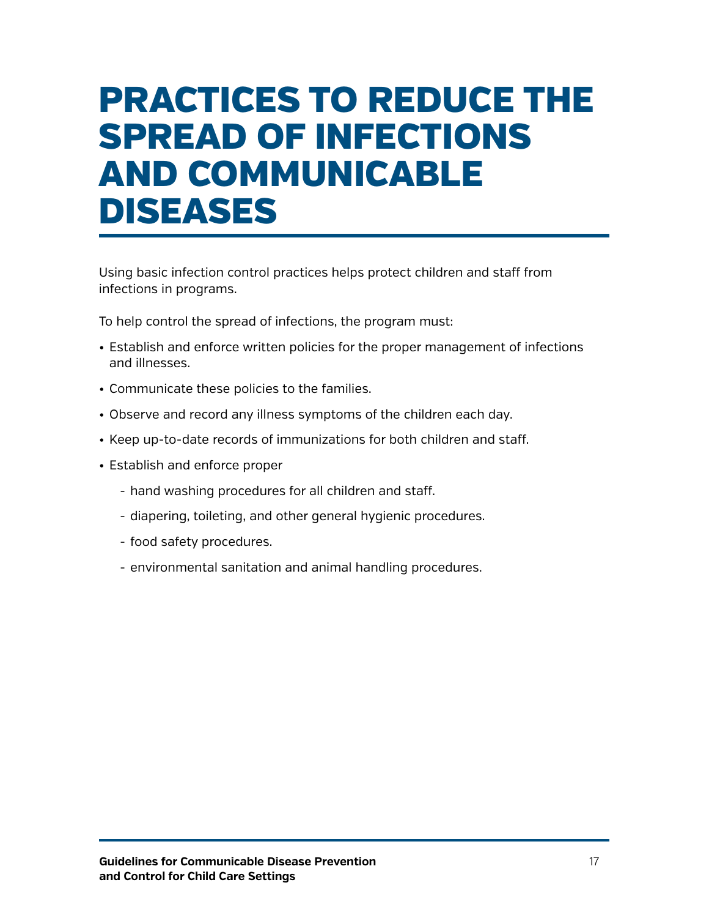# PRACTICES TO REDUCE THE SPREAD OF INFECTIONS AND COMMUNICABLE DISEASES

Using basic infection control practices helps protect children and staff from infections in programs.

To help control the spread of infections, the program must:

- Establish and enforce written policies for the proper management of infections and illnesses.
- Communicate these policies to the families.
- Observe and record any illness symptoms of the children each day.
- Keep up-to-date records of immunizations for both children and staff.
- Establish and enforce proper
  - hand washing procedures for all children and staff.
  - diapering, toileting, and other general hygienic procedures.
  - food safety procedures.
  - environmental sanitation and animal handling procedures.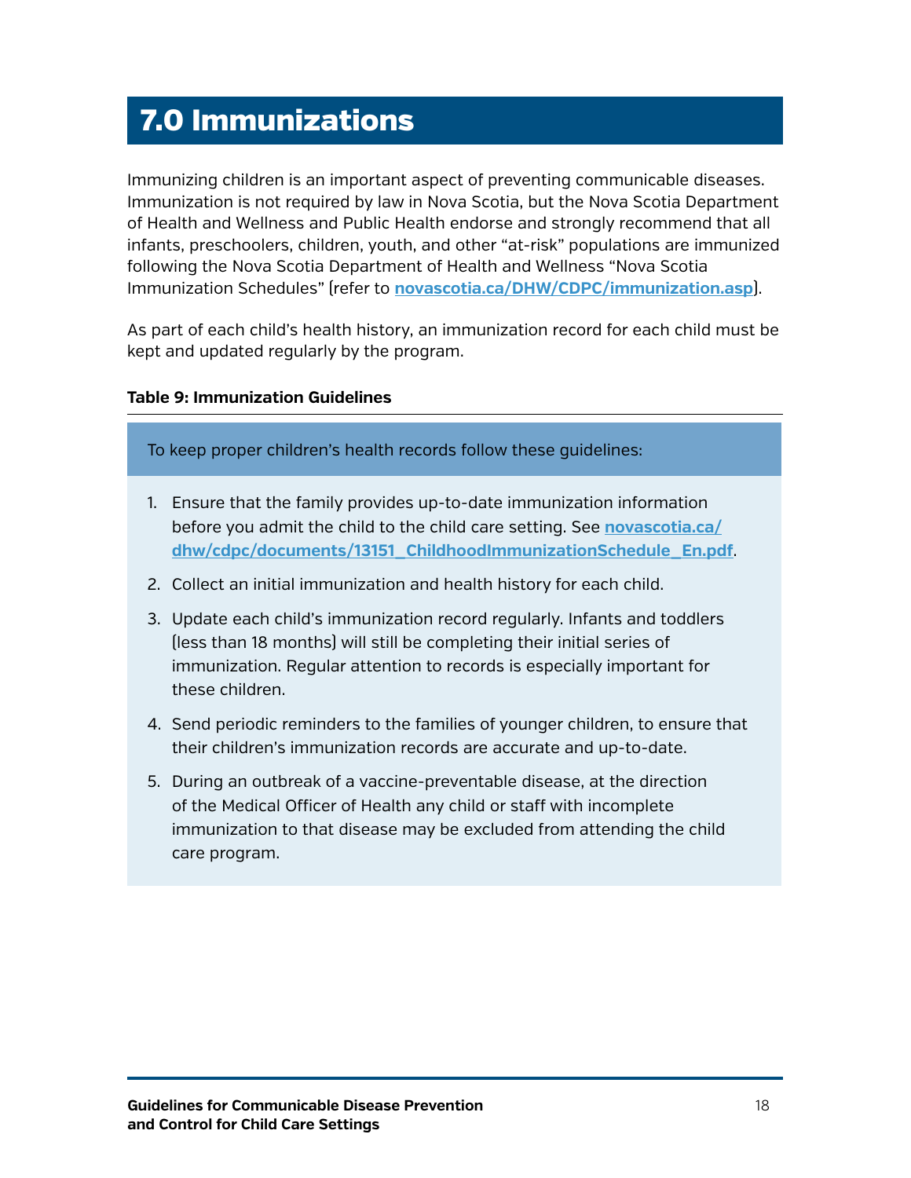# 7.0 Immunizations

Immunizing children is an important aspect of preventing communicable diseases. Immunization is not required by law in Nova Scotia, but the Nova Scotia Department of Health and Wellness and Public Health endorse and strongly recommend that all infants, preschoolers, children, youth, and other "at-risk" populations are immunized following the Nova Scotia Department of Health and Wellness "Nova Scotia Immunization Schedules" (refer to **novascotia.ca/DHW/CDPC/immunization.asp**).

As part of each child's health history, an immunization record for each child must be kept and updated regularly by the program.

**Table 9: Immunization Guidelines**

To keep proper children's health records follow these guidelines:

1. Ensure that the family provides up-to-date immunization information before you admit the child to the child care setting. See **novascotia.ca/dhw/cdpc/documents/13151_ChildhoodImmunizationSchedule_En.pdf**.
2. Collect an initial immunization and health history for each child.
3. Update each child's immunization record regularly. Infants and toddlers (less than 18 months) will still be completing their initial series of immunization. Regular attention to records is especially important for these children.
4. Send periodic reminders to the families of younger children, to ensure that their children's immunization records are accurate and up-to-date.
5. During an outbreak of a vaccine-preventable disease, at the direction of the Medical Officer of Health any child or staff with incomplete immunization to that disease may be excluded from attending the child care program.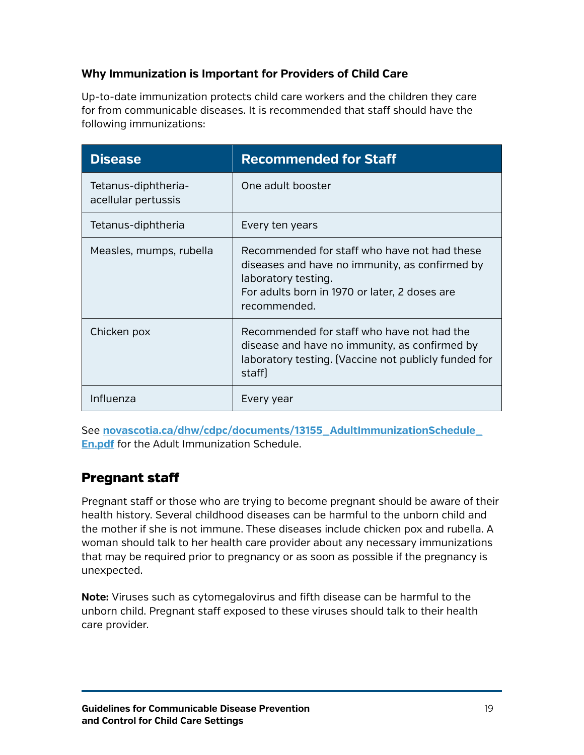### Why Immunization is Important for Providers of Child Care

Up-to-date immunization protects child care workers and the children they care for from communicable diseases. It is recommended that staff should have the following immunizations:

| Disease | Recommended for Staff |
|---|---|
| Tetanus-diphtheria-acellular pertussis | One adult booster |
| Tetanus-diphtheria | Every ten years |
| Measles, mumps, rubella | Recommended for staff who have not had these diseases and have no immunity, as confirmed by laboratory testing.<br>For adults born in 1970 or later, 2 doses are recommended. |
| Chicken pox | Recommended for staff who have not had the disease and have no immunity, as confirmed by laboratory testing. (Vaccine not publicly funded for staff) |
| Influenza | Every year |

See **novascotia.ca/dhw/cdpc/documents/13155_AdultImmunizationSchedule_En.pdf** for the Adult Immunization Schedule.

## Pregnant staff

Pregnant staff or those who are trying to become pregnant should be aware of their health history. Several childhood diseases can be harmful to the unborn child and the mother if she is not immune. These diseases include chicken pox and rubella. A woman should talk to her health care provider about any necessary immunizations that may be required prior to pregnancy or as soon as possible if the pregnancy is unexpected.

**Note:** Viruses such as cytomegalovirus and fifth disease can be harmful to the unborn child. Pregnant staff exposed to these viruses should talk to their health care provider.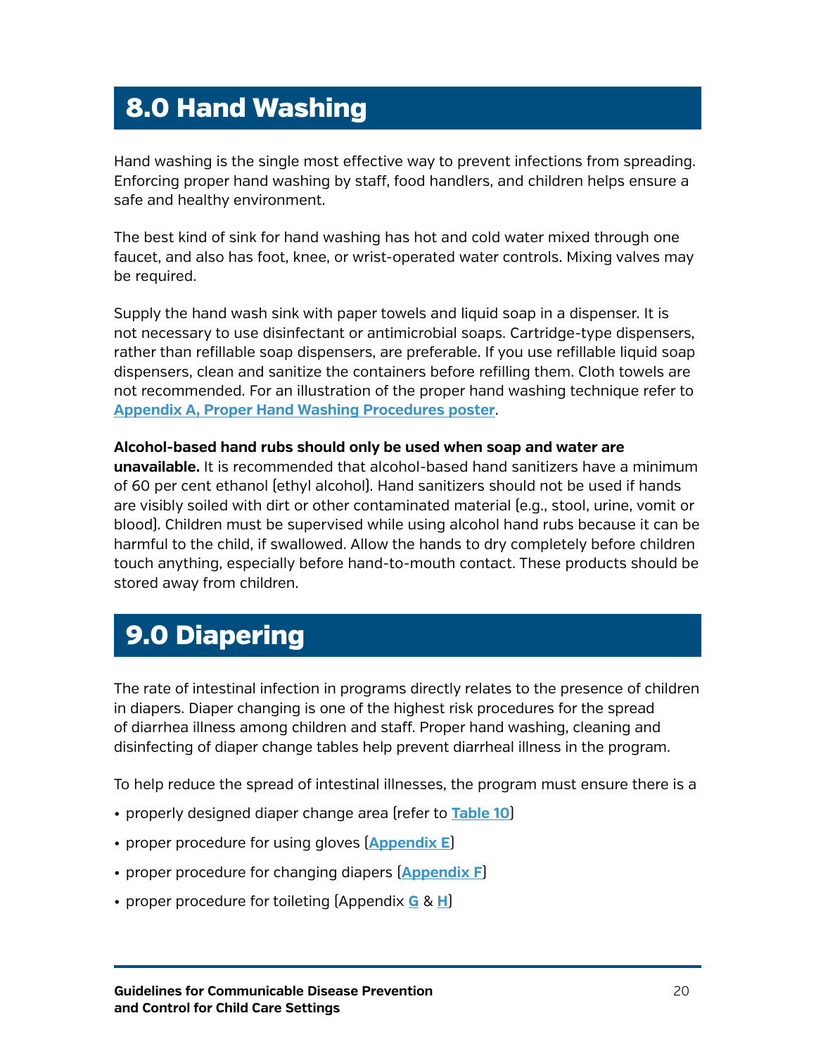# 8.0 Hand Washing

Hand washing is the single most effective way to prevent infections from spreading. Enforcing proper hand washing by staff, food handlers, and children helps ensure a safe and healthy environment.

The best kind of sink for hand washing has hot and cold water mixed through one faucet, and also has foot, knee, or wrist-operated water controls. Mixing valves may be required.

Supply the hand wash sink with paper towels and liquid soap in a dispenser. It is not necessary to use disinfectant or antimicrobial soaps. Cartridge-type dispensers, rather than refillable soap dispensers, are preferable. If you use refillable liquid soap dispensers, clean and sanitize the containers before refilling them. Cloth towels are not recommended. For an illustration of the proper hand washing technique refer to **Appendix A, Proper Hand Washing Procedures poster**.

**Alcohol-based hand rubs should only be used when soap and water are unavailable.** It is recommended that alcohol-based hand sanitizers have a minimum of 60 per cent ethanol (ethyl alcohol). Hand sanitizers should not be used if hands are visibly soiled with dirt or other contaminated material (e.g., stool, urine, vomit or blood). Children must be supervised while using alcohol hand rubs because it can be harmful to the child, if swallowed. Allow the hands to dry completely before children touch anything, especially before hand-to-mouth contact. These products should be stored away from children.

# 9.0 Diapering

The rate of intestinal infection in programs directly relates to the presence of children in diapers. Diaper changing is one of the highest risk procedures for the spread of diarrhea illness among children and staff. Proper hand washing, cleaning and disinfecting of diaper change tables help prevent diarrheal illness in the program.

To help reduce the spread of intestinal illnesses, the program must ensure there is a

- properly designed diaper change area (refer to **Table 10**)
- proper procedure for using gloves (**Appendix E**)
- proper procedure for changing diapers (**Appendix F**)
- proper procedure for toileting (Appendix **G** & **H**)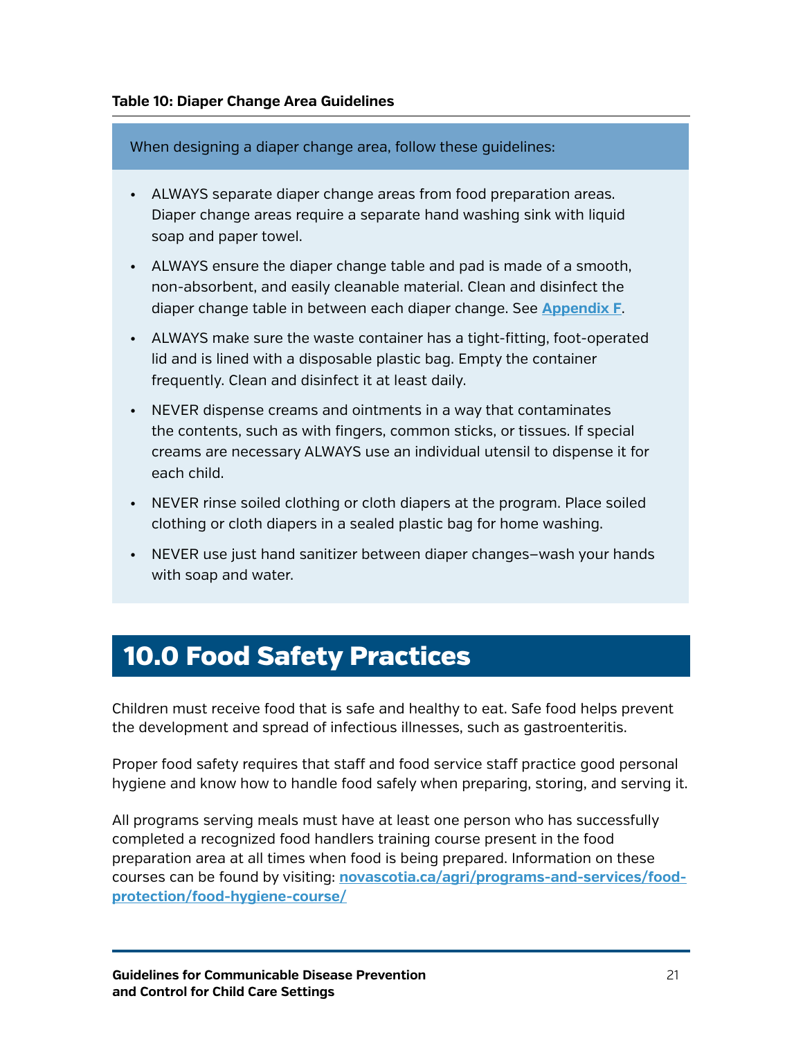**Table 10: Diaper Change Area Guidelines**

| When designing a diaper change area, follow these guidelines: |
| --- |
| • ALWAYS separate diaper change areas from food preparation areas. Diaper change areas require a separate hand washing sink with liquid soap and paper towel.<br>• ALWAYS ensure the diaper change table and pad is made of a smooth, non-absorbent, and easily cleanable material. Clean and disinfect the diaper change table in between each diaper change. See **Appendix F**.<br>• ALWAYS make sure the waste container has a tight-fitting, foot-operated lid and is lined with a disposable plastic bag. Empty the container frequently. Clean and disinfect it at least daily.<br>• NEVER dispense creams and ointments in a way that contaminates the contents, such as with fingers, common sticks, or tissues. If special creams are necessary ALWAYS use an individual utensil to dispense it for each child.<br>• NEVER rinse soiled clothing or cloth diapers at the program. Place soiled clothing or cloth diapers in a sealed plastic bag for home washing.<br>• NEVER use just hand sanitizer between diaper changes—wash your hands with soap and water. |

# 10.0 Food Safety Practices

Children must receive food that is safe and healthy to eat. Safe food helps prevent the development and spread of infectious illnesses, such as gastroenteritis.

Proper food safety requires that staff and food service staff practice good personal hygiene and know how to handle food safely when preparing, storing, and serving it.

All programs serving meals must have at least one person who has successfully completed a recognized food handlers training course present in the food preparation area at all times when food is being prepared. Information on these courses can be found by visiting: **novascotia.ca/agri/programs-and-services/food-protection/food-hygiene-course/**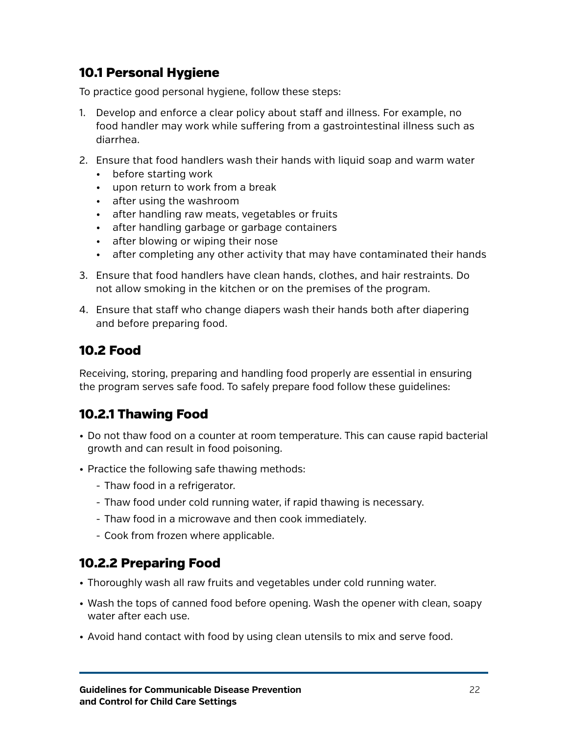## 10.1 Personal Hygiene

To practice good personal hygiene, follow these steps:

1. Develop and enforce a clear policy about staff and illness. For example, no food handler may work while suffering from a gastrointestinal illness such as diarrhea.
2. Ensure that food handlers wash their hands with liquid soap and warm water
   - before starting work
   - upon return to work from a break
   - after using the washroom
   - after handling raw meats, vegetables or fruits
   - after handling garbage or garbage containers
   - after blowing or wiping their nose
   - after completing any other activity that may have contaminated their hands
3. Ensure that food handlers have clean hands, clothes, and hair restraints. Do not allow smoking in the kitchen or on the premises of the program.
4. Ensure that staff who change diapers wash their hands both after diapering and before preparing food.

## 10.2 Food

Receiving, storing, preparing and handling food properly are essential in ensuring the program serves safe food. To safely prepare food follow these guidelines:

### 10.2.1 Thawing Food

- Do not thaw food on a counter at room temperature. This can cause rapid bacterial growth and can result in food poisoning.
- Practice the following safe thawing methods:
  - Thaw food in a refrigerator.
  - Thaw food under cold running water, if rapid thawing is necessary.
  - Thaw food in a microwave and then cook immediately.
  - Cook from frozen where applicable.

### 10.2.2 Preparing Food

- Thoroughly wash all raw fruits and vegetables under cold running water.
- Wash the tops of canned food before opening. Wash the opener with clean, soapy water after each use.
- Avoid hand contact with food by using clean utensils to mix and serve food.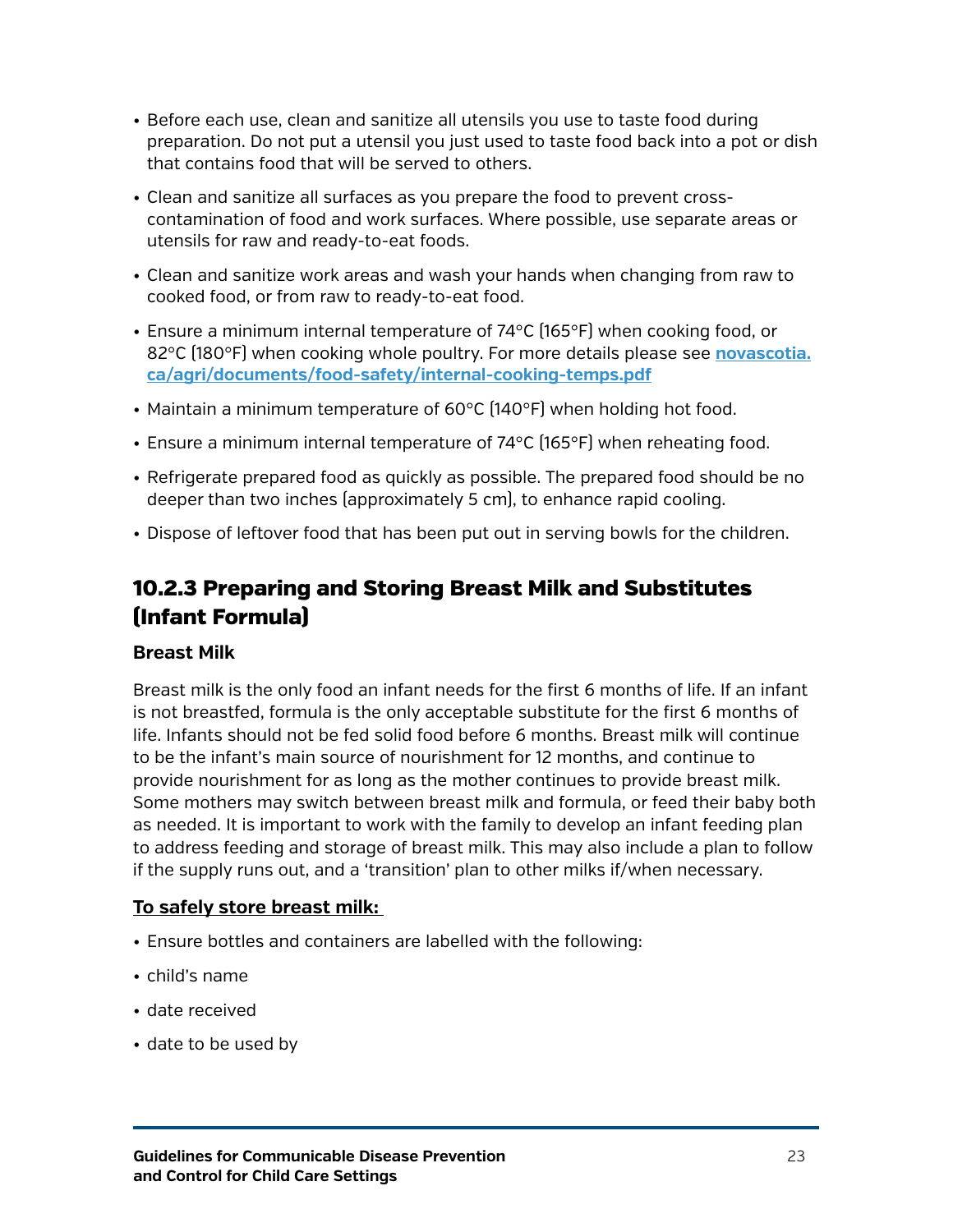- Before each use, clean and sanitize all utensils you use to taste food during preparation. Do not put a utensil you just used to taste food back into a pot or dish that contains food that will be served to others.
- Clean and sanitize all surfaces as you prepare the food to prevent cross-contamination of food and work surfaces. Where possible, use separate areas or utensils for raw and ready-to-eat foods.
- Clean and sanitize work areas and wash your hands when changing from raw to cooked food, or from raw to ready-to-eat food.
- Ensure a minimum internal temperature of 74°C (165°F) when cooking food, or 82°C (180°F) when cooking whole poultry. For more details please see [novascotia.ca/agri/documents/food-safety/internal-cooking-temps.pdf](novascotia.ca/agri/documents/food-safety/internal-cooking-temps.pdf)
- Maintain a minimum temperature of 60°C (140°F) when holding hot food.
- Ensure a minimum internal temperature of 74°C (165°F) when reheating food.
- Refrigerate prepared food as quickly as possible. The prepared food should be no deeper than two inches (approximately 5 cm), to enhance rapid cooling.
- Dispose of leftover food that has been put out in serving bowls for the children.

### 10.2.3 Preparing and Storing Breast Milk and Substitutes (Infant Formula)

**Breast Milk**

Breast milk is the only food an infant needs for the first 6 months of life. If an infant is not breastfed, formula is the only acceptable substitute for the first 6 months of life. Infants should not be fed solid food before 6 months. Breast milk will continue to be the infant's main source of nourishment for 12 months, and continue to provide nourishment for as long as the mother continues to provide breast milk. Some mothers may switch between breast milk and formula, or feed their baby both as needed. It is important to work with the family to develop an infant feeding plan to address feeding and storage of breast milk. This may also include a plan to follow if the supply runs out, and a 'transition' plan to other milks if/when necessary.

**To safely store breast milk:**

- Ensure bottles and containers are labelled with the following:
- child's name
- date received
- date to be used by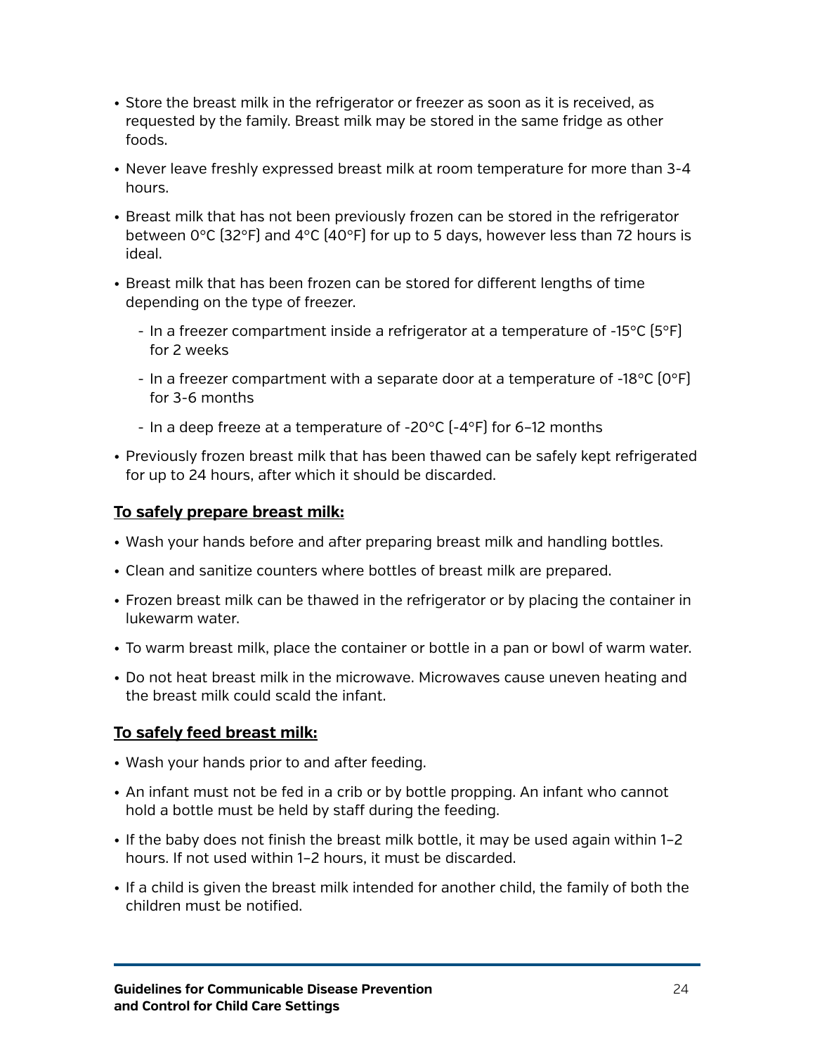- Store the breast milk in the refrigerator or freezer as soon as it is received, as requested by the family. Breast milk may be stored in the same fridge as other foods.
- Never leave freshly expressed breast milk at room temperature for more than 3-4 hours.
- Breast milk that has not been previously frozen can be stored in the refrigerator between 0°C (32°F) and 4°C (40°F) for up to 5 days, however less than 72 hours is ideal.
- Breast milk that has been frozen can be stored for different lengths of time depending on the type of freezer.
  - In a freezer compartment inside a refrigerator at a temperature of -15°C (5°F) for 2 weeks
  - In a freezer compartment with a separate door at a temperature of -18°C (0°F) for 3-6 months
  - In a deep freeze at a temperature of -20°C (-4°F) for 6–12 months
- Previously frozen breast milk that has been thawed can be safely kept refrigerated for up to 24 hours, after which it should be discarded.

**To safely prepare breast milk:**

- Wash your hands before and after preparing breast milk and handling bottles.
- Clean and sanitize counters where bottles of breast milk are prepared.
- Frozen breast milk can be thawed in the refrigerator or by placing the container in lukewarm water.
- To warm breast milk, place the container or bottle in a pan or bowl of warm water.
- Do not heat breast milk in the microwave. Microwaves cause uneven heating and the breast milk could scald the infant.

**To safely feed breast milk:**

- Wash your hands prior to and after feeding.
- An infant must not be fed in a crib or by bottle propping. An infant who cannot hold a bottle must be held by staff during the feeding.
- If the baby does not finish the breast milk bottle, it may be used again within 1–2 hours. If not used within 1–2 hours, it must be discarded.
- If a child is given the breast milk intended for another child, the family of both the children must be notified.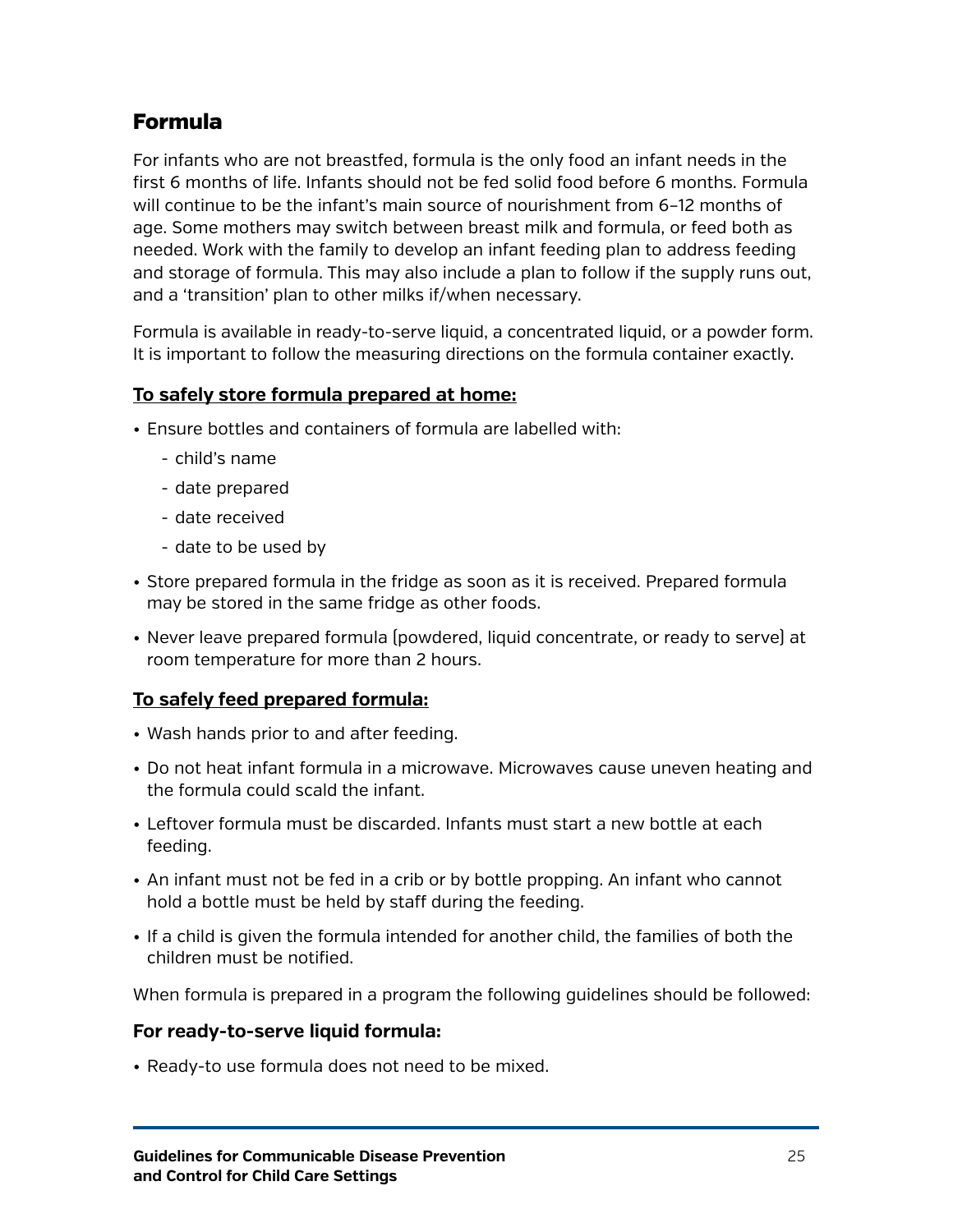## Formula

For infants who are not breastfed, formula is the only food an infant needs in the first 6 months of life. Infants should not be fed solid food before 6 months. Formula will continue to be the infant's main source of nourishment from 6–12 months of age. Some mothers may switch between breast milk and formula, or feed both as needed. Work with the family to develop an infant feeding plan to address feeding and storage of formula. This may also include a plan to follow if the supply runs out, and a 'transition' plan to other milks if/when necessary.

Formula is available in ready-to-serve liquid, a concentrated liquid, or a powder form. It is important to follow the measuring directions on the formula container exactly.

**To safely store formula prepared at home:**

- Ensure bottles and containers of formula are labelled with:
  - child's name
  - date prepared
  - date received
  - date to be used by
- Store prepared formula in the fridge as soon as it is received. Prepared formula may be stored in the same fridge as other foods.
- Never leave prepared formula (powdered, liquid concentrate, or ready to serve) at room temperature for more than 2 hours.

**To safely feed prepared formula:**

- Wash hands prior to and after feeding.
- Do not heat infant formula in a microwave. Microwaves cause uneven heating and the formula could scald the infant.
- Leftover formula must be discarded. Infants must start a new bottle at each feeding.
- An infant must not be fed in a crib or by bottle propping. An infant who cannot hold a bottle must be held by staff during the feeding.
- If a child is given the formula intended for another child, the families of both the children must be notified.

When formula is prepared in a program the following guidelines should be followed:

### For ready-to-serve liquid formula:

- Ready-to use formula does not need to be mixed.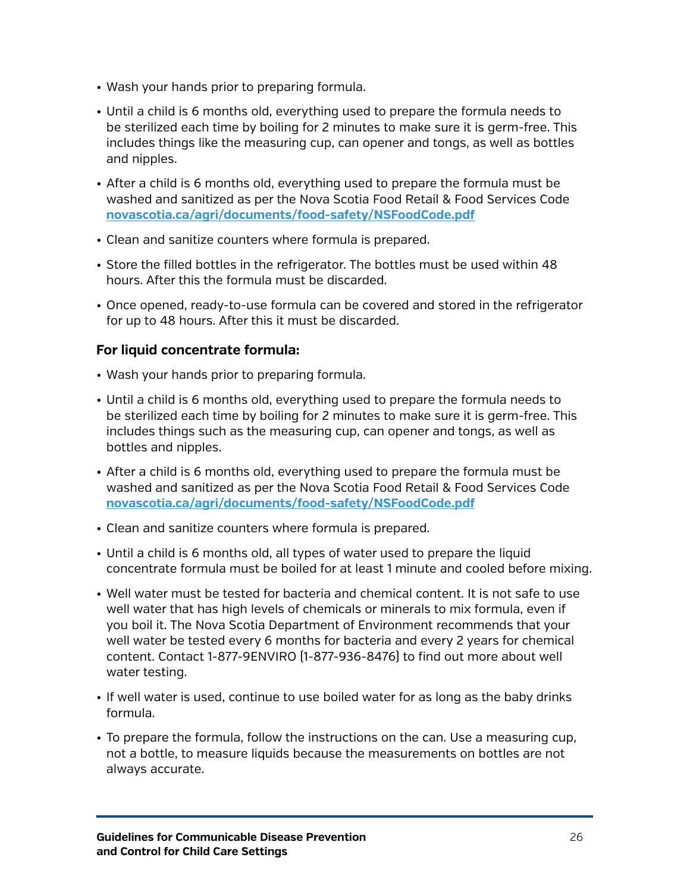- Wash your hands prior to preparing formula.
- Until a child is 6 months old, everything used to prepare the formula needs to be sterilized each time by boiling for 2 minutes to make sure it is germ-free. This includes things like the measuring cup, can opener and tongs, as well as bottles and nipples.
- After a child is 6 months old, everything used to prepare the formula must be washed and sanitized as per the Nova Scotia Food Retail & Food Services Code **novascotia.ca/agri/documents/food-safety/NSFoodCode.pdf**
- Clean and sanitize counters where formula is prepared.
- Store the filled bottles in the refrigerator. The bottles must be used within 48 hours. After this the formula must be discarded.
- Once opened, ready-to-use formula can be covered and stored in the refrigerator for up to 48 hours. After this it must be discarded.

**For liquid concentrate formula:**

- Wash your hands prior to preparing formula.
- Until a child is 6 months old, everything used to prepare the formula needs to be sterilized each time by boiling for 2 minutes to make sure it is germ-free. This includes things such as the measuring cup, can opener and tongs, as well as bottles and nipples.
- After a child is 6 months old, everything used to prepare the formula must be washed and sanitized as per the Nova Scotia Food Retail & Food Services Code **novascotia.ca/agri/documents/food-safety/NSFoodCode.pdf**
- Clean and sanitize counters where formula is prepared.
- Until a child is 6 months old, all types of water used to prepare the liquid concentrate formula must be boiled for at least 1 minute and cooled before mixing.
- Well water must be tested for bacteria and chemical content. It is not safe to use well water that has high levels of chemicals or minerals to mix formula, even if you boil it. The Nova Scotia Department of Environment recommends that your well water be tested every 6 months for bacteria and every 2 years for chemical content. Contact 1-877-9ENVIRO (1-877-936-8476) to find out more about well water testing.
- If well water is used, continue to use boiled water for as long as the baby drinks formula.
- To prepare the formula, follow the instructions on the can. Use a measuring cup, not a bottle, to measure liquids because the measurements on bottles are not always accurate.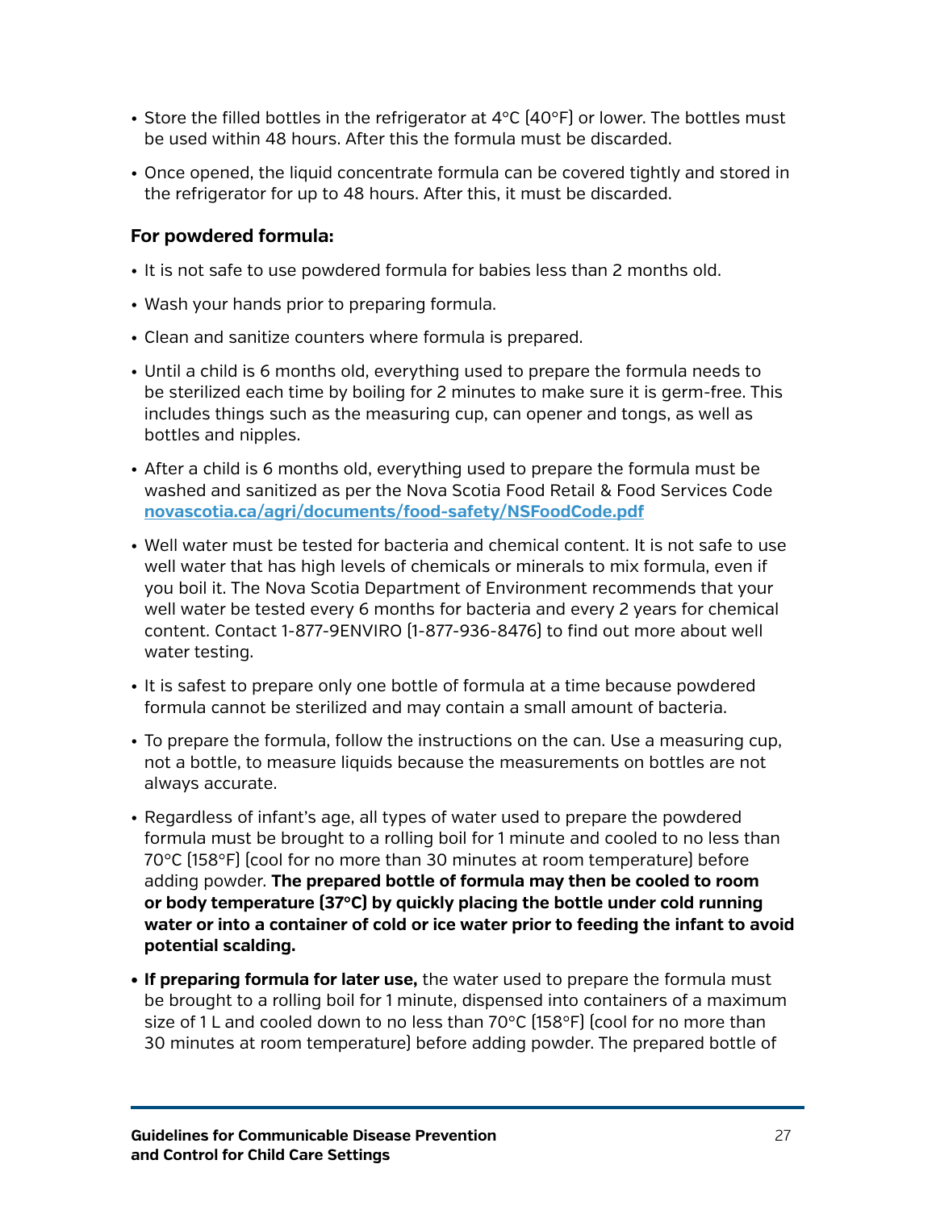- Store the filled bottles in the refrigerator at 4°C (40°F) or lower. The bottles must be used within 48 hours. After this the formula must be discarded.
- Once opened, the liquid concentrate formula can be covered tightly and stored in the refrigerator for up to 48 hours. After this, it must be discarded.

**For powdered formula:**

- It is not safe to use powdered formula for babies less than 2 months old.
- Wash your hands prior to preparing formula.
- Clean and sanitize counters where formula is prepared.
- Until a child is 6 months old, everything used to prepare the formula needs to be sterilized each time by boiling for 2 minutes to make sure it is germ-free. This includes things such as the measuring cup, can opener and tongs, as well as bottles and nipples.
- After a child is 6 months old, everything used to prepare the formula must be washed and sanitized as per the Nova Scotia Food Retail & Food Services Code [novascotia.ca/agri/documents/food-safety/NSFoodCode.pdf](novascotia.ca/agri/documents/food-safety/NSFoodCode.pdf)
- Well water must be tested for bacteria and chemical content. It is not safe to use well water that has high levels of chemicals or minerals to mix formula, even if you boil it. The Nova Scotia Department of Environment recommends that your well water be tested every 6 months for bacteria and every 2 years for chemical content. Contact 1-877-9ENVIRO (1-877-936-8476) to find out more about well water testing.
- It is safest to prepare only one bottle of formula at a time because powdered formula cannot be sterilized and may contain a small amount of bacteria.
- To prepare the formula, follow the instructions on the can. Use a measuring cup, not a bottle, to measure liquids because the measurements on bottles are not always accurate.
- Regardless of infant's age, all types of water used to prepare the powdered formula must be brought to a rolling boil for 1 minute and cooled to no less than 70°C (158°F) (cool for no more than 30 minutes at room temperature) before adding powder. **The prepared bottle of formula may then be cooled to room or body temperature (37°C) by quickly placing the bottle under cold running water or into a container of cold or ice water prior to feeding the infant to avoid potential scalding.**
- **If preparing formula for later use,** the water used to prepare the formula must be brought to a rolling boil for 1 minute, dispensed into containers of a maximum size of 1 L and cooled down to no less than 70°C (158°F) (cool for no more than 30 minutes at room temperature) before adding powder. The prepared bottle of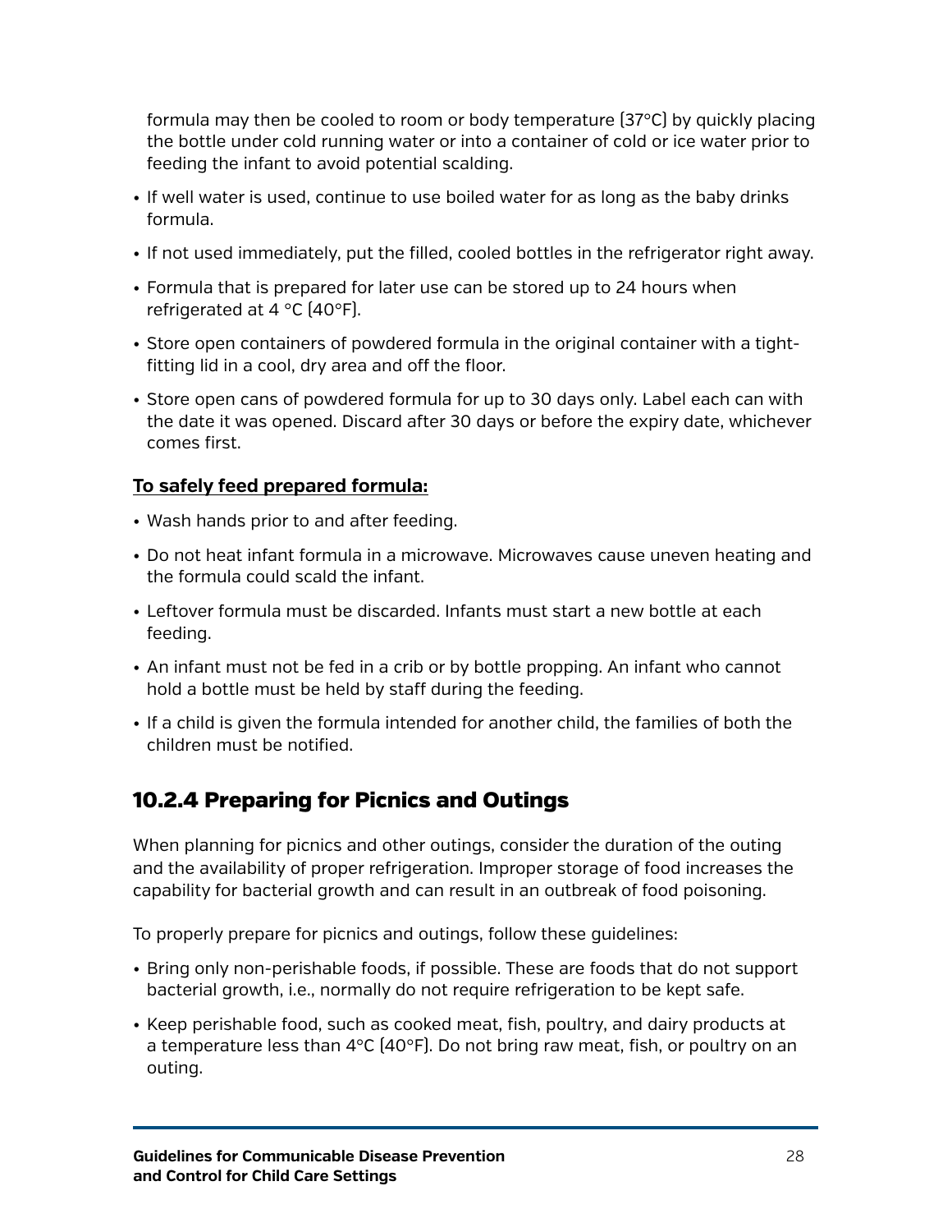formula may then be cooled to room or body temperature (37°C) by quickly placing the bottle under cold running water or into a container of cold or ice water prior to feeding the infant to avoid potential scalding.

- If well water is used, continue to use boiled water for as long as the baby drinks formula.
- If not used immediately, put the filled, cooled bottles in the refrigerator right away.
- Formula that is prepared for later use can be stored up to 24 hours when refrigerated at 4 °C (40°F).
- Store open containers of powdered formula in the original container with a tight-fitting lid in a cool, dry area and off the floor.
- Store open cans of powdered formula for up to 30 days only. Label each can with the date it was opened. Discard after 30 days or before the expiry date, whichever comes first.

**To safely feed prepared formula:**

- Wash hands prior to and after feeding.
- Do not heat infant formula in a microwave. Microwaves cause uneven heating and the formula could scald the infant.
- Leftover formula must be discarded. Infants must start a new bottle at each feeding.
- An infant must not be fed in a crib or by bottle propping. An infant who cannot hold a bottle must be held by staff during the feeding.
- If a child is given the formula intended for another child, the families of both the children must be notified.

## 10.2.4 Preparing for Picnics and Outings

When planning for picnics and other outings, consider the duration of the outing and the availability of proper refrigeration. Improper storage of food increases the capability for bacterial growth and can result in an outbreak of food poisoning.

To properly prepare for picnics and outings, follow these guidelines:

- Bring only non-perishable foods, if possible. These are foods that do not support bacterial growth, i.e., normally do not require refrigeration to be kept safe.
- Keep perishable food, such as cooked meat, fish, poultry, and dairy products at a temperature less than 4°C (40°F). Do not bring raw meat, fish, or poultry on an outing.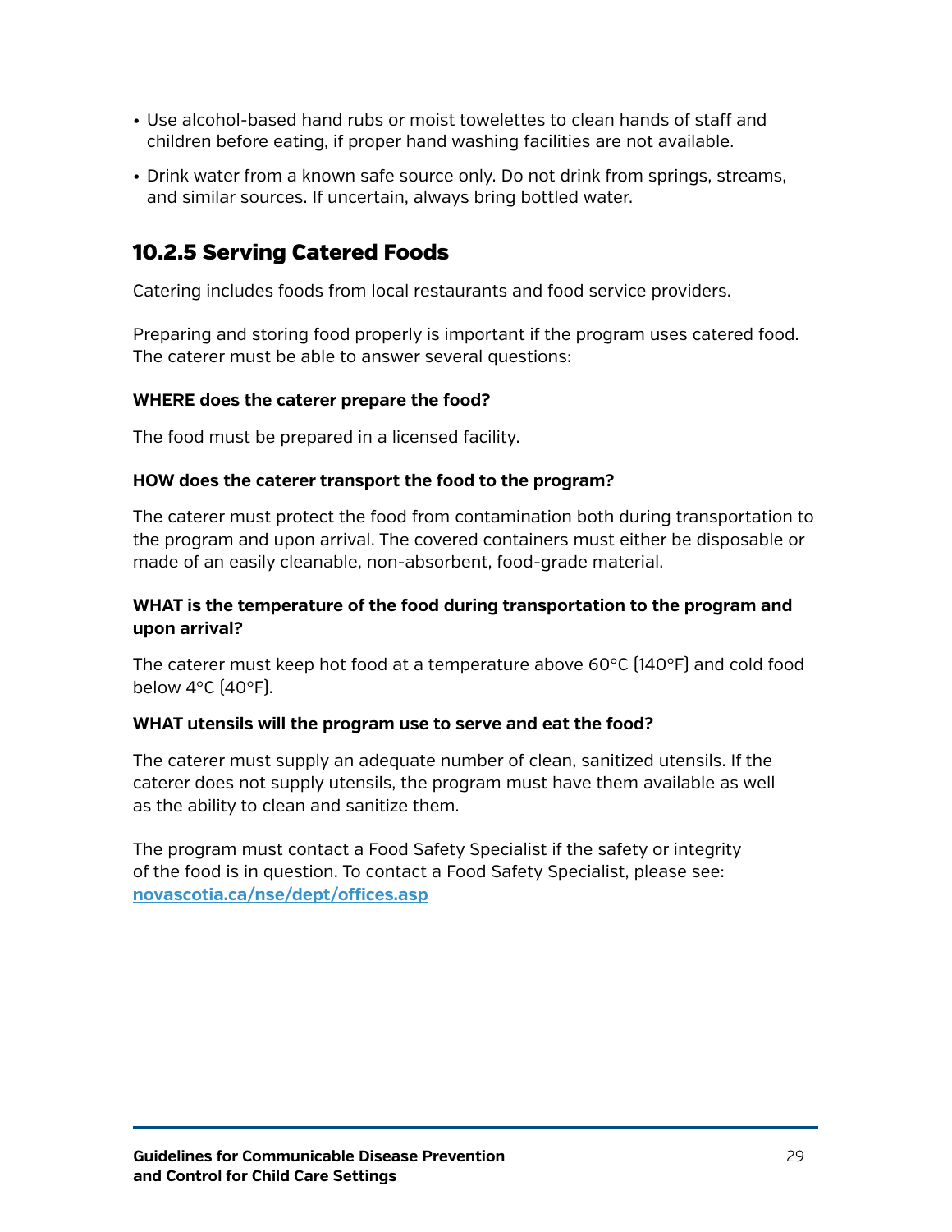- Use alcohol-based hand rubs or moist towelettes to clean hands of staff and children before eating, if proper hand washing facilities are not available.
- Drink water from a known safe source only. Do not drink from springs, streams, and similar sources. If uncertain, always bring bottled water.

### 10.2.5 Serving Catered Foods

Catering includes foods from local restaurants and food service providers.

Preparing and storing food properly is important if the program uses catered food. The caterer must be able to answer several questions:

**WHERE does the caterer prepare the food?**

The food must be prepared in a licensed facility.

**HOW does the caterer transport the food to the program?**

The caterer must protect the food from contamination both during transportation to the program and upon arrival. The covered containers must either be disposable or made of an easily cleanable, non-absorbent, food-grade material.

**WHAT is the temperature of the food during transportation to the program and upon arrival?**

The caterer must keep hot food at a temperature above 60°C (140°F) and cold food below 4°C (40°F).

**WHAT utensils will the program use to serve and eat the food?**

The caterer must supply an adequate number of clean, sanitized utensils. If the caterer does not supply utensils, the program must have them available as well as the ability to clean and sanitize them.

The program must contact a Food Safety Specialist if the safety or integrity of the food is in question. To contact a Food Safety Specialist, please see: [novascotia.ca/nse/dept/offices.asp](novascotia.ca/nse/dept/offices.asp)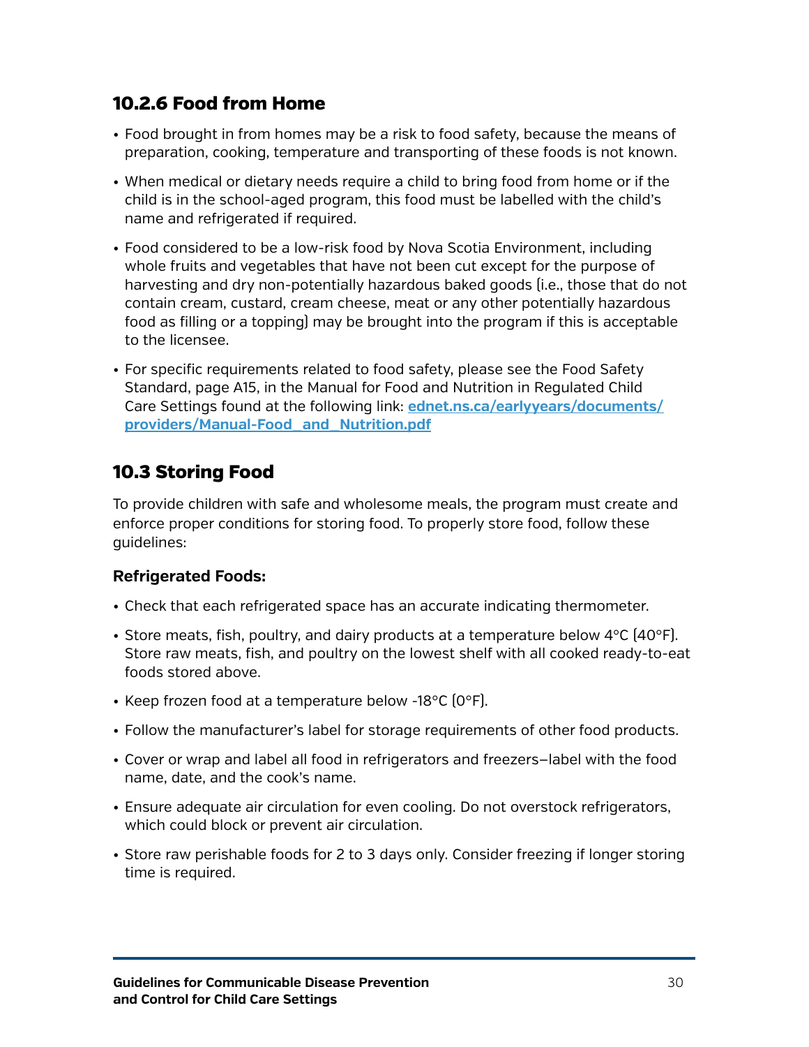### 10.2.6 Food from Home

- Food brought in from homes may be a risk to food safety, because the means of preparation, cooking, temperature and transporting of these foods is not known.
- When medical or dietary needs require a child to bring food from home or if the child is in the school-aged program, this food must be labelled with the child's name and refrigerated if required.
- Food considered to be a low-risk food by Nova Scotia Environment, including whole fruits and vegetables that have not been cut except for the purpose of harvesting and dry non-potentially hazardous baked goods (i.e., those that do not contain cream, custard, cream cheese, meat or any other potentially hazardous food as filling or a topping) may be brought into the program if this is acceptable to the licensee.
- For specific requirements related to food safety, please see the Food Safety Standard, page A15, in the Manual for Food and Nutrition in Regulated Child Care Settings found at the following link: **[ednet.ns.ca/earlyyears/documents/providers/Manual-Food_and_Nutrition.pdf](ednet.ns.ca/earlyyears/documents/providers/Manual-Food_and_Nutrition.pdf)**

## 10.3 Storing Food

To provide children with safe and wholesome meals, the program must create and enforce proper conditions for storing food. To properly store food, follow these guidelines:

**Refrigerated Foods:**

- Check that each refrigerated space has an accurate indicating thermometer.
- Store meats, fish, poultry, and dairy products at a temperature below 4°C (40°F). Store raw meats, fish, and poultry on the lowest shelf with all cooked ready-to-eat foods stored above.
- Keep frozen food at a temperature below -18°C (0°F).
- Follow the manufacturer's label for storage requirements of other food products.
- Cover or wrap and label all food in refrigerators and freezers—label with the food name, date, and the cook's name.
- Ensure adequate air circulation for even cooling. Do not overstock refrigerators, which could block or prevent air circulation.
- Store raw perishable foods for 2 to 3 days only. Consider freezing if longer storing time is required.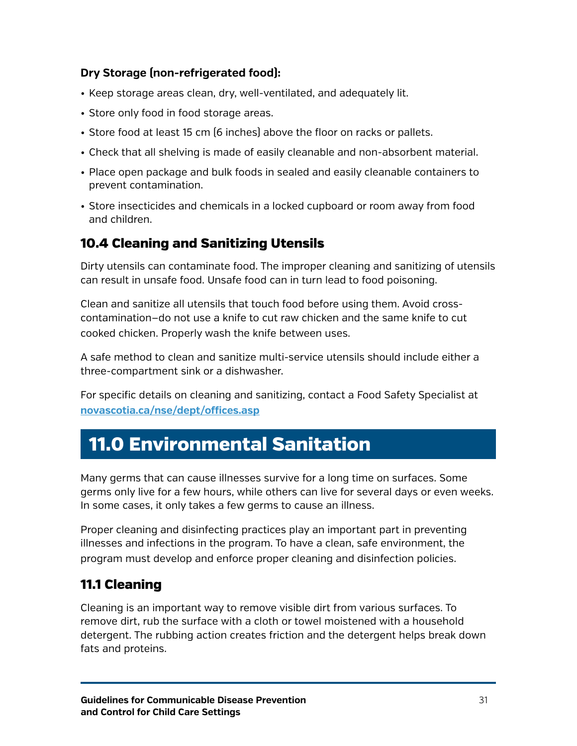**Dry Storage (non-refrigerated food):**

- Keep storage areas clean, dry, well-ventilated, and adequately lit.
- Store only food in food storage areas.
- Store food at least 15 cm (6 inches) above the floor on racks or pallets.
- Check that all shelving is made of easily cleanable and non-absorbent material.
- Place open package and bulk foods in sealed and easily cleanable containers to prevent contamination.
- Store insecticides and chemicals in a locked cupboard or room away from food and children.

### 10.4 Cleaning and Sanitizing Utensils

Dirty utensils can contaminate food. The improper cleaning and sanitizing of utensils can result in unsafe food. Unsafe food can in turn lead to food poisoning.

Clean and sanitize all utensils that touch food before using them. Avoid cross-contamination–do not use a knife to cut raw chicken and the same knife to cut cooked chicken. Properly wash the knife between uses.

A safe method to clean and sanitize multi-service utensils should include either a three-compartment sink or a dishwasher.

For specific details on cleaning and sanitizing, contact a Food Safety Specialist at **novascotia.ca/nse/dept/offices.asp**

## 11.0 Environmental Sanitation

Many germs that can cause illnesses survive for a long time on surfaces. Some germs only live for a few hours, while others can live for several days or even weeks. In some cases, it only takes a few germs to cause an illness.

Proper cleaning and disinfecting practices play an important part in preventing illnesses and infections in the program. To have a clean, safe environment, the program must develop and enforce proper cleaning and disinfection policies.

### 11.1 Cleaning

Cleaning is an important way to remove visible dirt from various surfaces. To remove dirt, rub the surface with a cloth or towel moistened with a household detergent. The rubbing action creates friction and the detergent helps break down fats and proteins.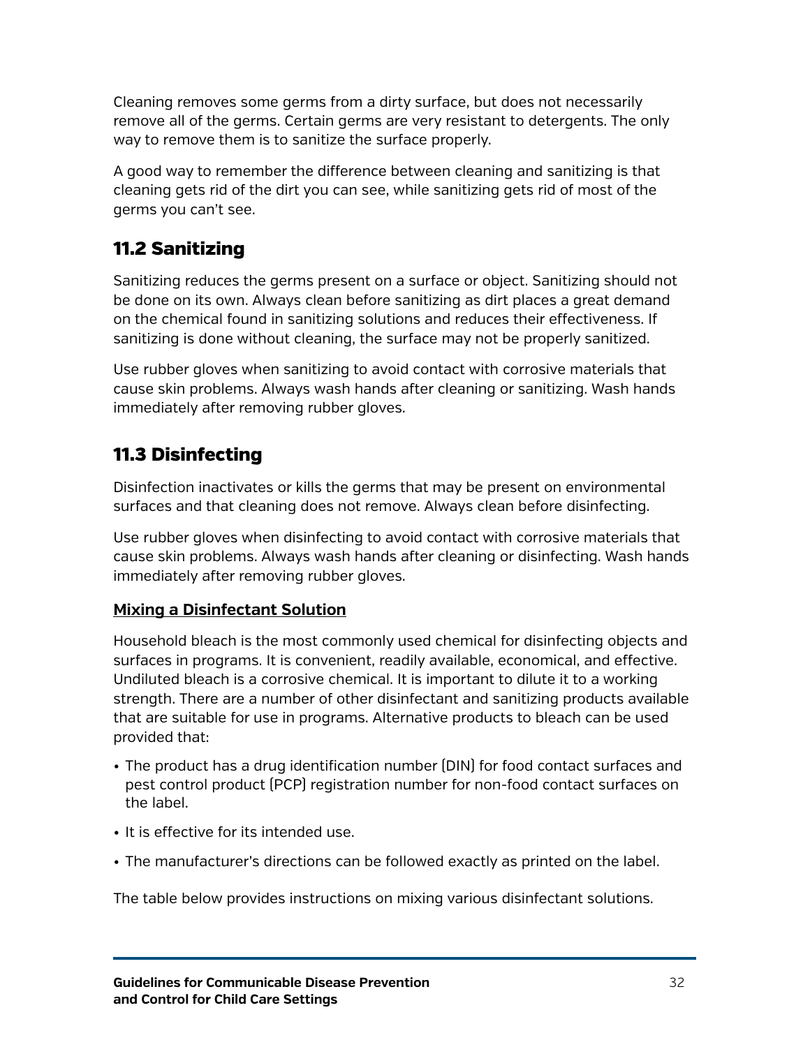Cleaning removes some germs from a dirty surface, but does not necessarily remove all of the germs. Certain germs are very resistant to detergents. The only way to remove them is to sanitize the surface properly.

A good way to remember the difference between cleaning and sanitizing is that cleaning gets rid of the dirt you can see, while sanitizing gets rid of most of the germs you can't see.

## 11.2 Sanitizing

Sanitizing reduces the germs present on a surface or object. Sanitizing should not be done on its own. Always clean before sanitizing as dirt places a great demand on the chemical found in sanitizing solutions and reduces their effectiveness. If sanitizing is done without cleaning, the surface may not be properly sanitized.

Use rubber gloves when sanitizing to avoid contact with corrosive materials that cause skin problems. Always wash hands after cleaning or sanitizing. Wash hands immediately after removing rubber gloves.

## 11.3 Disinfecting

Disinfection inactivates or kills the germs that may be present on environmental surfaces and that cleaning does not remove. Always clean before disinfecting.

Use rubber gloves when disinfecting to avoid contact with corrosive materials that cause skin problems. Always wash hands after cleaning or disinfecting. Wash hands immediately after removing rubber gloves.

### Mixing a Disinfectant Solution

Household bleach is the most commonly used chemical for disinfecting objects and surfaces in programs. It is convenient, readily available, economical, and effective. Undiluted bleach is a corrosive chemical. It is important to dilute it to a working strength. There are a number of other disinfectant and sanitizing products available that are suitable for use in programs. Alternative products to bleach can be used provided that:

- The product has a drug identification number (DIN) for food contact surfaces and pest control product (PCP) registration number for non-food contact surfaces on the label.
- It is effective for its intended use.
- The manufacturer's directions can be followed exactly as printed on the label.

The table below provides instructions on mixing various disinfectant solutions.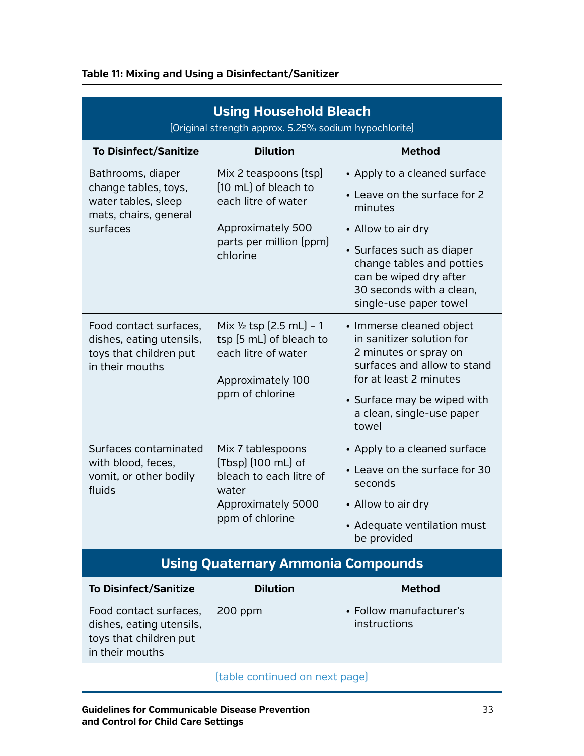**Table 11: Mixing and Using a Disinfectant/Sanitizer**

| Using Household Bleach (Original strength approx. 5.25% sodium hypochlorite) | | |
|---|---|---|
| **To Disinfect/Sanitize** | **Dilution** | **Method** |
| Bathrooms, diaper change tables, toys, water tables, sleep mats, chairs, general surfaces | Mix 2 teaspoons (tsp) (10 mL) of bleach to each litre of water<br><br>Approximately 500 parts per million (ppm) chlorine | • Apply to a cleaned surface<br>• Leave on the surface for 2 minutes<br>• Allow to air dry<br>• Surfaces such as diaper change tables and potties can be wiped dry after 30 seconds with a clean, single-use paper towel |
| Food contact surfaces, dishes, eating utensils, toys that children put in their mouths | Mix ½ tsp (2.5 mL) – 1 tsp (5 mL) of bleach to each litre of water<br><br>Approximately 100 ppm of chlorine | • Immerse cleaned object in sanitizer solution for 2 minutes or spray on surfaces and allow to stand for at least 2 minutes<br>• Surface may be wiped with a clean, single-use paper towel |
| Surfaces contaminated with blood, feces, vomit, or other bodily fluids | Mix 7 tablespoons (Tbsp) (100 mL) of bleach to each litre of water<br>Approximately 5000 ppm of chlorine | • Apply to a cleaned surface<br>• Leave on the surface for 30 seconds<br>• Allow to air dry<br>• Adequate ventilation must be provided |
| **Using Quaternary Ammonia Compounds** | | |
| **To Disinfect/Sanitize** | **Dilution** | **Method** |
| Food contact surfaces, dishes, eating utensils, toys that children put in their mouths | 200 ppm | • Follow manufacturer's instructions |

(table continued on next page)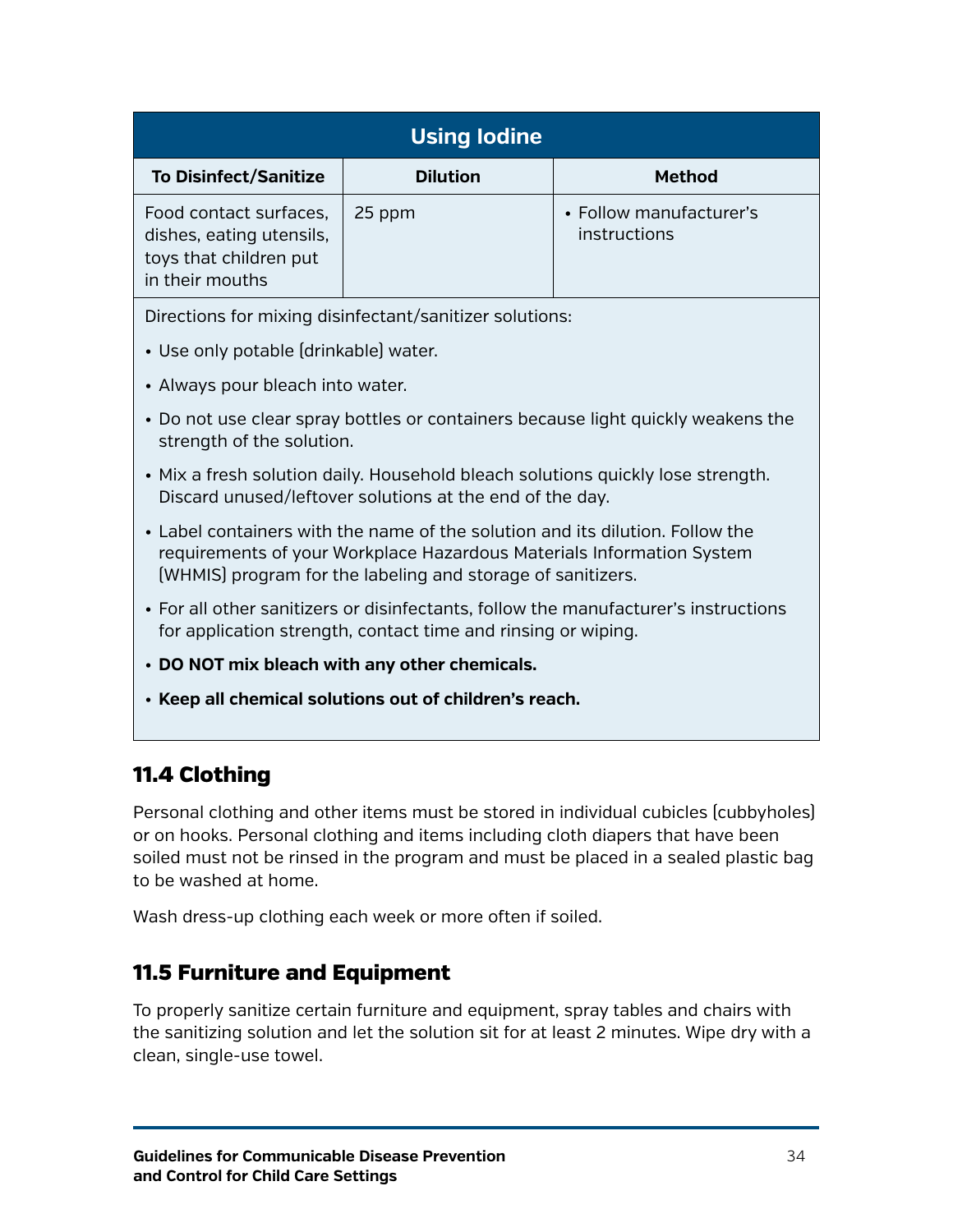| Using Iodine | | |
|---|---|---|
| **To Disinfect/Sanitize** | **Dilution** | **Method** |
| Food contact surfaces, dishes, eating utensils, toys that children put in their mouths | 25 ppm | • Follow manufacturer's instructions |

Directions for mixing disinfectant/sanitizer solutions:

- Use only potable (drinkable) water.
- Always pour bleach into water.
- Do not use clear spray bottles or containers because light quickly weakens the strength of the solution.
- Mix a fresh solution daily. Household bleach solutions quickly lose strength. Discard unused/leftover solutions at the end of the day.
- Label containers with the name of the solution and its dilution. Follow the requirements of your Workplace Hazardous Materials Information System (WHMIS) program for the labeling and storage of sanitizers.
- For all other sanitizers or disinfectants, follow the manufacturer's instructions for application strength, contact time and rinsing or wiping.
- **DO NOT mix bleach with any other chemicals.**
- **Keep all chemical solutions out of children's reach.**

## 11.4 Clothing

Personal clothing and other items must be stored in individual cubicles (cubbyholes) or on hooks. Personal clothing and items including cloth diapers that have been soiled must not be rinsed in the program and must be placed in a sealed plastic bag to be washed at home.

Wash dress-up clothing each week or more often if soiled.

## 11.5 Furniture and Equipment

To properly sanitize certain furniture and equipment, spray tables and chairs with the sanitizing solution and let the solution sit for at least 2 minutes. Wipe dry with a clean, single-use towel.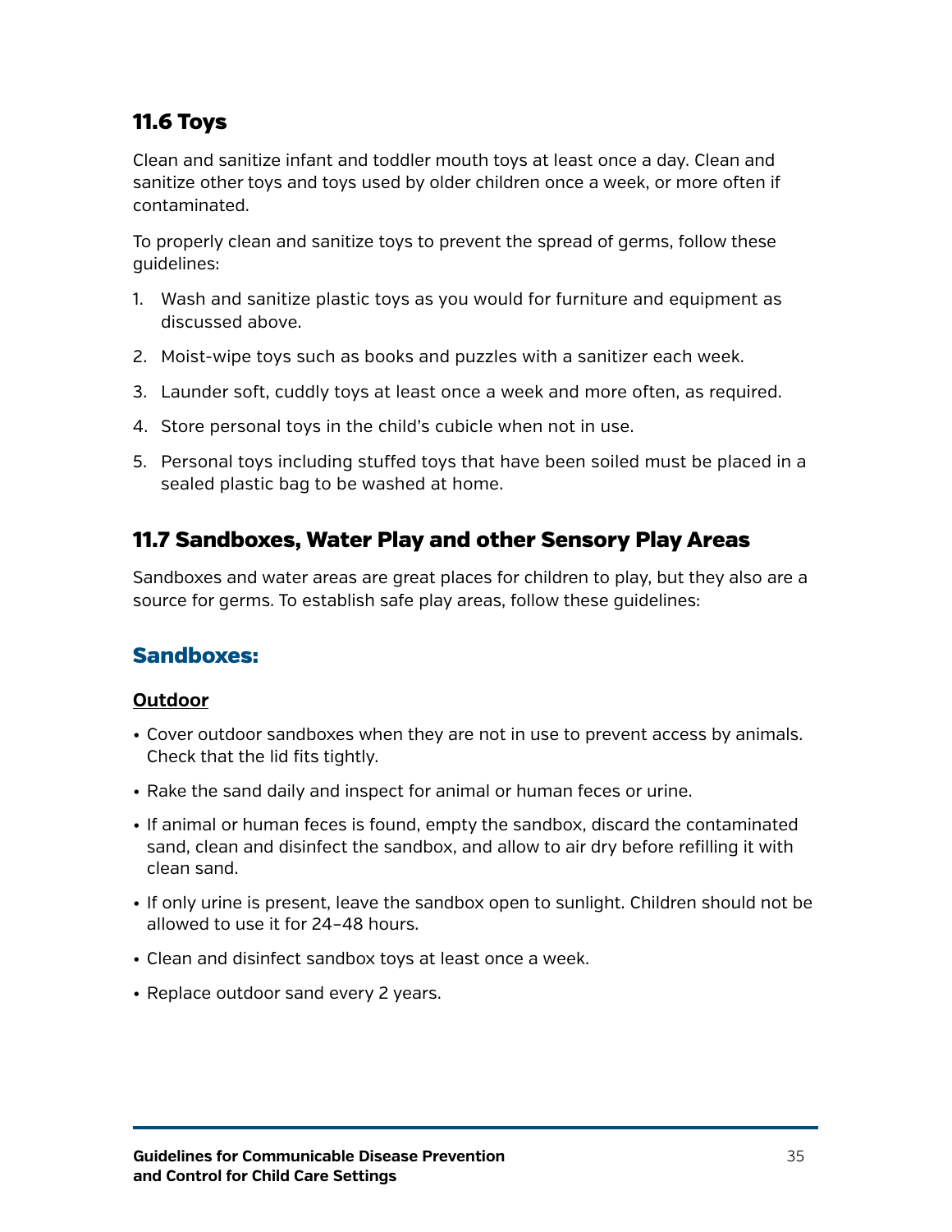## 11.6 Toys

Clean and sanitize infant and toddler mouth toys at least once a day. Clean and sanitize other toys and toys used by older children once a week, or more often if contaminated.

To properly clean and sanitize toys to prevent the spread of germs, follow these guidelines:

1. Wash and sanitize plastic toys as you would for furniture and equipment as discussed above.
2. Moist-wipe toys such as books and puzzles with a sanitizer each week.
3. Launder soft, cuddly toys at least once a week and more often, as required.
4. Store personal toys in the child's cubicle when not in use.
5. Personal toys including stuffed toys that have been soiled must be placed in a sealed plastic bag to be washed at home.

## 11.7 Sandboxes, Water Play and other Sensory Play Areas

Sandboxes and water areas are great places for children to play, but they also are a source for germs. To establish safe play areas, follow these guidelines:

### Sandboxes:

#### Outdoor

- Cover outdoor sandboxes when they are not in use to prevent access by animals. Check that the lid fits tightly.
- Rake the sand daily and inspect for animal or human feces or urine.
- If animal or human feces is found, empty the sandbox, discard the contaminated sand, clean and disinfect the sandbox, and allow to air dry before refilling it with clean sand.
- If only urine is present, leave the sandbox open to sunlight. Children should not be allowed to use it for 24–48 hours.
- Clean and disinfect sandbox toys at least once a week.
- Replace outdoor sand every 2 years.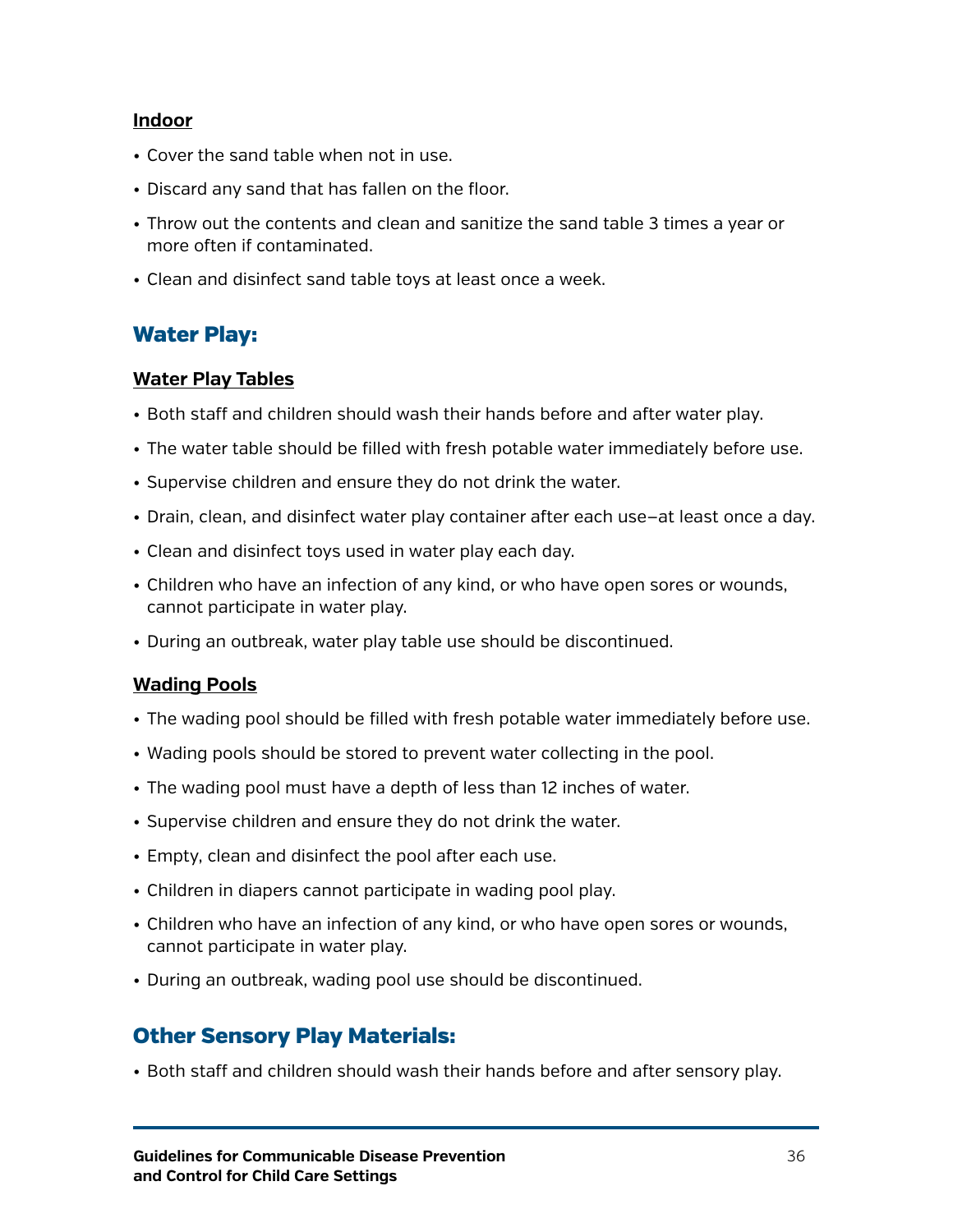#### Indoor

- Cover the sand table when not in use.
- Discard any sand that has fallen on the floor.
- Throw out the contents and clean and sanitize the sand table 3 times a year or more often if contaminated.
- Clean and disinfect sand table toys at least once a week.

## Water Play:

#### Water Play Tables

- Both staff and children should wash their hands before and after water play.
- The water table should be filled with fresh potable water immediately before use.
- Supervise children and ensure they do not drink the water.
- Drain, clean, and disinfect water play container after each use–at least once a day.
- Clean and disinfect toys used in water play each day.
- Children who have an infection of any kind, or who have open sores or wounds, cannot participate in water play.
- During an outbreak, water play table use should be discontinued.

#### Wading Pools

- The wading pool should be filled with fresh potable water immediately before use.
- Wading pools should be stored to prevent water collecting in the pool.
- The wading pool must have a depth of less than 12 inches of water.
- Supervise children and ensure they do not drink the water.
- Empty, clean and disinfect the pool after each use.
- Children in diapers cannot participate in wading pool play.
- Children who have an infection of any kind, or who have open sores or wounds, cannot participate in water play.
- During an outbreak, wading pool use should be discontinued.

## Other Sensory Play Materials:

- Both staff and children should wash their hands before and after sensory play.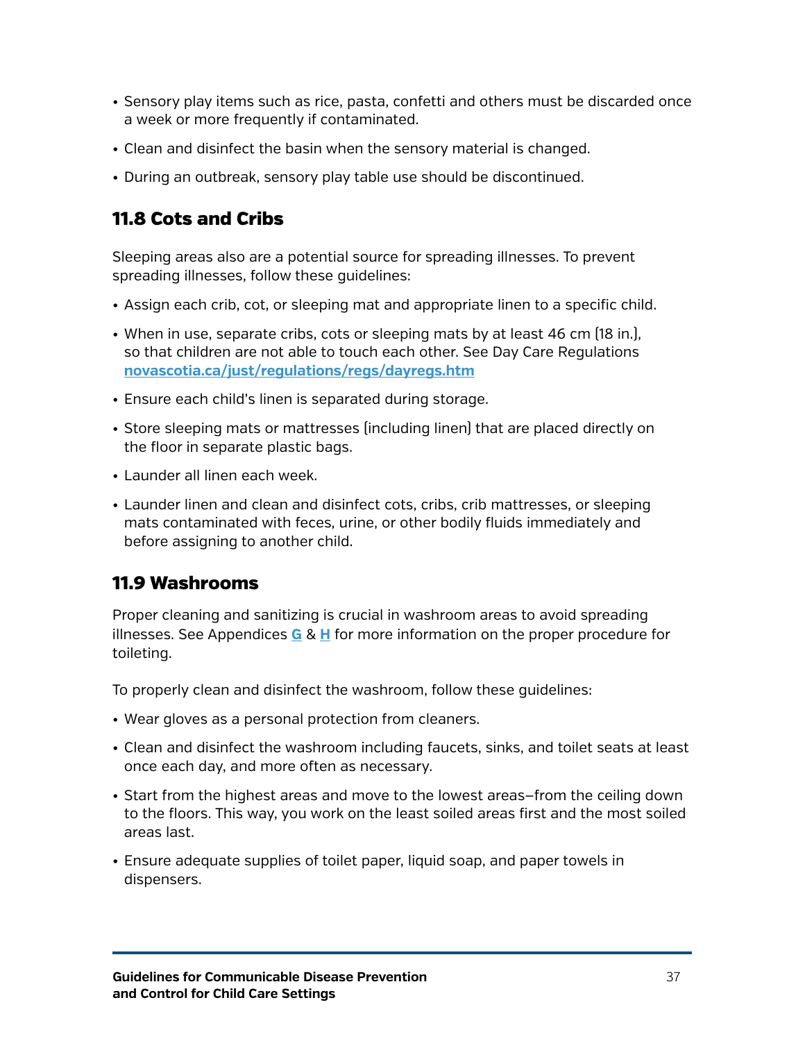- Sensory play items such as rice, pasta, confetti and others must be discarded once a week or more frequently if contaminated.
- Clean and disinfect the basin when the sensory material is changed.
- During an outbreak, sensory play table use should be discontinued.

## 11.8 Cots and Cribs

Sleeping areas also are a potential source for spreading illnesses. To prevent spreading illnesses, follow these guidelines:

- Assign each crib, cot, or sleeping mat and appropriate linen to a specific child.
- When in use, separate cribs, cots or sleeping mats by at least 46 cm (18 in.), so that children are not able to touch each other. See Day Care Regulations [novascotia.ca/just/regulations/regs/dayregs.htm](novascotia.ca/just/regulations/regs/dayregs.htm)
- Ensure each child's linen is separated during storage.
- Store sleeping mats or mattresses (including linen) that are placed directly on the floor in separate plastic bags.
- Launder all linen each week.
- Launder linen and clean and disinfect cots, cribs, crib mattresses, or sleeping mats contaminated with feces, urine, or other bodily fluids immediately and before assigning to another child.

## 11.9 Washrooms

Proper cleaning and sanitizing is crucial in washroom areas to avoid spreading illnesses. See Appendices **G** & **H** for more information on the proper procedure for toileting.

To properly clean and disinfect the washroom, follow these guidelines:

- Wear gloves as a personal protection from cleaners.
- Clean and disinfect the washroom including faucets, sinks, and toilet seats at least once each day, and more often as necessary.
- Start from the highest areas and move to the lowest areas—from the ceiling down to the floors. This way, you work on the least soiled areas first and the most soiled areas last.
- Ensure adequate supplies of toilet paper, liquid soap, and paper towels in dispensers.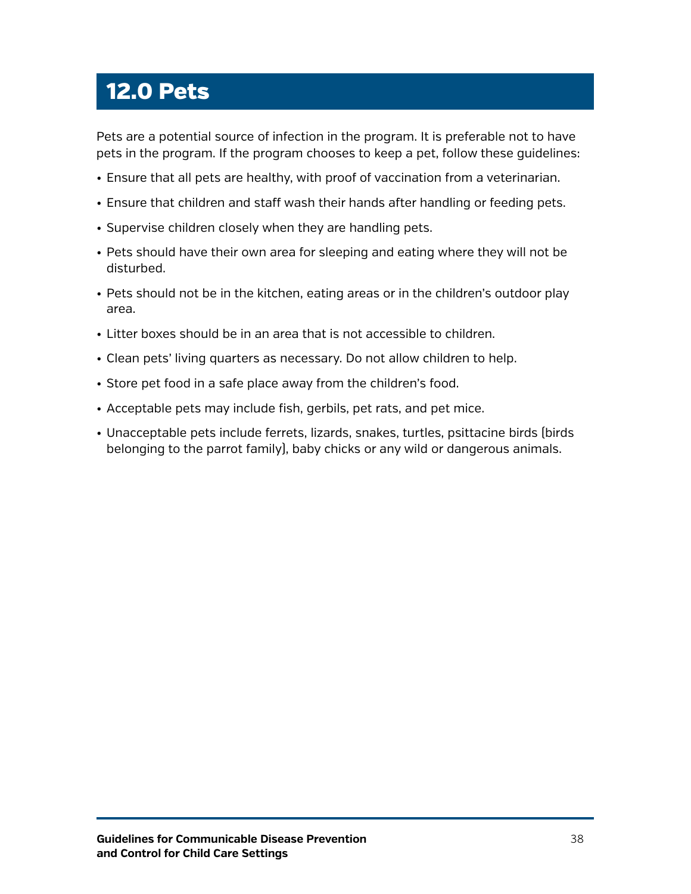# 12.0 Pets

Pets are a potential source of infection in the program. It is preferable not to have pets in the program. If the program chooses to keep a pet, follow these guidelines:

- Ensure that all pets are healthy, with proof of vaccination from a veterinarian.
- Ensure that children and staff wash their hands after handling or feeding pets.
- Supervise children closely when they are handling pets.
- Pets should have their own area for sleeping and eating where they will not be disturbed.
- Pets should not be in the kitchen, eating areas or in the children's outdoor play area.
- Litter boxes should be in an area that is not accessible to children.
- Clean pets' living quarters as necessary. Do not allow children to help.
- Store pet food in a safe place away from the children's food.
- Acceptable pets may include fish, gerbils, pet rats, and pet mice.
- Unacceptable pets include ferrets, lizards, snakes, turtles, psittacine birds (birds belonging to the parrot family), baby chicks or any wild or dangerous animals.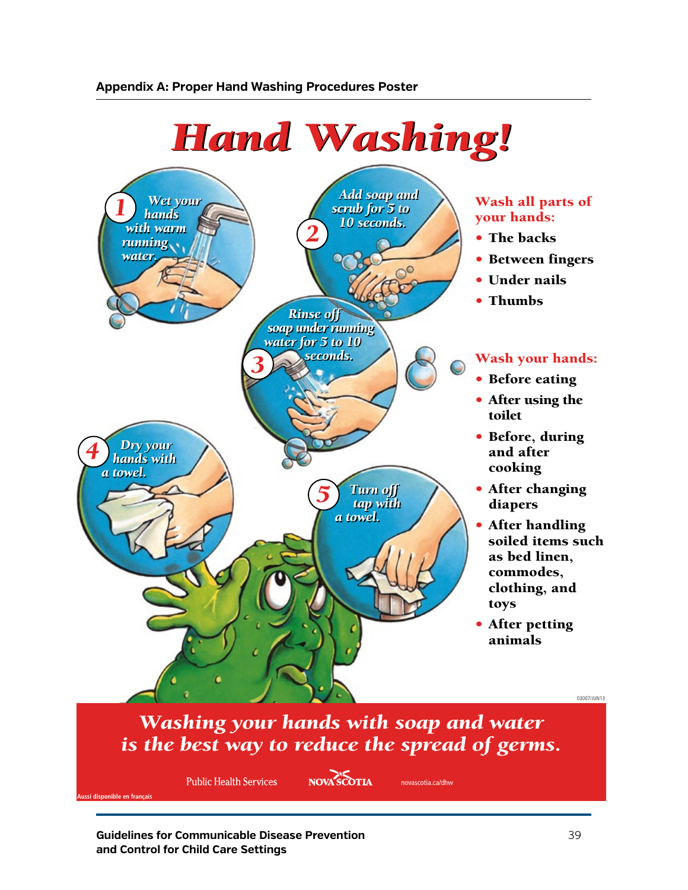## Appendix A: Proper Hand Washing Procedures Poster

# *Hand Washing!*

1. *Wet your hands with warm running water.*
2. *Add soap and scrub for 5 to 10 seconds.*
3. *Rinse off soap under running water for 5 to 10 seconds.*
4. *Dry your hands with a towel.*
5. *Turn off tap with a towel.*

**Wash all parts of your hands:**

- **The backs**
- **Between fingers**
- **Under nails**
- **Thumbs**

**Wash your hands:**

- **Before eating**
- **After using the toilet**
- **Before, during and after cooking**
- **After changing diapers**
- **After handling soiled items such as bed linen, commodes, clothing, and toys**
- **After petting animals**

03007/JUN13

***Washing your hands with soap and water is the best way to reduce the spread of germs.***

Public Health Services NOVA SCOTIA novascotia.ca/dhw

Aussi disponible en français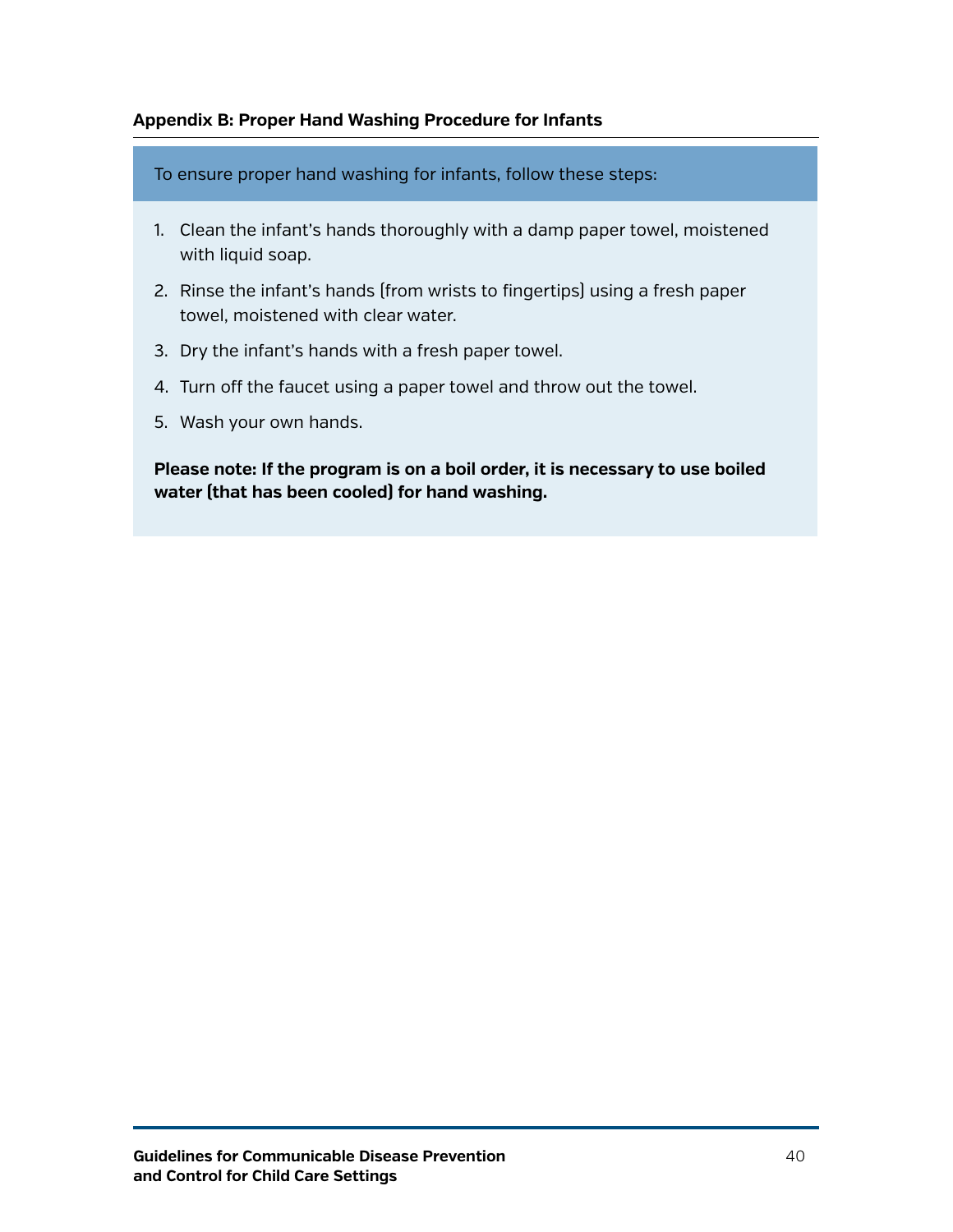## Appendix B: Proper Hand Washing Procedure for Infants

To ensure proper hand washing for infants, follow these steps:

1. Clean the infant's hands thoroughly with a damp paper towel, moistened with liquid soap.
2. Rinse the infant's hands (from wrists to fingertips) using a fresh paper towel, moistened with clear water.
3. Dry the infant's hands with a fresh paper towel.
4. Turn off the faucet using a paper towel and throw out the towel.
5. Wash your own hands.

**Please note: If the program is on a boil order, it is necessary to use boiled water (that has been cooled) for hand washing.**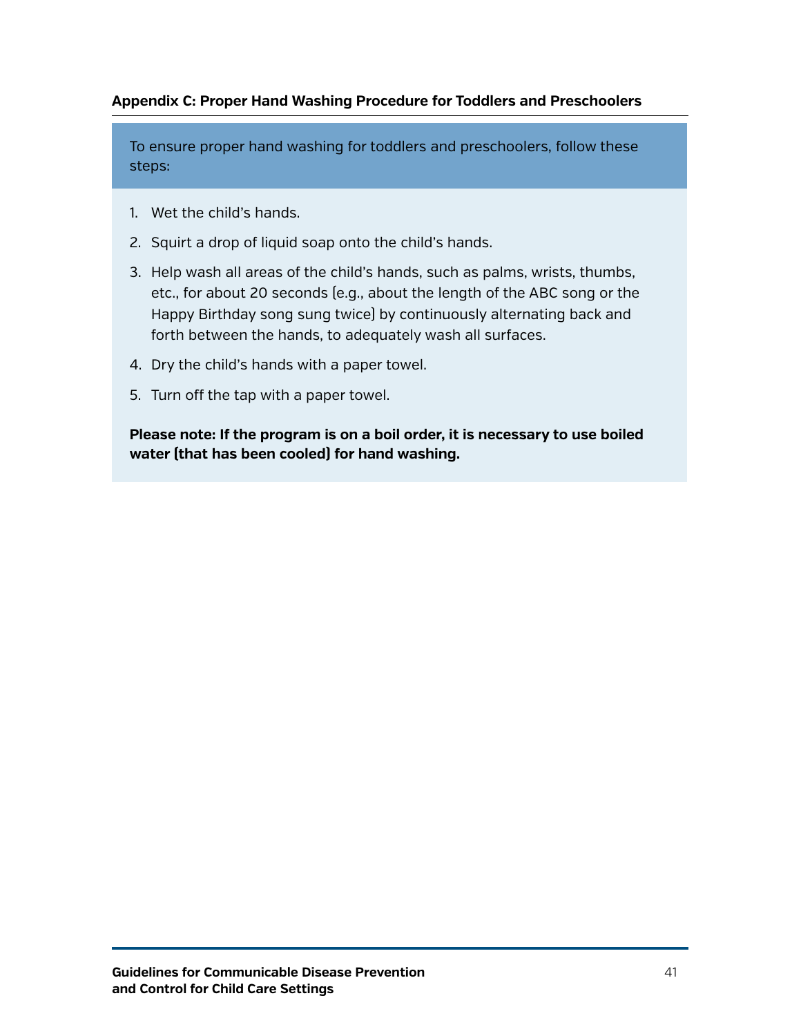## Appendix C: Proper Hand Washing Procedure for Toddlers and Preschoolers

To ensure proper hand washing for toddlers and preschoolers, follow these steps:

1. Wet the child's hands.
2. Squirt a drop of liquid soap onto the child's hands.
3. Help wash all areas of the child's hands, such as palms, wrists, thumbs, etc., for about 20 seconds (e.g., about the length of the ABC song or the Happy Birthday song sung twice) by continuously alternating back and forth between the hands, to adequately wash all surfaces.
4. Dry the child's hands with a paper towel.
5. Turn off the tap with a paper towel.

**Please note: If the program is on a boil order, it is necessary to use boiled water (that has been cooled) for hand washing.**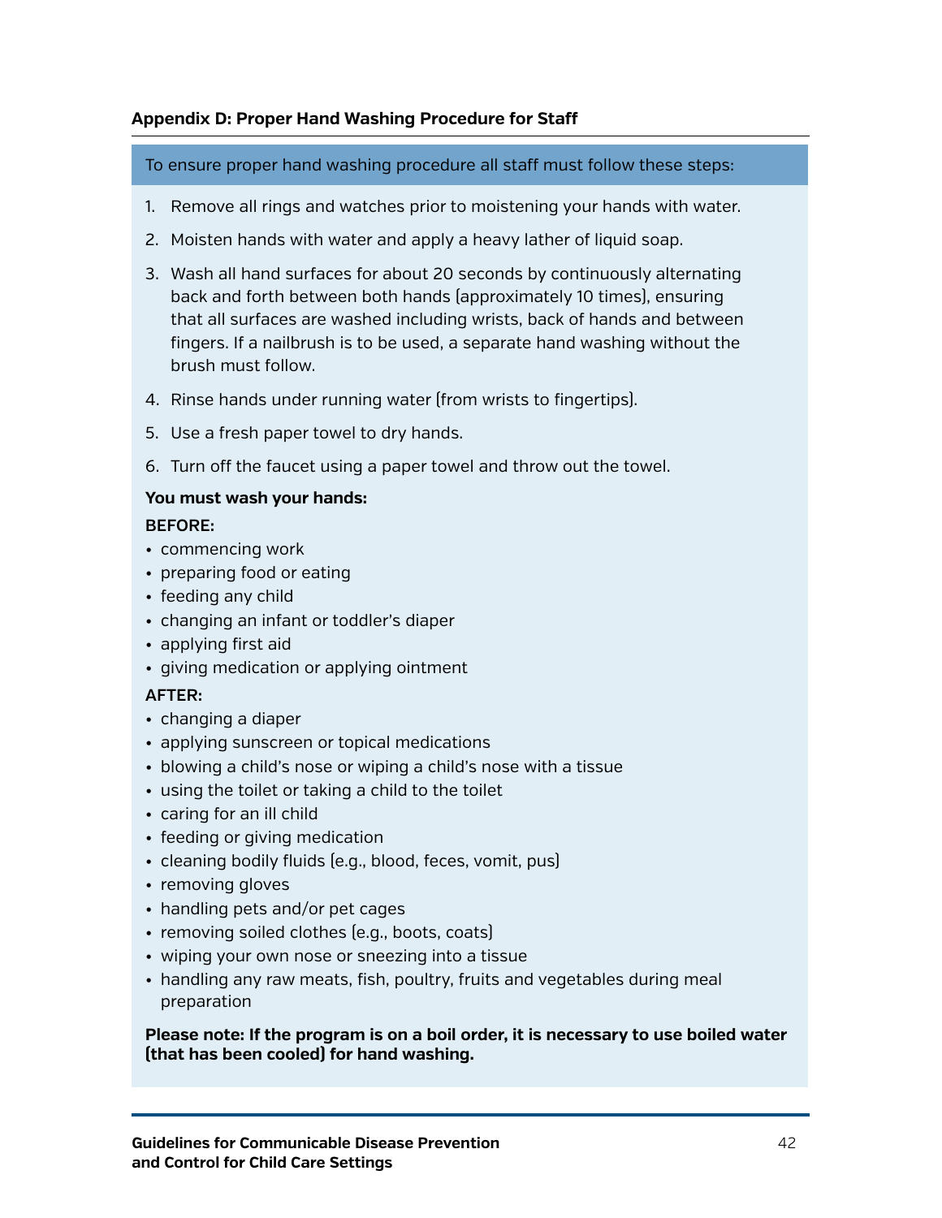**Appendix D: Proper Hand Washing Procedure for Staff**

To ensure proper hand washing procedure all staff must follow these steps:

1. Remove all rings and watches prior to moistening your hands with water.
2. Moisten hands with water and apply a heavy lather of liquid soap.
3. Wash all hand surfaces for about 20 seconds by continuously alternating back and forth between both hands (approximately 10 times), ensuring that all surfaces are washed including wrists, back of hands and between fingers. If a nailbrush is to be used, a separate hand washing without the brush must follow.
4. Rinse hands under running water (from wrists to fingertips).
5. Use a fresh paper towel to dry hands.
6. Turn off the faucet using a paper towel and throw out the towel.

**You must wash your hands:**

**BEFORE:**

- commencing work
- preparing food or eating
- feeding any child
- changing an infant or toddler's diaper
- applying first aid
- giving medication or applying ointment

**AFTER:**

- changing a diaper
- applying sunscreen or topical medications
- blowing a child's nose or wiping a child's nose with a tissue
- using the toilet or taking a child to the toilet
- caring for an ill child
- feeding or giving medication
- cleaning bodily fluids (e.g., blood, feces, vomit, pus)
- removing gloves
- handling pets and/or pet cages
- removing soiled clothes (e.g., boots, coats)
- wiping your own nose or sneezing into a tissue
- handling any raw meats, fish, poultry, fruits and vegetables during meal preparation

**Please note: If the program is on a boil order, it is necessary to use boiled water (that has been cooled) for hand washing.**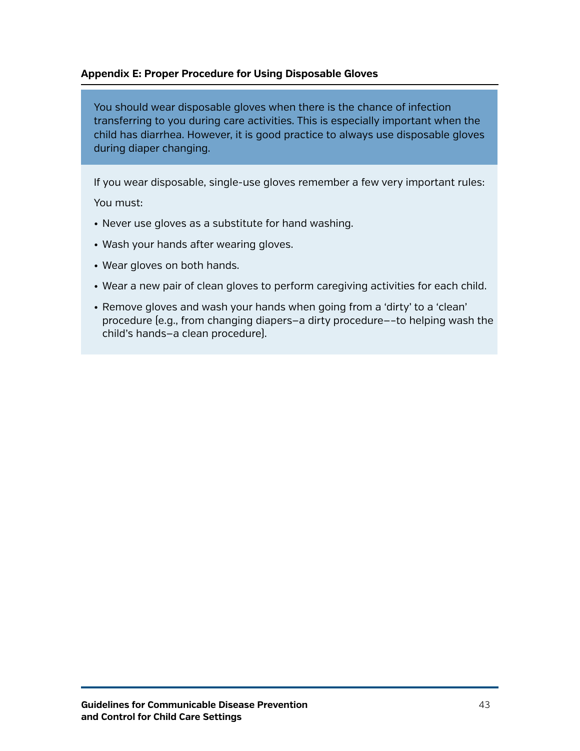## Appendix E: Proper Procedure for Using Disposable Gloves

You should wear disposable gloves when there is the chance of infection transferring to you during care activities. This is especially important when the child has diarrhea. However, it is good practice to always use disposable gloves during diaper changing.

If you wear disposable, single-use gloves remember a few very important rules:

You must:

- Never use gloves as a substitute for hand washing.
- Wash your hands after wearing gloves.
- Wear gloves on both hands.
- Wear a new pair of clean gloves to perform caregiving activities for each child.
- Remove gloves and wash your hands when going from a 'dirty' to a 'clean' procedure (e.g., from changing diapers–a dirty procedure––to helping wash the child's hands–a clean procedure).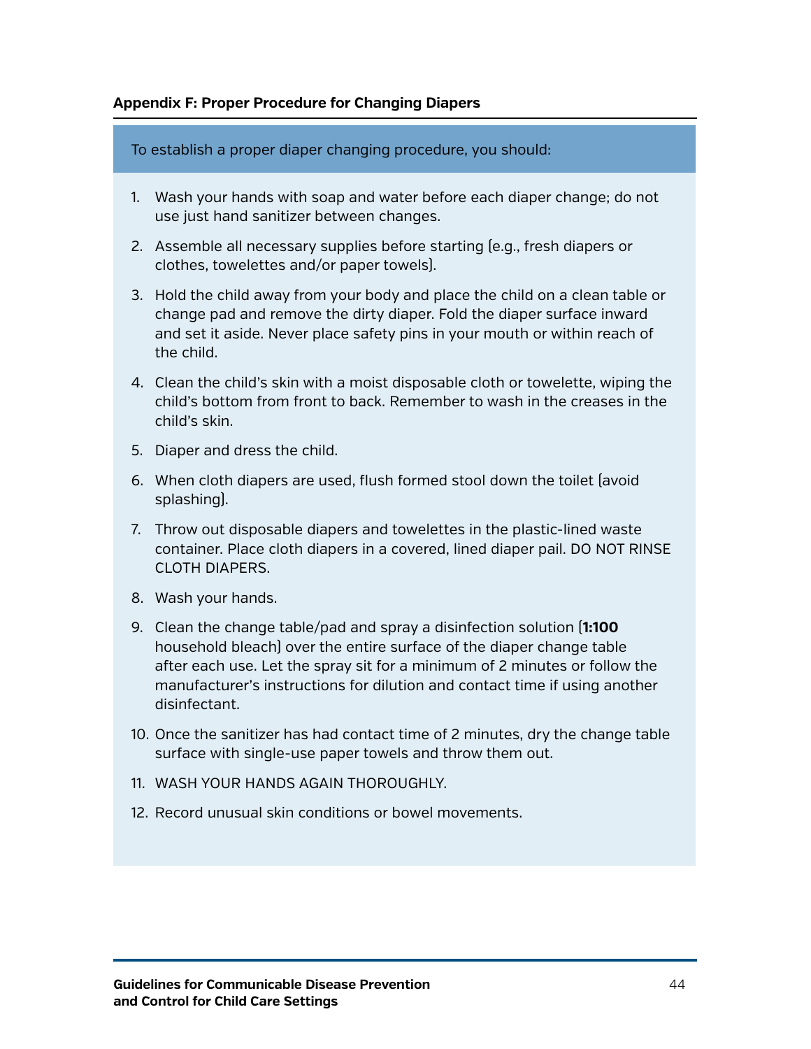### Appendix F: Proper Procedure for Changing Diapers

To establish a proper diaper changing procedure, you should:

1. Wash your hands with soap and water before each diaper change; do not use just hand sanitizer between changes.
2. Assemble all necessary supplies before starting (e.g., fresh diapers or clothes, towelettes and/or paper towels).
3. Hold the child away from your body and place the child on a clean table or change pad and remove the dirty diaper. Fold the diaper surface inward and set it aside. Never place safety pins in your mouth or within reach of the child.
4. Clean the child's skin with a moist disposable cloth or towelette, wiping the child's bottom from front to back. Remember to wash in the creases in the child's skin.
5. Diaper and dress the child.
6. When cloth diapers are used, flush formed stool down the toilet (avoid splashing).
7. Throw out disposable diapers and towelettes in the plastic-lined waste container. Place cloth diapers in a covered, lined diaper pail. DO NOT RINSE CLOTH DIAPERS.
8. Wash your hands.
9. Clean the change table/pad and spray a disinfection solution (**1:100** household bleach) over the entire surface of the diaper change table after each use. Let the spray sit for a minimum of 2 minutes or follow the manufacturer's instructions for dilution and contact time if using another disinfectant.
10. Once the sanitizer has had contact time of 2 minutes, dry the change table surface with single-use paper towels and throw them out.
11. WASH YOUR HANDS AGAIN THOROUGHLY.
12. Record unusual skin conditions or bowel movements.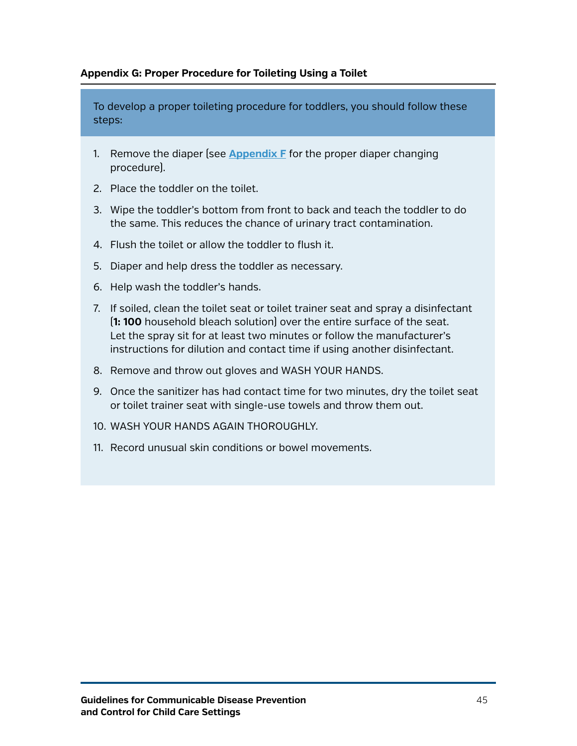## Appendix G: Proper Procedure for Toileting Using a Toilet

To develop a proper toileting procedure for toddlers, you should follow these steps:

1. Remove the diaper (see **Appendix F** for the proper diaper changing procedure).
2. Place the toddler on the toilet.
3. Wipe the toddler's bottom from front to back and teach the toddler to do the same. This reduces the chance of urinary tract contamination.
4. Flush the toilet or allow the toddler to flush it.
5. Diaper and help dress the toddler as necessary.
6. Help wash the toddler's hands.
7. If soiled, clean the toilet seat or toilet trainer seat and spray a disinfectant (**1: 100** household bleach solution) over the entire surface of the seat. Let the spray sit for at least two minutes or follow the manufacturer's instructions for dilution and contact time if using another disinfectant.
8. Remove and throw out gloves and WASH YOUR HANDS.
9. Once the sanitizer has had contact time for two minutes, dry the toilet seat or toilet trainer seat with single-use towels and throw them out.
10. WASH YOUR HANDS AGAIN THOROUGHLY.
11. Record unusual skin conditions or bowel movements.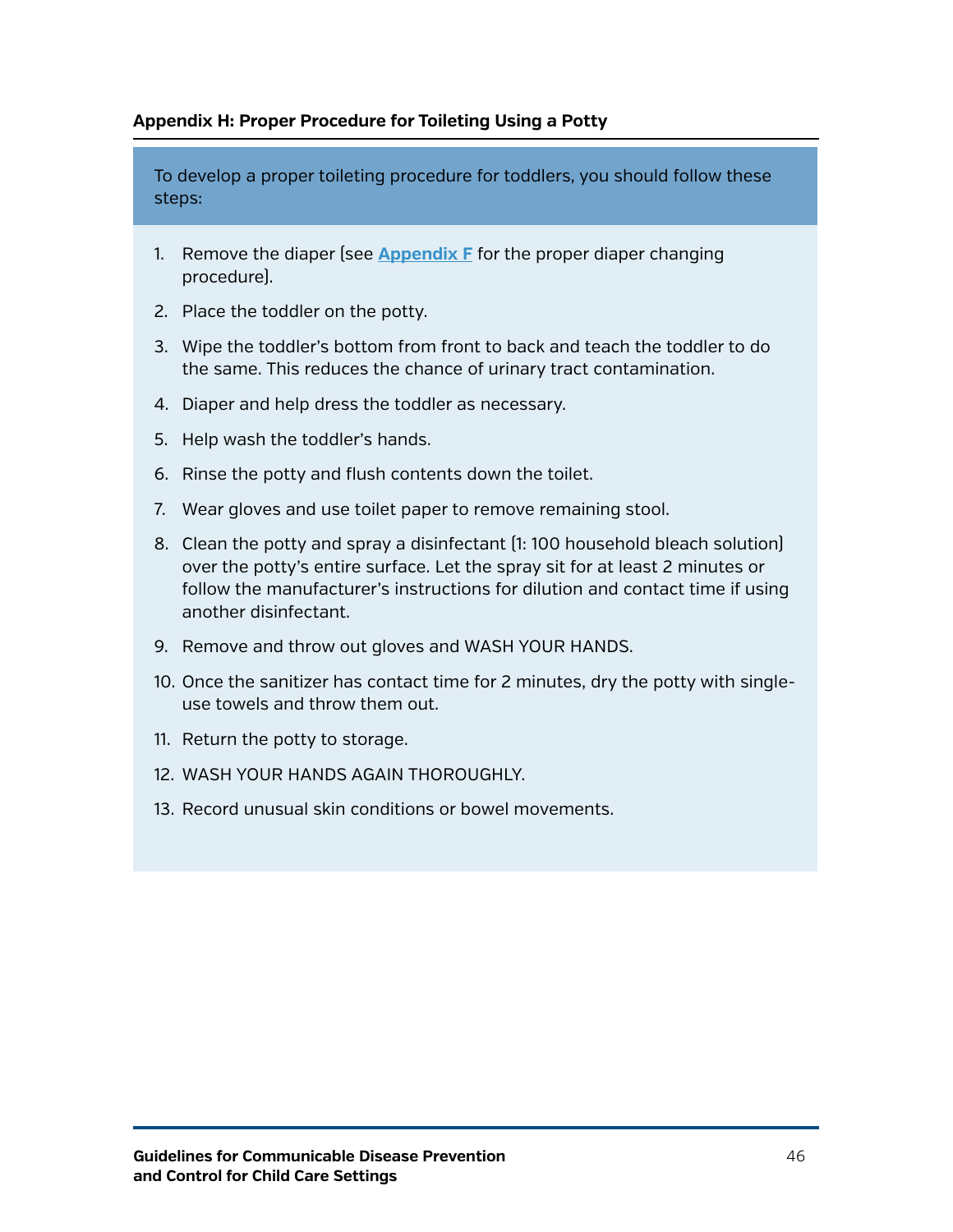## Appendix H: Proper Procedure for Toileting Using a Potty

To develop a proper toileting procedure for toddlers, you should follow these steps:

1. Remove the diaper (see **Appendix F** for the proper diaper changing procedure).
2. Place the toddler on the potty.
3. Wipe the toddler's bottom from front to back and teach the toddler to do the same. This reduces the chance of urinary tract contamination.
4. Diaper and help dress the toddler as necessary.
5. Help wash the toddler's hands.
6. Rinse the potty and flush contents down the toilet.
7. Wear gloves and use toilet paper to remove remaining stool.
8. Clean the potty and spray a disinfectant (1: 100 household bleach solution) over the potty's entire surface. Let the spray sit for at least 2 minutes or follow the manufacturer's instructions for dilution and contact time if using another disinfectant.
9. Remove and throw out gloves and WASH YOUR HANDS.
10. Once the sanitizer has contact time for 2 minutes, dry the potty with single-use towels and throw them out.
11. Return the potty to storage.
12. WASH YOUR HANDS AGAIN THOROUGHLY.
13. Record unusual skin conditions or bowel movements.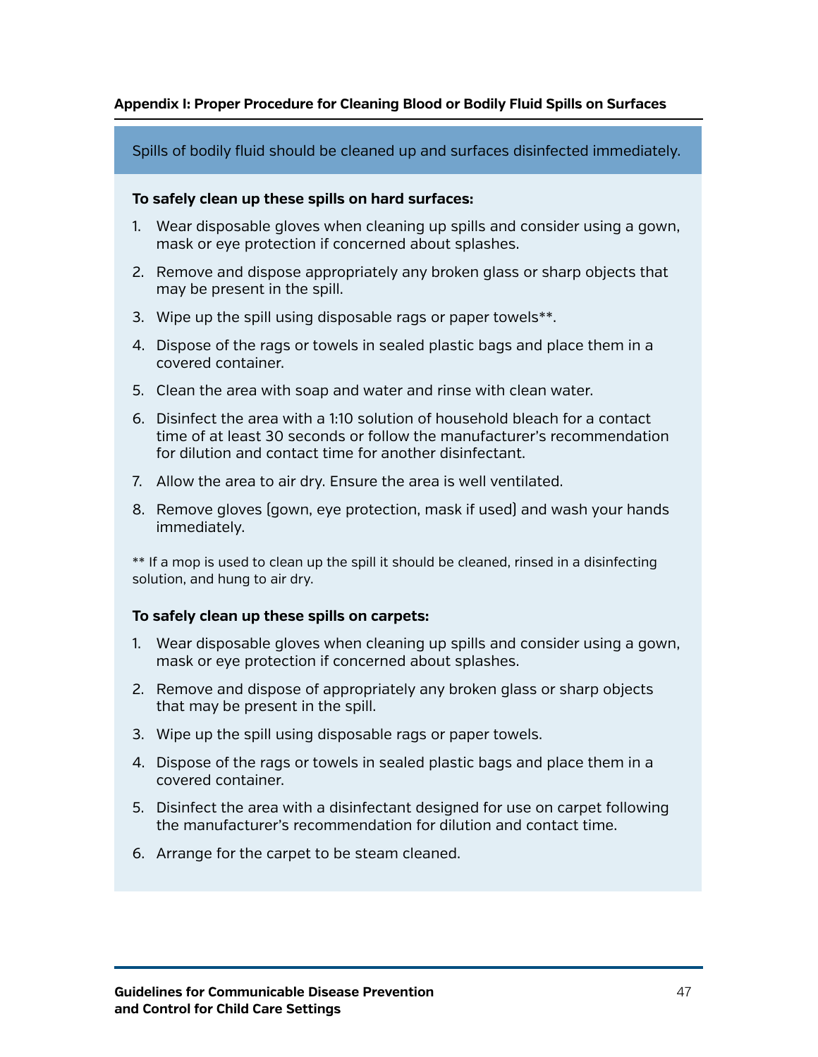## Appendix I: Proper Procedure for Cleaning Blood or Bodily Fluid Spills on Surfaces

Spills of bodily fluid should be cleaned up and surfaces disinfected immediately.

**To safely clean up these spills on hard surfaces:**

1. Wear disposable gloves when cleaning up spills and consider using a gown, mask or eye protection if concerned about splashes.
2. Remove and dispose appropriately any broken glass or sharp objects that may be present in the spill.
3. Wipe up the spill using disposable rags or paper towels**.
4. Dispose of the rags or towels in sealed plastic bags and place them in a covered container.
5. Clean the area with soap and water and rinse with clean water.
6. Disinfect the area with a 1:10 solution of household bleach for a contact time of at least 30 seconds or follow the manufacturer's recommendation for dilution and contact time for another disinfectant.
7. Allow the area to air dry. Ensure the area is well ventilated.
8. Remove gloves (gown, eye protection, mask if used) and wash your hands immediately.

** If a mop is used to clean up the spill it should be cleaned, rinsed in a disinfecting solution, and hung to air dry.

**To safely clean up these spills on carpets:**

1. Wear disposable gloves when cleaning up spills and consider using a gown, mask or eye protection if concerned about splashes.
2. Remove and dispose of appropriately any broken glass or sharp objects that may be present in the spill.
3. Wipe up the spill using disposable rags or paper towels.
4. Dispose of the rags or towels in sealed plastic bags and place them in a covered container.
5. Disinfect the area with a disinfectant designed for use on carpet following the manufacturer's recommendation for dilution and contact time.
6. Arrange for the carpet to be steam cleaned.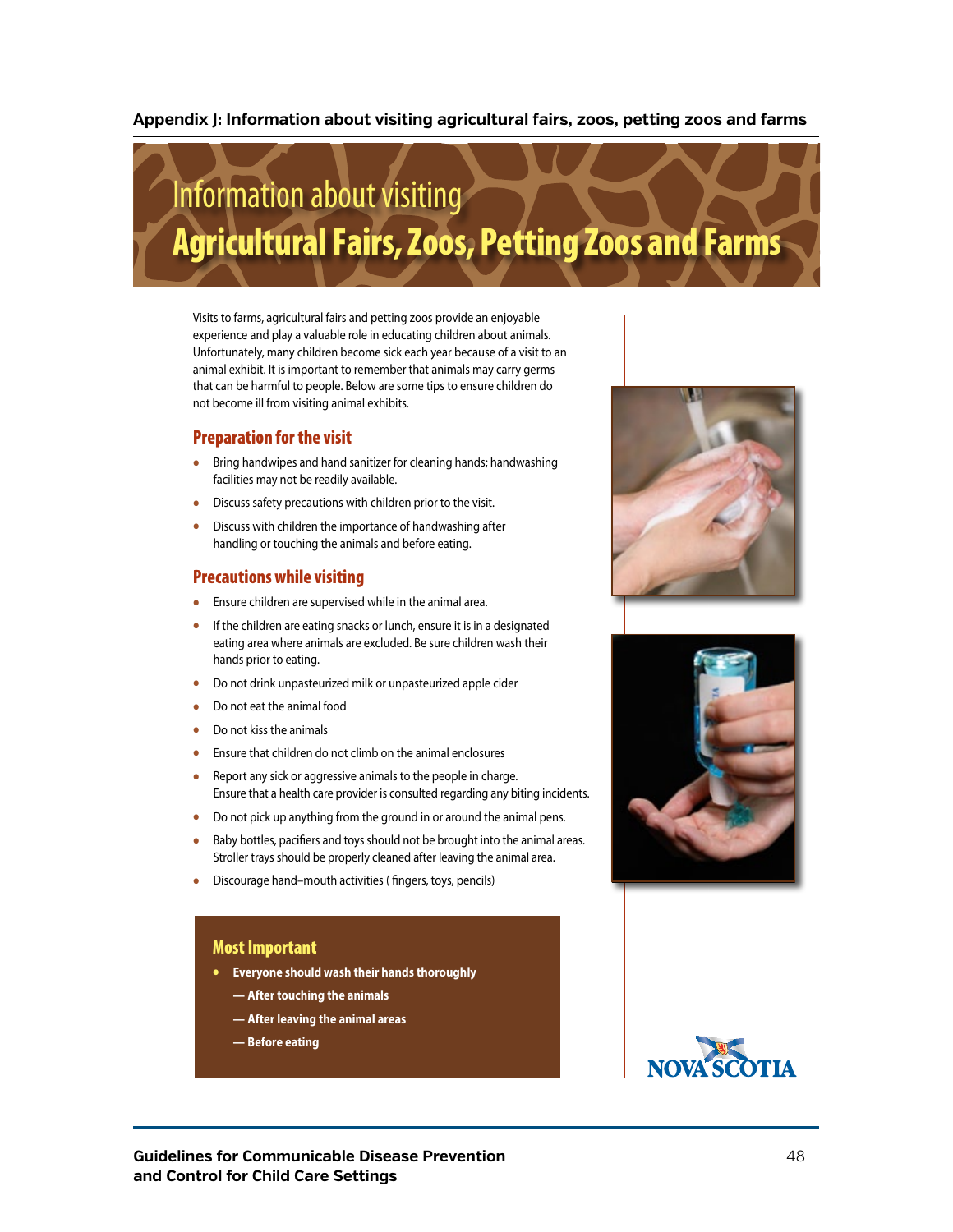## Appendix J: Information about visiting agricultural fairs, zoos, petting zoos and farms

# Information about visiting Agricultural Fairs, Zoos, Petting Zoos and Farms

Visits to farms, agricultural fairs and petting zoos provide an enjoyable experience and play a valuable role in educating children about animals. Unfortunately, many children become sick each year because of a visit to an animal exhibit. It is important to remember that animals may carry germs that can be harmful to people. Below are some tips to ensure children do not become ill from visiting animal exhibits.

### Preparation for the visit

- Bring handwipes and hand sanitizer for cleaning hands; handwashing facilities may not be readily available.
- Discuss safety precautions with children prior to the visit.
- Discuss with children the importance of handwashing after handling or touching the animals and before eating.

### Precautions while visiting

- Ensure children are supervised while in the animal area.
- If the children are eating snacks or lunch, ensure it is in a designated eating area where animals are excluded. Be sure children wash their hands prior to eating.
- Do not drink unpasteurized milk or unpasteurized apple cider
- Do not eat the animal food
- Do not kiss the animals
- Ensure that children do not climb on the animal enclosures
- Report any sick or aggressive animals to the people in charge. Ensure that a health care provider is consulted regarding any biting incidents.
- Do not pick up anything from the ground in or around the animal pens.
- Baby bottles, pacifiers and toys should not be brought into the animal areas. Stroller trays should be properly cleaned after leaving the animal area.
- Discourage hand–mouth activities ( fingers, toys, pencils)

### Most Important

- **Everyone should wash their hands thoroughly**
  - **— After touching the animals**
  - **— After leaving the animal areas**
  - **— Before eating**

NOVA SCOTIA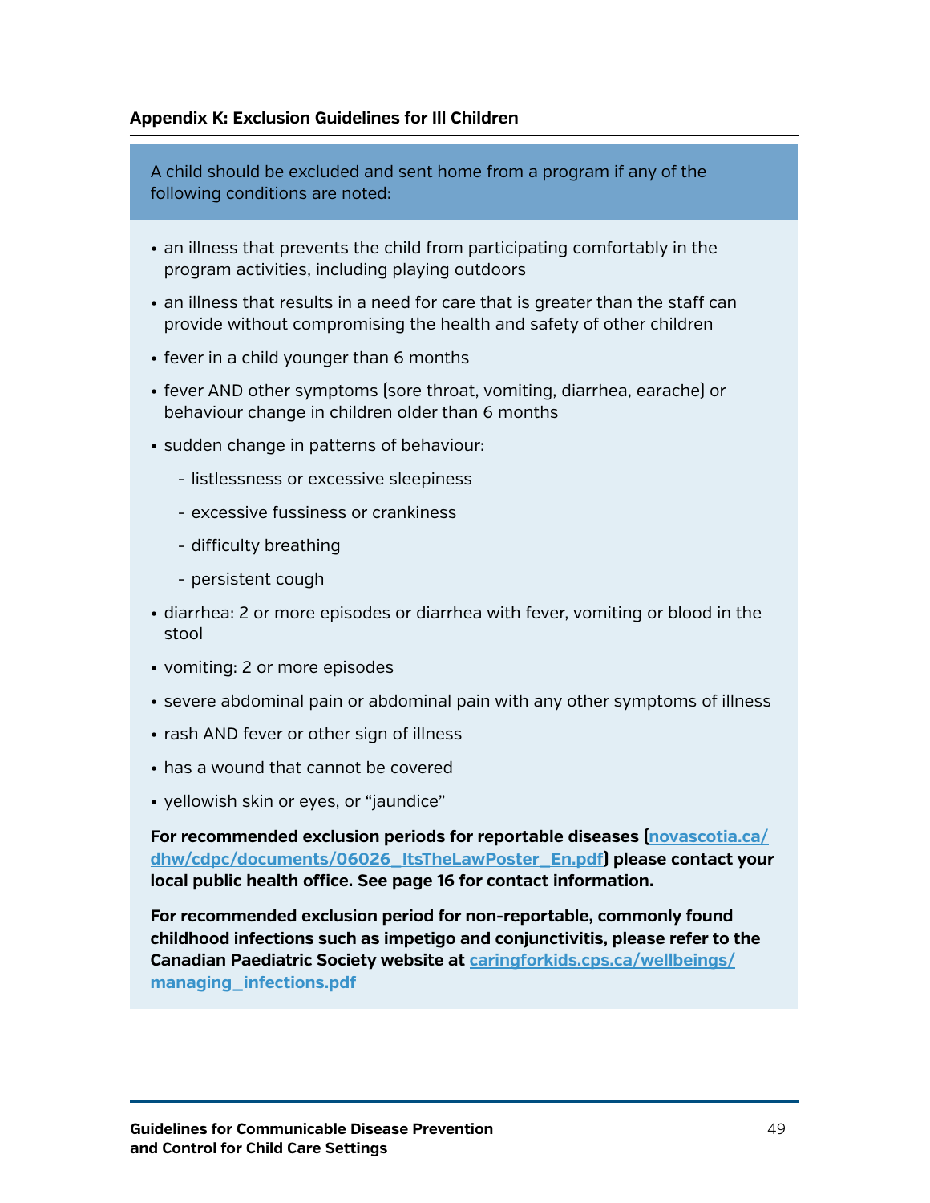### Appendix K: Exclusion Guidelines for Ill Children

A child should be excluded and sent home from a program if any of the following conditions are noted:

- an illness that prevents the child from participating comfortably in the program activities, including playing outdoors
- an illness that results in a need for care that is greater than the staff can provide without compromising the health and safety of other children
- fever in a child younger than 6 months
- fever AND other symptoms (sore throat, vomiting, diarrhea, earache) or behaviour change in children older than 6 months
- sudden change in patterns of behaviour:
  - listlessness or excessive sleepiness
  - excessive fussiness or crankiness
  - difficulty breathing
  - persistent cough
- diarrhea: 2 or more episodes or diarrhea with fever, vomiting or blood in the stool
- vomiting: 2 or more episodes
- severe abdominal pain or abdominal pain with any other symptoms of illness
- rash AND fever or other sign of illness
- has a wound that cannot be covered
- yellowish skin or eyes, or "jaundice"

**For recommended exclusion periods for reportable diseases (novascotia.ca/dhw/cdpc/documents/06026_ItsTheLawPoster_En.pdf) please contact your local public health office. See page 16 for contact information.**

**For recommended exclusion period for non-reportable, commonly found childhood infections such as impetigo and conjunctivitis, please refer to the Canadian Paediatric Society website at caringforkids.cps.ca/wellbeings/managing_infections.pdf**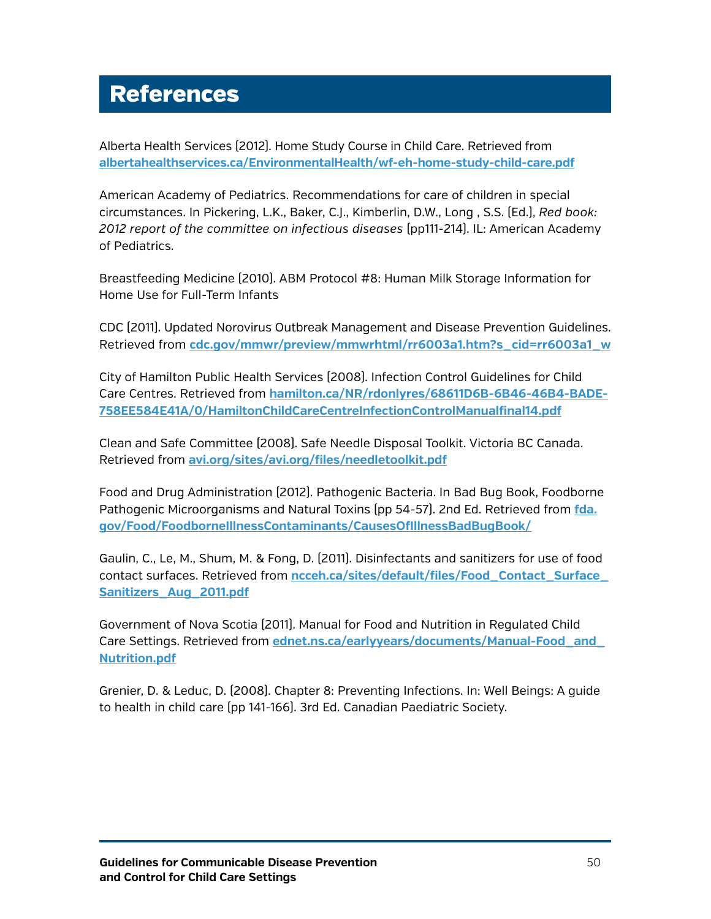# References

Alberta Health Services (2012). Home Study Course in Child Care. Retrieved from **albertahealthservices.ca/EnvironmentalHealth/wf-eh-home-study-child-care.pdf**

American Academy of Pediatrics. Recommendations for care of children in special circumstances. In Pickering, L.K., Baker, C.J., Kimberlin, D.W., Long , S.S. (Ed.), *Red book: 2012 report of the committee on infectious diseases* (pp111-214). IL: American Academy of Pediatrics.

Breastfeeding Medicine (2010). ABM Protocol #8: Human Milk Storage Information for Home Use for Full-Term Infants

CDC (2011). Updated Norovirus Outbreak Management and Disease Prevention Guidelines. Retrieved from **cdc.gov/mmwr/preview/mmwrhtml/rr6003a1.htm?s_cid=rr6003a1_w**

City of Hamilton Public Health Services (2008). Infection Control Guidelines for Child Care Centres. Retrieved from **hamilton.ca/NR/rdonlyres/68611D6B-6B46-46B4-BADE-758EE584E41A/0/HamiltonChildCareCentreInfectionControlManualfinal14.pdf**

Clean and Safe Committee (2008). Safe Needle Disposal Toolkit. Victoria BC Canada. Retrieved from **avi.org/sites/avi.org/files/needletoolkit.pdf**

Food and Drug Administration (2012). Pathogenic Bacteria. In Bad Bug Book, Foodborne Pathogenic Microorganisms and Natural Toxins (pp 54-57). 2nd Ed. Retrieved from **fda.gov/Food/FoodborneIllnessContaminants/CausesOfIllnessBadBugBook/**

Gaulin, C., Le, M., Shum, M. & Fong, D. (2011). Disinfectants and sanitizers for use of food contact surfaces. Retrieved from **ncceh.ca/sites/default/files/Food_Contact_Surface_Sanitizers_Aug_2011.pdf**

Government of Nova Scotia (2011). Manual for Food and Nutrition in Regulated Child Care Settings. Retrieved from **ednet.ns.ca/earlyyears/documents/Manual-Food_and_Nutrition.pdf**

Grenier, D. & Leduc, D. (2008). Chapter 8: Preventing Infections. In: Well Beings: A guide to health in child care (pp 141-166). 3rd Ed. Canadian Paediatric Society.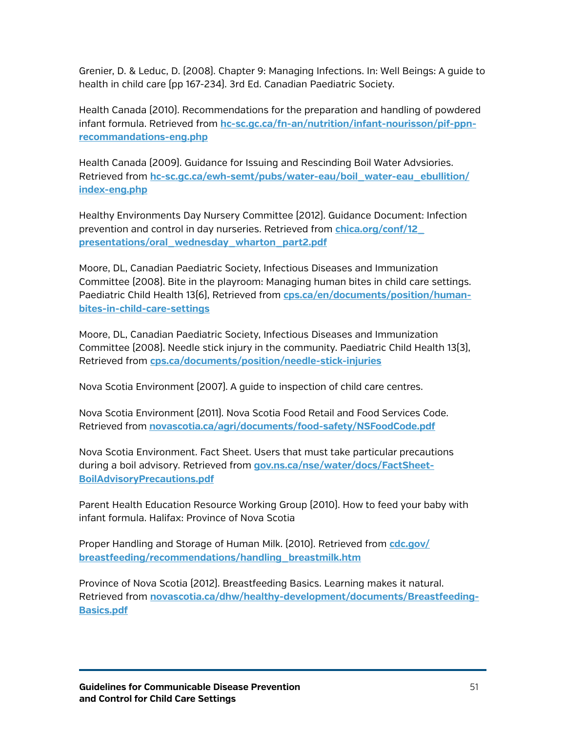Grenier, D. & Leduc, D. (2008). Chapter 9: Managing Infections. In: Well Beings: A guide to health in child care (pp 167-234). 3rd Ed. Canadian Paediatric Society.

Health Canada (2010). Recommendations for the preparation and handling of powdered infant formula. Retrieved from **hc-sc.gc.ca/fn-an/nutrition/infant-nourisson/pif-ppn-recommandations-eng.php**

Health Canada (2009). Guidance for Issuing and Rescinding Boil Water Advsiories. Retrieved from **hc-sc.gc.ca/ewh-semt/pubs/water-eau/boil_water-eau_ebullition/index-eng.php**

Healthy Environments Day Nursery Committee (2012). Guidance Document: Infection prevention and control in day nurseries. Retrieved from **chica.org/conf/12_presentations/oral_wednesday_wharton_part2.pdf**

Moore, DL, Canadian Paediatric Society, Infectious Diseases and Immunization Committee (2008). Bite in the playroom: Managing human bites in child care settings. Paediatric Child Health 13(6), Retrieved from **cps.ca/en/documents/position/human-bites-in-child-care-settings**

Moore, DL, Canadian Paediatric Society, Infectious Diseases and Immunization Committee (2008). Needle stick injury in the community. Paediatric Child Health 13(3), Retrieved from **cps.ca/documents/position/needle-stick-injuries**

Nova Scotia Environment (2007). A guide to inspection of child care centres.

Nova Scotia Environment (2011). Nova Scotia Food Retail and Food Services Code. Retrieved from **novascotia.ca/agri/documents/food-safety/NSFoodCode.pdf**

Nova Scotia Environment. Fact Sheet. Users that must take particular precautions during a boil advisory. Retrieved from **gov.ns.ca/nse/water/docs/FactSheet-BoilAdvisoryPrecautions.pdf**

Parent Health Education Resource Working Group (2010). How to feed your baby with infant formula. Halifax: Province of Nova Scotia

Proper Handling and Storage of Human Milk. (2010). Retrieved from **cdc.gov/breastfeeding/recommendations/handling_breastmilk.htm**

Province of Nova Scotia (2012). Breastfeeding Basics. Learning makes it natural. Retrieved from **novascotia.ca/dhw/healthy-development/documents/Breastfeeding-Basics.pdf**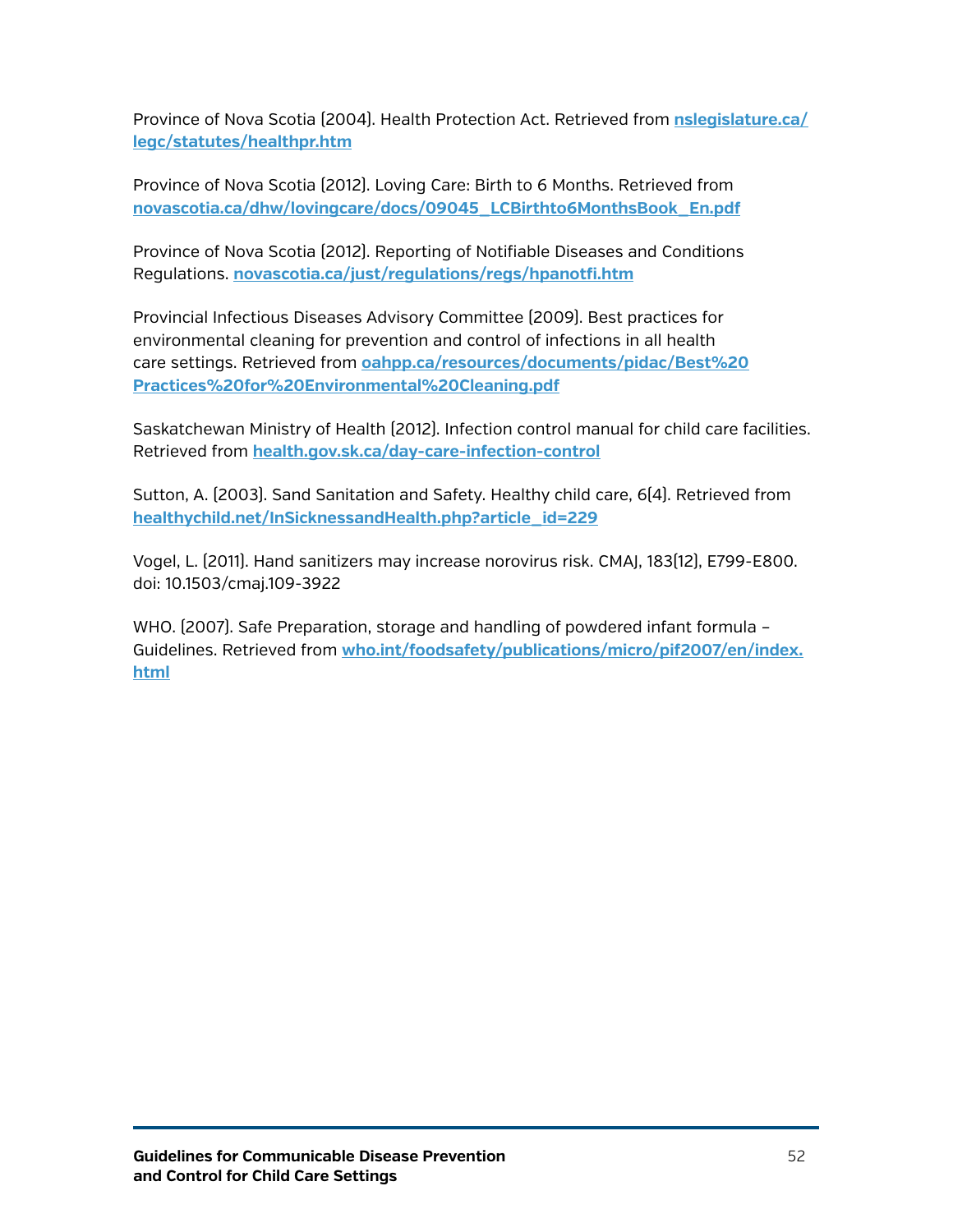Province of Nova Scotia (2004). Health Protection Act. Retrieved from **nslegislature.ca/legc/statutes/healthpr.htm**

Province of Nova Scotia (2012). Loving Care: Birth to 6 Months. Retrieved from **novascotia.ca/dhw/lovingcare/docs/09045_LCBirthto6MonthsBook_En.pdf**

Province of Nova Scotia (2012). Reporting of Notifiable Diseases and Conditions Regulations. **novascotia.ca/just/regulations/regs/hpanotfi.htm**

Provincial Infectious Diseases Advisory Committee (2009). Best practices for environmental cleaning for prevention and control of infections in all health care settings. Retrieved from **oahpp.ca/resources/documents/pidac/Best%20Practices%20for%20Environmental%20Cleaning.pdf**

Saskatchewan Ministry of Health (2012). Infection control manual for child care facilities. Retrieved from **health.gov.sk.ca/day-care-infection-control**

Sutton, A. (2003). Sand Sanitation and Safety. Healthy child care, 6(4). Retrieved from **healthychild.net/InSicknessandHealth.php?article_id=229**

Vogel, L. (2011). Hand sanitizers may increase norovirus risk. CMAJ, 183(12), E799-E800. doi: 10.1503/cmaj.109-3922

WHO. (2007). Safe Preparation, storage and handling of powdered infant formula – Guidelines. Retrieved from **who.int/foodsafety/publications/micro/pif2007/en/index.html**